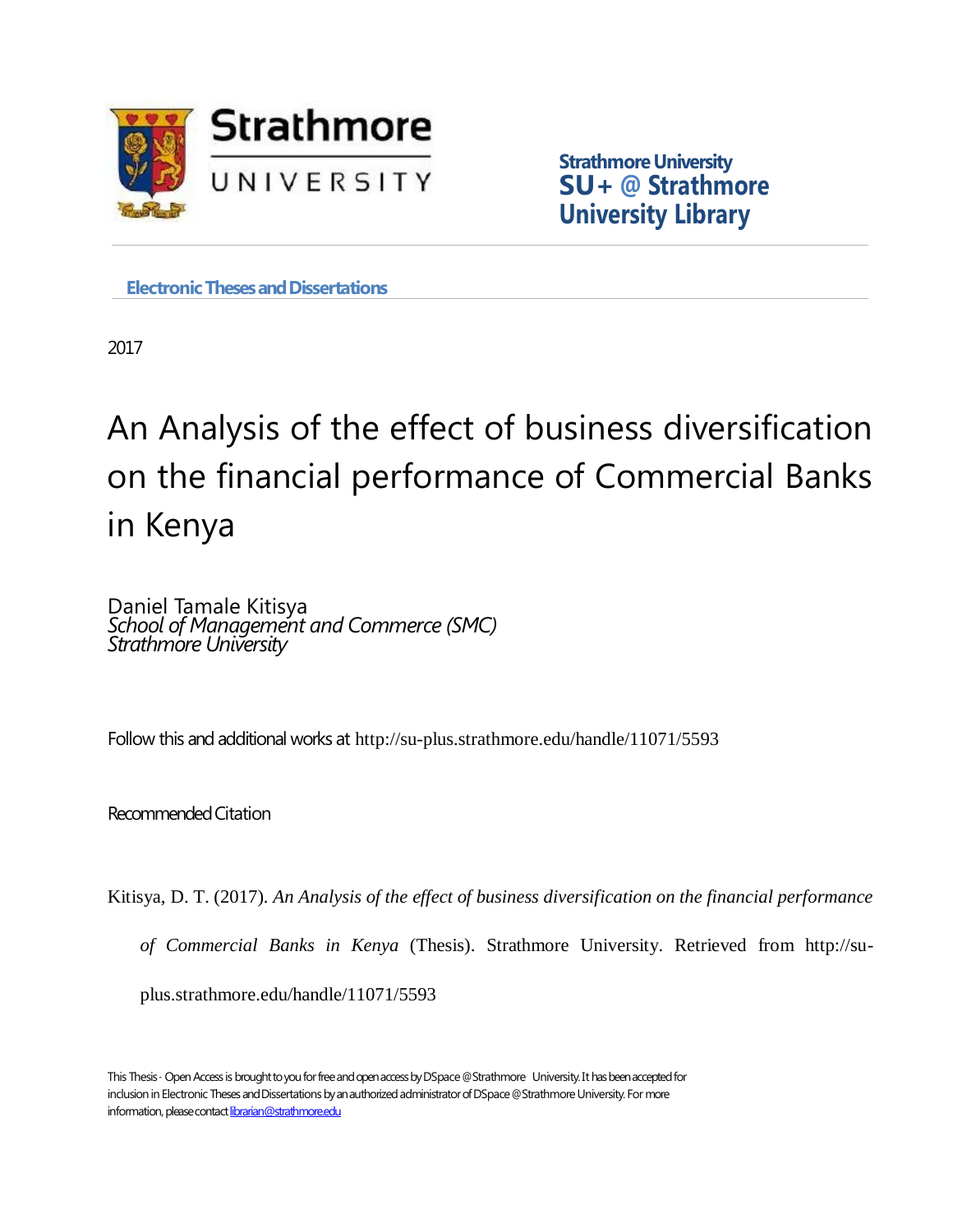Strathmore University
SU+ @ Strathmore
University Library

**Electronic Theses and Dissertations**

2017

# An Analysis of the effect of business diversification on the financial performance of Commercial Banks in Kenya

Daniel Tamale Kitisya
*School of Management and Commerce (SMC)*
*Strathmore University*

Follow this and additional works at http://su-plus.strathmore.edu/handle/11071/5593

Recommended Citation

Kitisya, D. T. (2017). *An Analysis of the effect of business diversification on the financial performance of Commercial Banks in Kenya* (Thesis). Strathmore University. Retrieved from http://su-plus.strathmore.edu/handle/11071/5593

This Thesis - Open Access is brought to you for free and open access by DSpace @Strathmore University. It has been accepted for inclusion in Electronic Theses and Dissertations by an authorized administrator of DSpace @Strathmore University. For more information, please contact librarian@strathmore.edu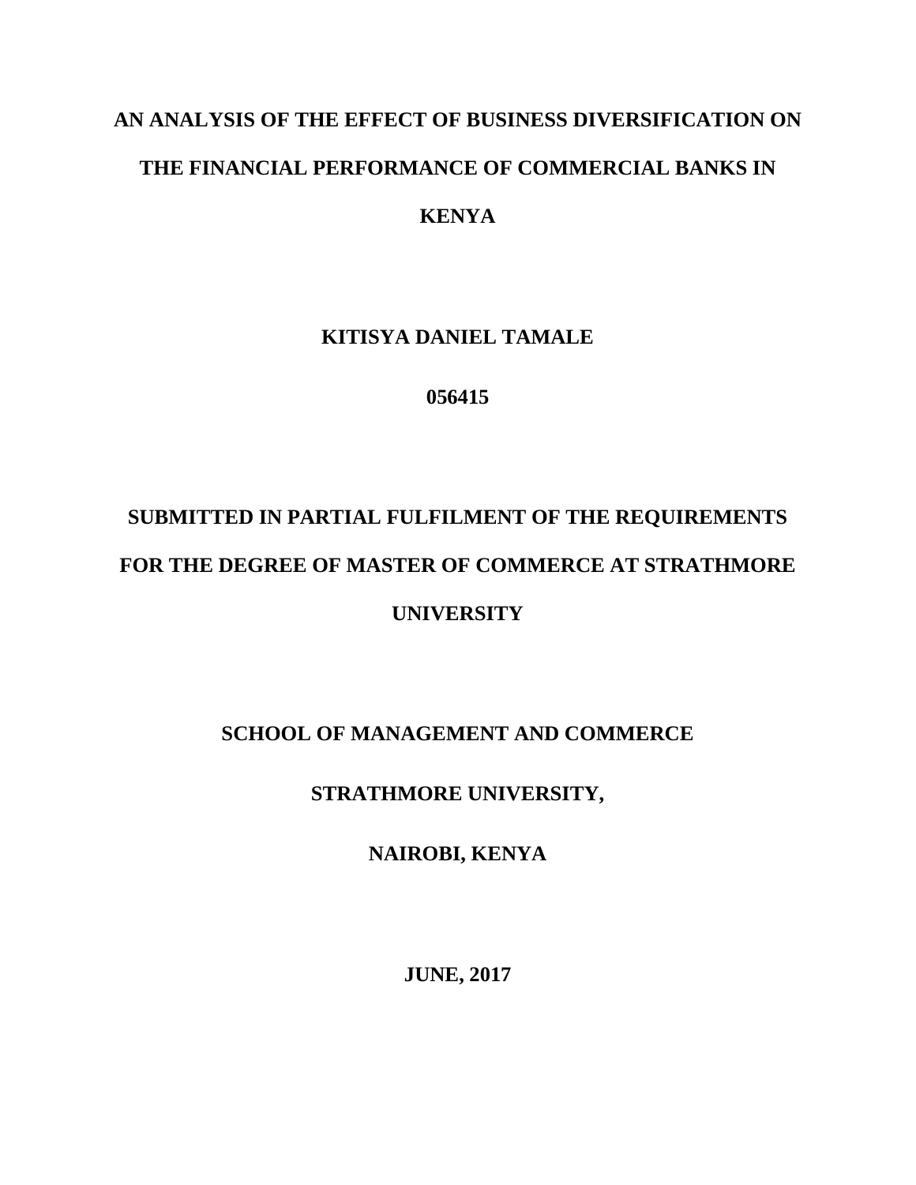# AN ANALYSIS OF THE EFFECT OF BUSINESS DIVERSIFICATION ON THE FINANCIAL PERFORMANCE OF COMMERCIAL BANKS IN KENYA

**KITISYA DANIEL TAMALE**

**056415**

**SUBMITTED IN PARTIAL FULFILMENT OF THE REQUIREMENTS FOR THE DEGREE OF MASTER OF COMMERCE AT STRATHMORE UNIVERSITY**

**SCHOOL OF MANAGEMENT AND COMMERCE**

**STRATHMORE UNIVERSITY,**

**NAIROBI, KENYA**

**JUNE, 2017**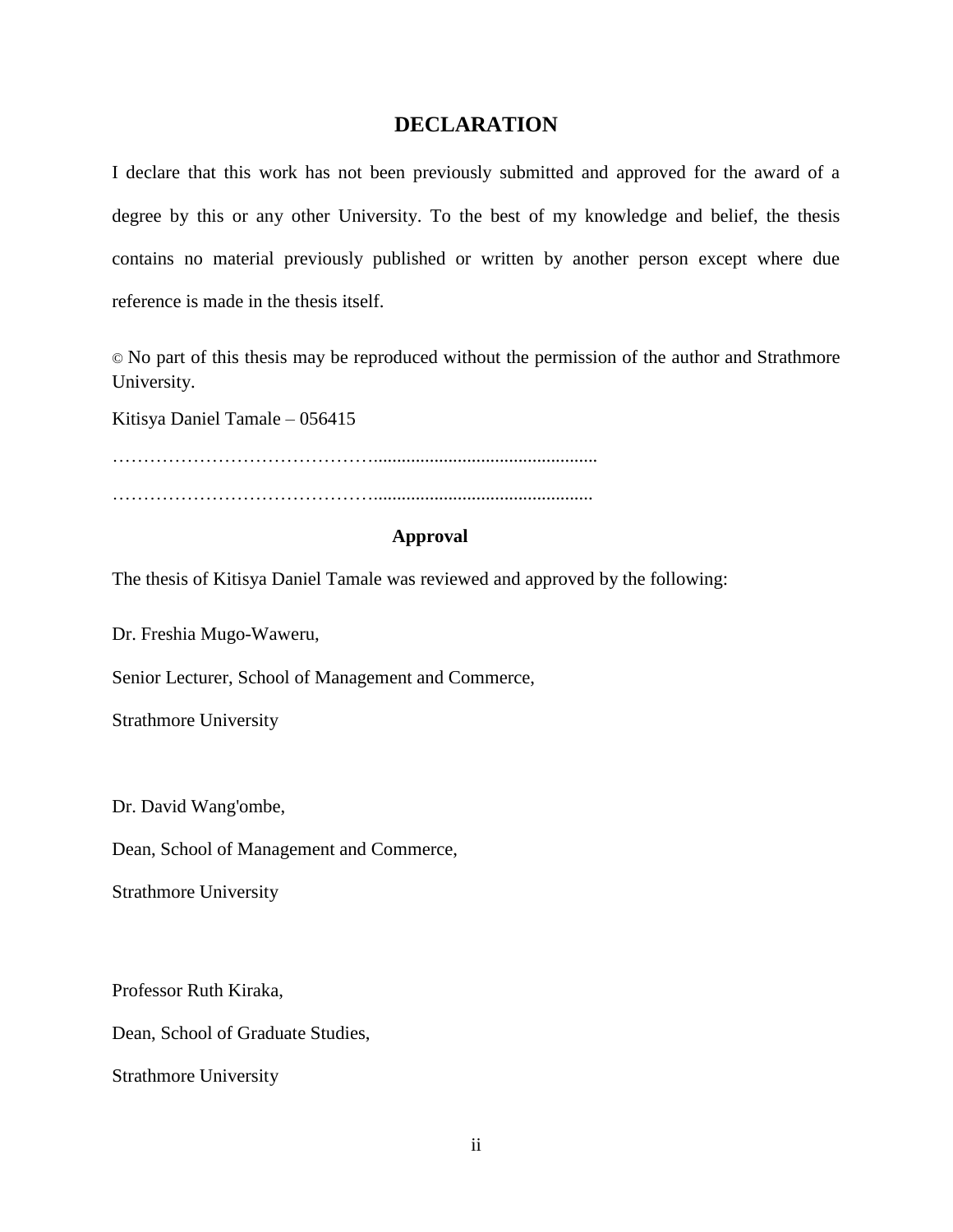# DECLARATION

I declare that this work has not been previously submitted and approved for the award of a degree by this or any other University. To the best of my knowledge and belief, the thesis contains no material previously published or written by another person except where due reference is made in the thesis itself.

© No part of this thesis may be reproduced without the permission of the author and Strathmore University.

Kitisya Daniel Tamale – 056415

……………………………………..............................................

……………………………………..............................................

## Approval

The thesis of Kitisya Daniel Tamale was reviewed and approved by the following:

Dr. Freshia Mugo-Waweru,

Senior Lecturer, School of Management and Commerce,

Strathmore University

Dr. David Wang'ombe,

Dean, School of Management and Commerce,

Strathmore University

Professor Ruth Kiraka,

Dean, School of Graduate Studies,

Strathmore University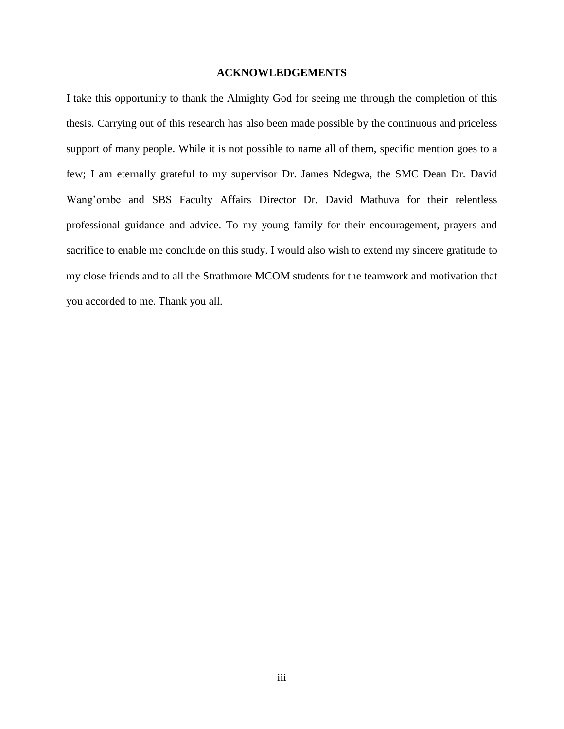## ACKNOWLEDGEMENTS

I take this opportunity to thank the Almighty God for seeing me through the completion of this thesis. Carrying out of this research has also been made possible by the continuous and priceless support of many people. While it is not possible to name all of them, specific mention goes to a few; I am eternally grateful to my supervisor Dr. James Ndegwa, the SMC Dean Dr. David Wang'ombe and SBS Faculty Affairs Director Dr. David Mathuva for their relentless professional guidance and advice. To my young family for their encouragement, prayers and sacrifice to enable me conclude on this study. I would also wish to extend my sincere gratitude to my close friends and to all the Strathmore MCOM students for the teamwork and motivation that you accorded to me. Thank you all.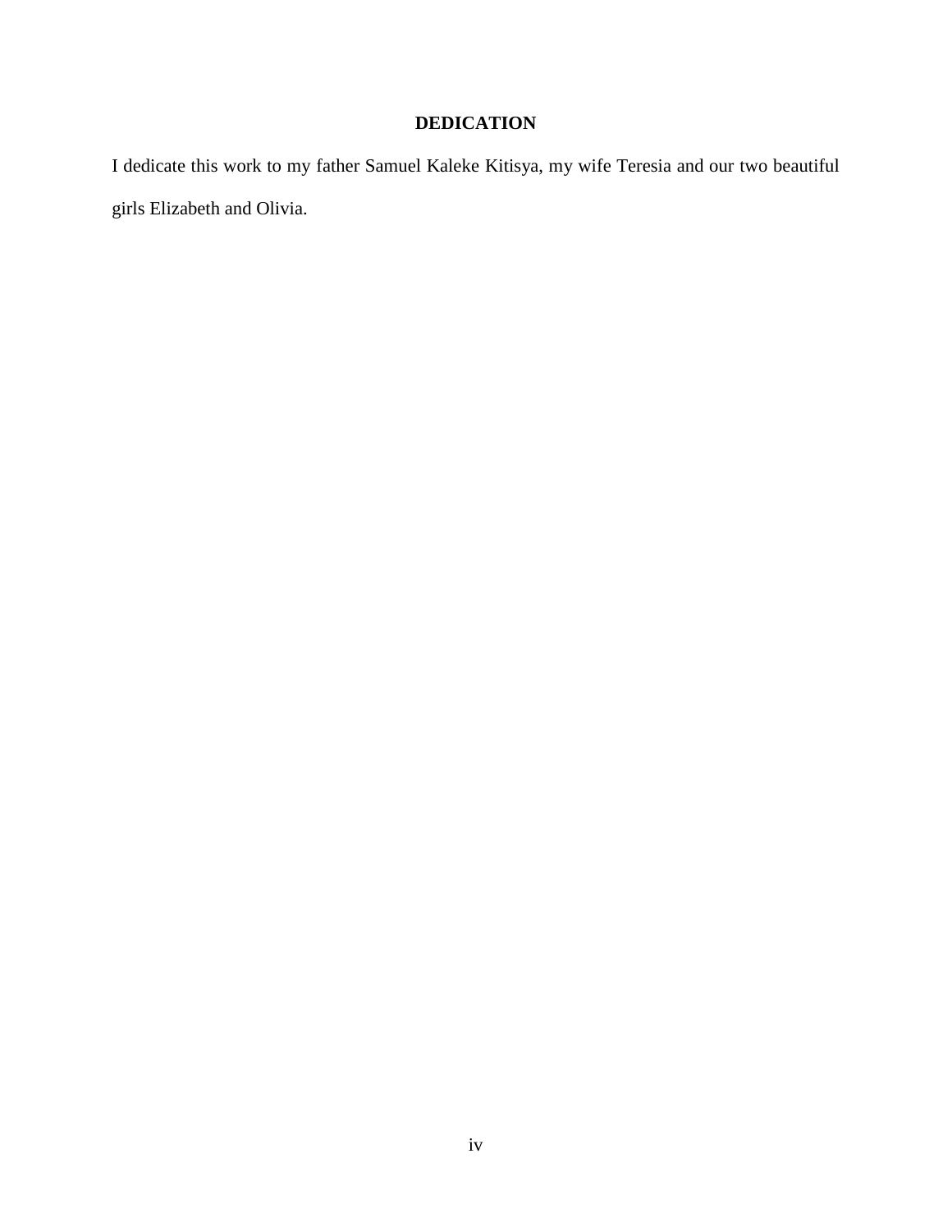## DEDICATION

I dedicate this work to my father Samuel Kaleke Kitisya, my wife Teresia and our two beautiful girls Elizabeth and Olivia.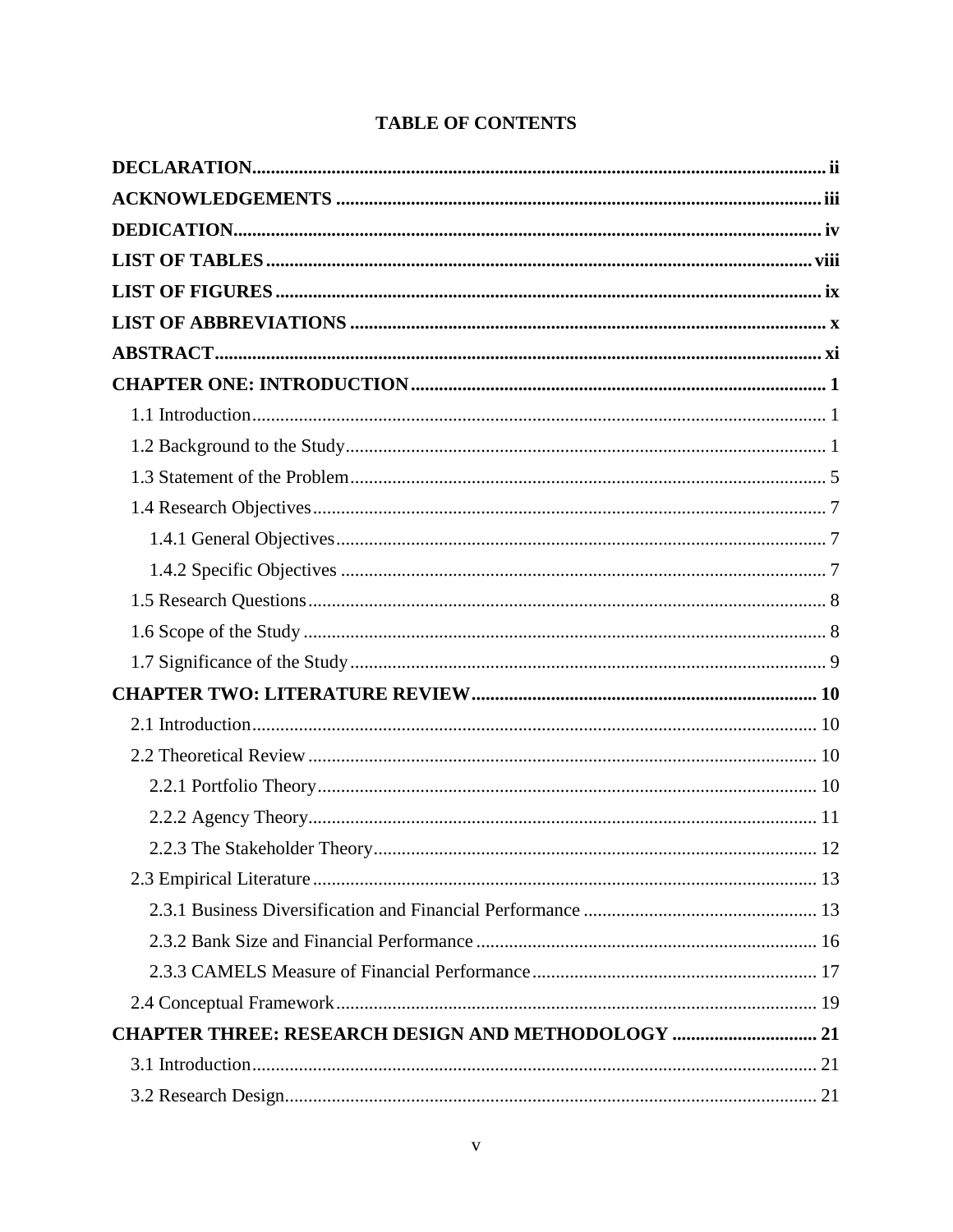# TABLE OF CONTENTS

**DECLARATION** ..... ii

**ACKNOWLEDGEMENTS** ..... iii

**DEDICATION** ..... iv

**LIST OF TABLES** ..... viii

**LIST OF FIGURES** ..... ix

**LIST OF ABBREVIATIONS** ..... x

**ABSTRACT** ..... xi

**CHAPTER ONE: INTRODUCTION** ..... 1

- 1.1 Introduction ..... 1
- 1.2 Background to the Study ..... 1
- 1.3 Statement of the Problem ..... 5
- 1.4 Research Objectives ..... 7
  - 1.4.1 General Objectives ..... 7
  - 1.4.2 Specific Objectives ..... 7
- 1.5 Research Questions ..... 8
- 1.6 Scope of the Study ..... 8
- 1.7 Significance of the Study ..... 9

**CHAPTER TWO: LITERATURE REVIEW** ..... 10

- 2.1 Introduction ..... 10
- 2.2 Theoretical Review ..... 10
  - 2.2.1 Portfolio Theory ..... 10
  - 2.2.2 Agency Theory ..... 11
  - 2.2.3 The Stakeholder Theory ..... 12
- 2.3 Empirical Literature ..... 13
  - 2.3.1 Business Diversification and Financial Performance ..... 13
  - 2.3.2 Bank Size and Financial Performance ..... 16
  - 2.3.3 CAMELS Measure of Financial Performance ..... 17
- 2.4 Conceptual Framework ..... 19

**CHAPTER THREE: RESEARCH DESIGN AND METHODOLOGY** ..... 21

- 3.1 Introduction ..... 21
- 3.2 Research Design ..... 21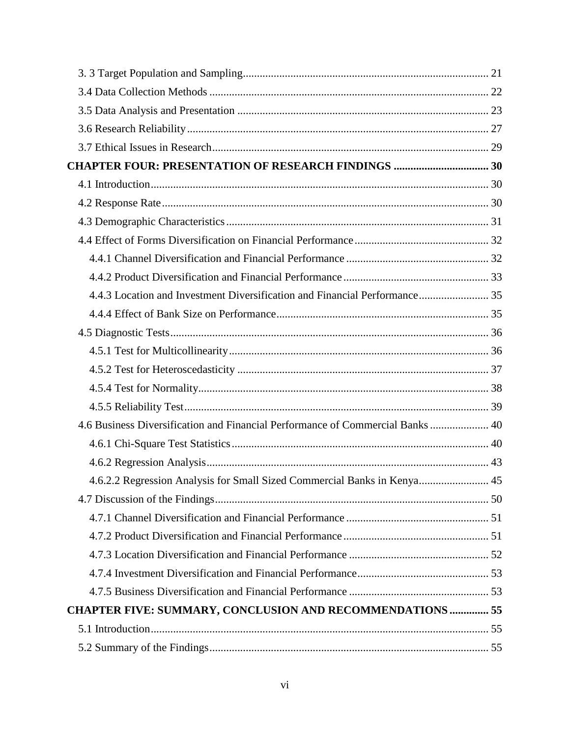3. 3 Target Population and Sampling....................................................................................... 21

3.4 Data Collection Methods ................................................................................................... 22

3.5 Data Analysis and Presentation ......................................................................................... 23

3.6 Research Reliability........................................................................................................... 27

3.7 Ethical Issues in Research.................................................................................................. 29

**CHAPTER FOUR: PRESENTATION OF RESEARCH FINDINGS ................................. 30**

4.1 Introduction........................................................................................................................ 30

4.2 Response Rate.................................................................................................................... 30

4.3 Demographic Characteristics............................................................................................. 31

4.4 Effect of Forms Diversification on Financial Performance............................................... 32

4.4.1 Channel Diversification and Financial Performance .................................................. 32

4.4.2 Product Diversification and Financial Performance ................................................... 33

4.4.3 Location and Investment Diversification and Financial Performance......................... 35

4.4.4 Effect of Bank Size on Performance........................................................................... 35

4.5 Diagnostic Tests................................................................................................................. 36

4.5.1 Test for Multicollinearity............................................................................................ 36

4.5.2 Test for Heteroscedasticity ......................................................................................... 37

4.5.4 Test for Normality....................................................................................................... 38

4.5.5 Reliability Test............................................................................................................ 39

4.6 Business Diversification and Financial Performance of Commercial Banks ..................... 40

4.6.1 Chi-Square Test Statistics........................................................................................... 40

4.6.2 Regression Analysis.................................................................................................... 43

4.6.2.2 Regression Analysis for Small Sized Commercial Banks in Kenya......................... 45

4.7 Discussion of the Findings................................................................................................. 50

4.7.1 Channel Diversification and Financial Performance .................................................. 51

4.7.2 Product Diversification and Financial Performance ................................................... 51

4.7.3 Location Diversification and Financial Performance ................................................. 52

4.7.4 Investment Diversification and Financial Performance.............................................. 53

4.7.5 Business Diversification and Financial Performance ................................................. 53

**CHAPTER FIVE: SUMMARY, CONCLUSION AND RECOMMENDATIONS ............. 55**

5.1 Introduction........................................................................................................................ 55

5.2 Summary of the Findings................................................................................................... 55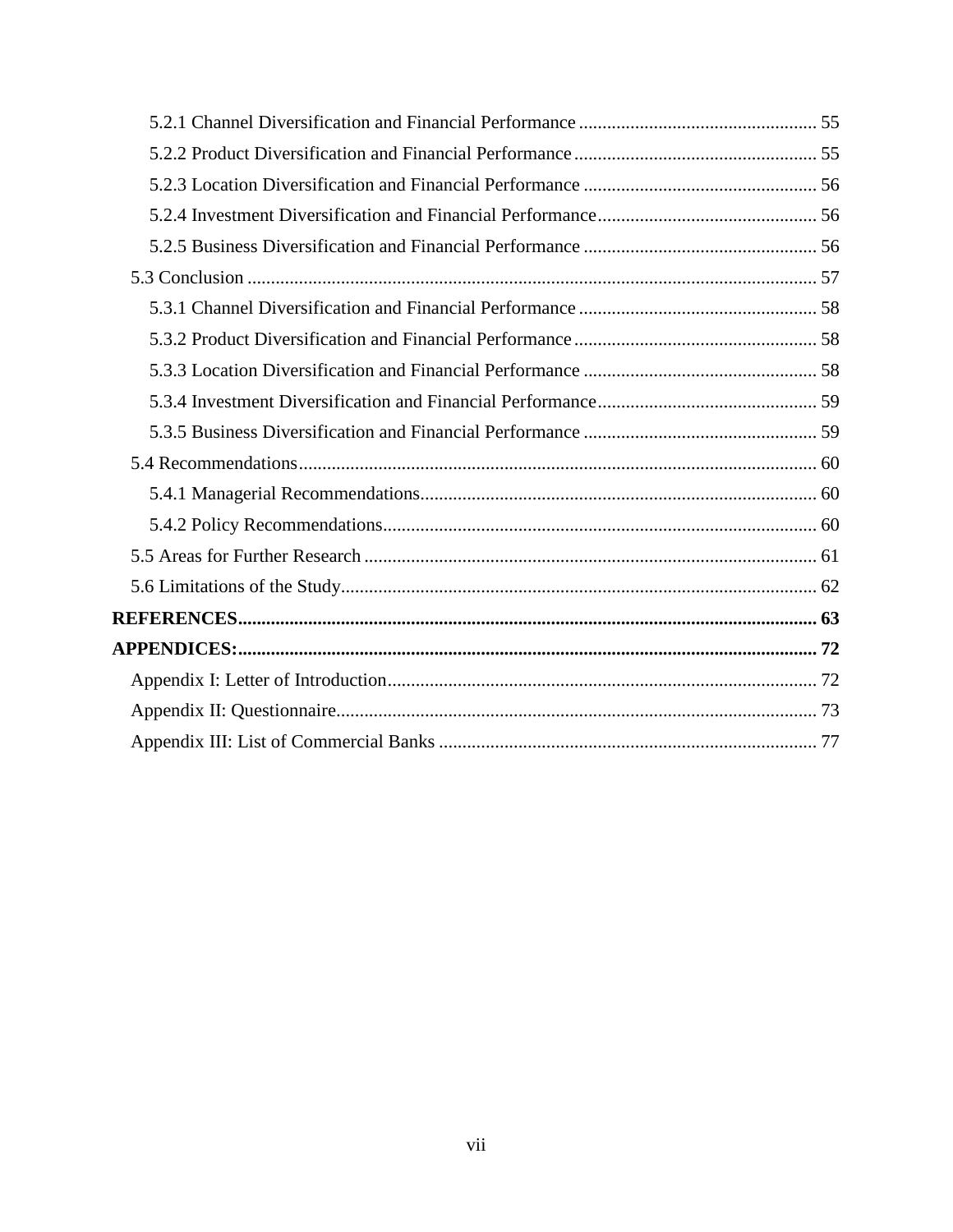5.2.1 Channel Diversification and Financial Performance .................................................. 55
5.2.2 Product Diversification and Financial Performance .................................................. 55
5.2.3 Location Diversification and Financial Performance ................................................. 56
5.2.4 Investment Diversification and Financial Performance .............................................. 56
5.2.5 Business Diversification and Financial Performance ................................................. 56
5.3 Conclusion ........................................................................................................................ 57
5.3.1 Channel Diversification and Financial Performance .................................................. 58
5.3.2 Product Diversification and Financial Performance .................................................. 58
5.3.3 Location Diversification and Financial Performance ................................................. 58
5.3.4 Investment Diversification and Financial Performance .............................................. 59
5.3.5 Business Diversification and Financial Performance ................................................. 59
5.4 Recommendations .............................................................................................................. 60
5.4.1 Managerial Recommendations .................................................................................... 60
5.4.2 Policy Recommendations ............................................................................................ 60
5.5 Areas for Further Research ................................................................................................ 61
5.6 Limitations of the Study .................................................................................................... 62

**REFERENCES .......................................................................................................................... 63**

**APPENDICES: .......................................................................................................................... 72**

Appendix I: Letter of Introduction .......................................................................................... 72
Appendix II: Questionnaire ...................................................................................................... 73
Appendix III: List of Commercial Banks ................................................................................ 77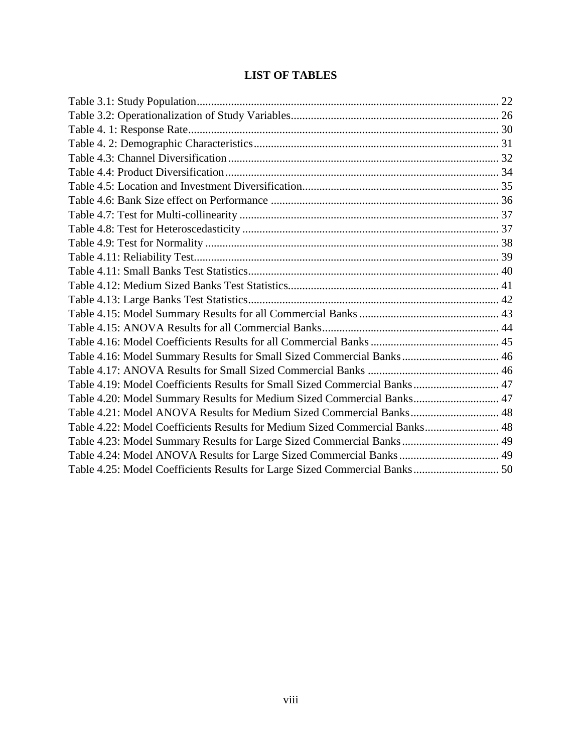# LIST OF TABLES

Table 3.1: Study Population........................................................................................................ 22
Table 3.2: Operationalization of Study Variables........................................................................ 26
Table 4. 1: Response Rate............................................................................................................ 30
Table 4. 2: Demographic Characteristics..................................................................................... 31
Table 4.3: Channel Diversification.............................................................................................. 32
Table 4.4: Product Diversification............................................................................................... 34
Table 4.5: Location and Investment Diversification.................................................................... 35
Table 4.6: Bank Size effect on Performance ............................................................................... 36
Table 4.7: Test for Multi-collinearity .......................................................................................... 37
Table 4.8: Test for Heteroscedasticity ......................................................................................... 37
Table 4.9: Test for Normality ...................................................................................................... 38
Table 4.11: Reliability Test.......................................................................................................... 39
Table 4.11: Small Banks Test Statistics....................................................................................... 40
Table 4.12: Medium Sized Banks Test Statistics......................................................................... 41
Table 4.13: Large Banks Test Statistics....................................................................................... 42
Table 4.15: Model Summary Results for all Commercial Banks ................................................ 43
Table 4.15: ANOVA Results for all Commercial Banks............................................................. 44
Table 4.16: Model Coefficients Results for all Commercial Banks ............................................ 45
Table 4.16: Model Summary Results for Small Sized Commercial Banks.................................. 46
Table 4.17: ANOVA Results for Small Sized Commercial Banks ............................................. 46
Table 4.19: Model Coefficients Results for Small Sized Commercial Banks............................. 47
Table 4.20: Model Summary Results for Medium Sized Commercial Banks............................. 47
Table 4.21: Model ANOVA Results for Medium Sized Commercial Banks............................... 48
Table 4.22: Model Coefficients Results for Medium Sized Commercial Banks.......................... 48
Table 4.23: Model Summary Results for Large Sized Commercial Banks.................................. 49
Table 4.24: Model ANOVA Results for Large Sized Commercial Banks................................... 49
Table 4.25: Model Coefficients Results for Large Sized Commercial Banks............................. 50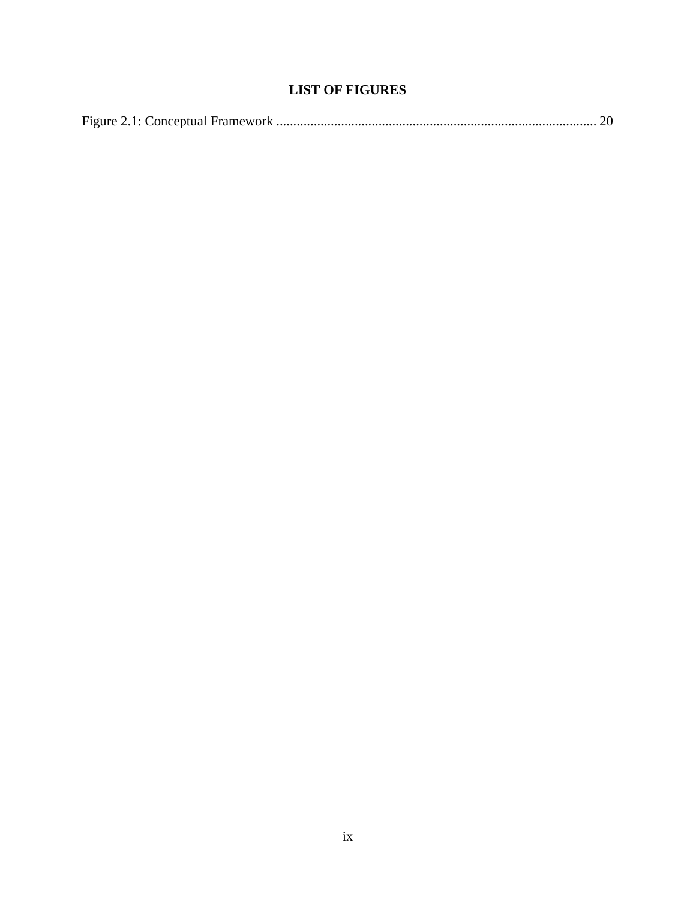## LIST OF FIGURES

Figure 2.1: Conceptual Framework ............................................................................................. 20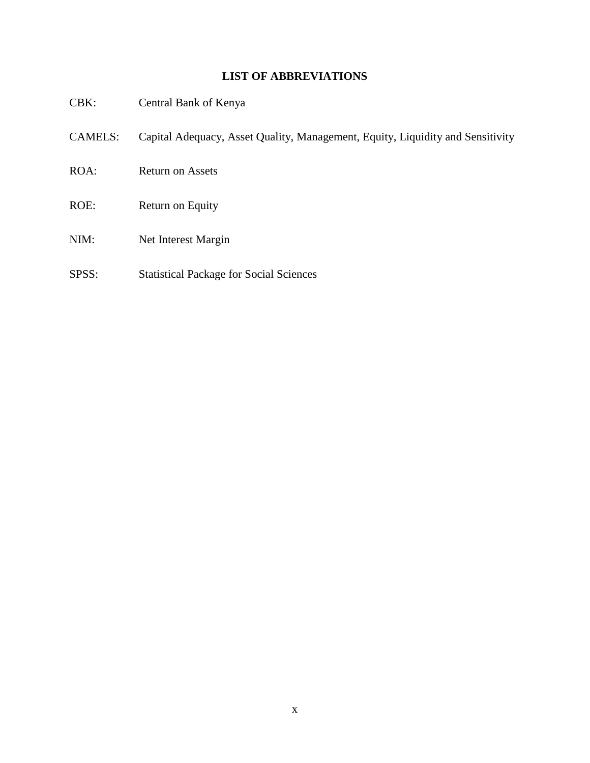## LIST OF ABBREVIATIONS

CBK: Central Bank of Kenya

CAMELS: Capital Adequacy, Asset Quality, Management, Equity, Liquidity and Sensitivity

ROA: Return on Assets

ROE: Return on Equity

NIM: Net Interest Margin

SPSS: Statistical Package for Social Sciences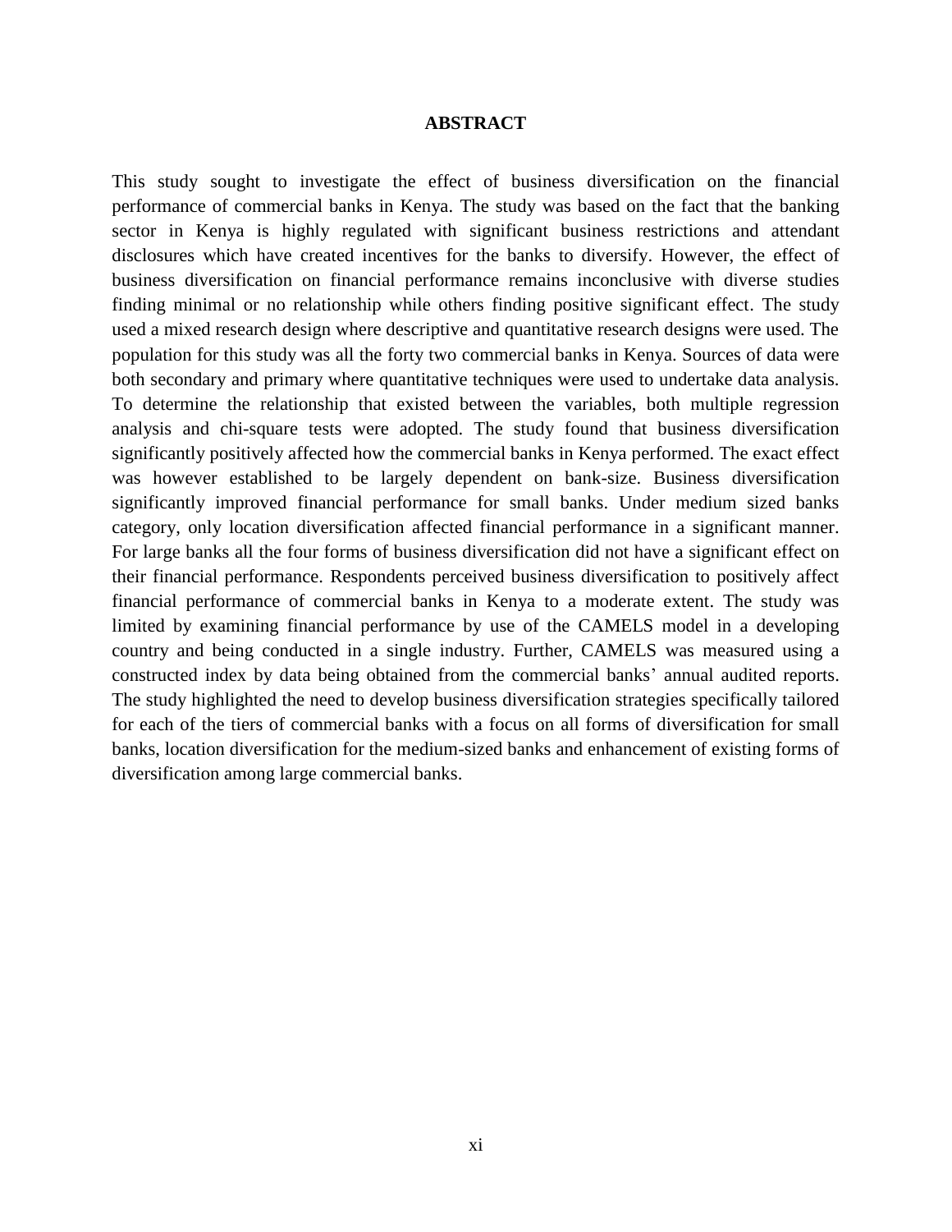## ABSTRACT

This study sought to investigate the effect of business diversification on the financial performance of commercial banks in Kenya. The study was based on the fact that the banking sector in Kenya is highly regulated with significant business restrictions and attendant disclosures which have created incentives for the banks to diversify. However, the effect of business diversification on financial performance remains inconclusive with diverse studies finding minimal or no relationship while others finding positive significant effect. The study used a mixed research design where descriptive and quantitative research designs were used. The population for this study was all the forty two commercial banks in Kenya. Sources of data were both secondary and primary where quantitative techniques were used to undertake data analysis. To determine the relationship that existed between the variables, both multiple regression analysis and chi-square tests were adopted. The study found that business diversification significantly positively affected how the commercial banks in Kenya performed. The exact effect was however established to be largely dependent on bank-size. Business diversification significantly improved financial performance for small banks. Under medium sized banks category, only location diversification affected financial performance in a significant manner. For large banks all the four forms of business diversification did not have a significant effect on their financial performance. Respondents perceived business diversification to positively affect financial performance of commercial banks in Kenya to a moderate extent. The study was limited by examining financial performance by use of the CAMELS model in a developing country and being conducted in a single industry. Further, CAMELS was measured using a constructed index by data being obtained from the commercial banks' annual audited reports. The study highlighted the need to develop business diversification strategies specifically tailored for each of the tiers of commercial banks with a focus on all forms of diversification for small banks, location diversification for the medium-sized banks and enhancement of existing forms of diversification among large commercial banks.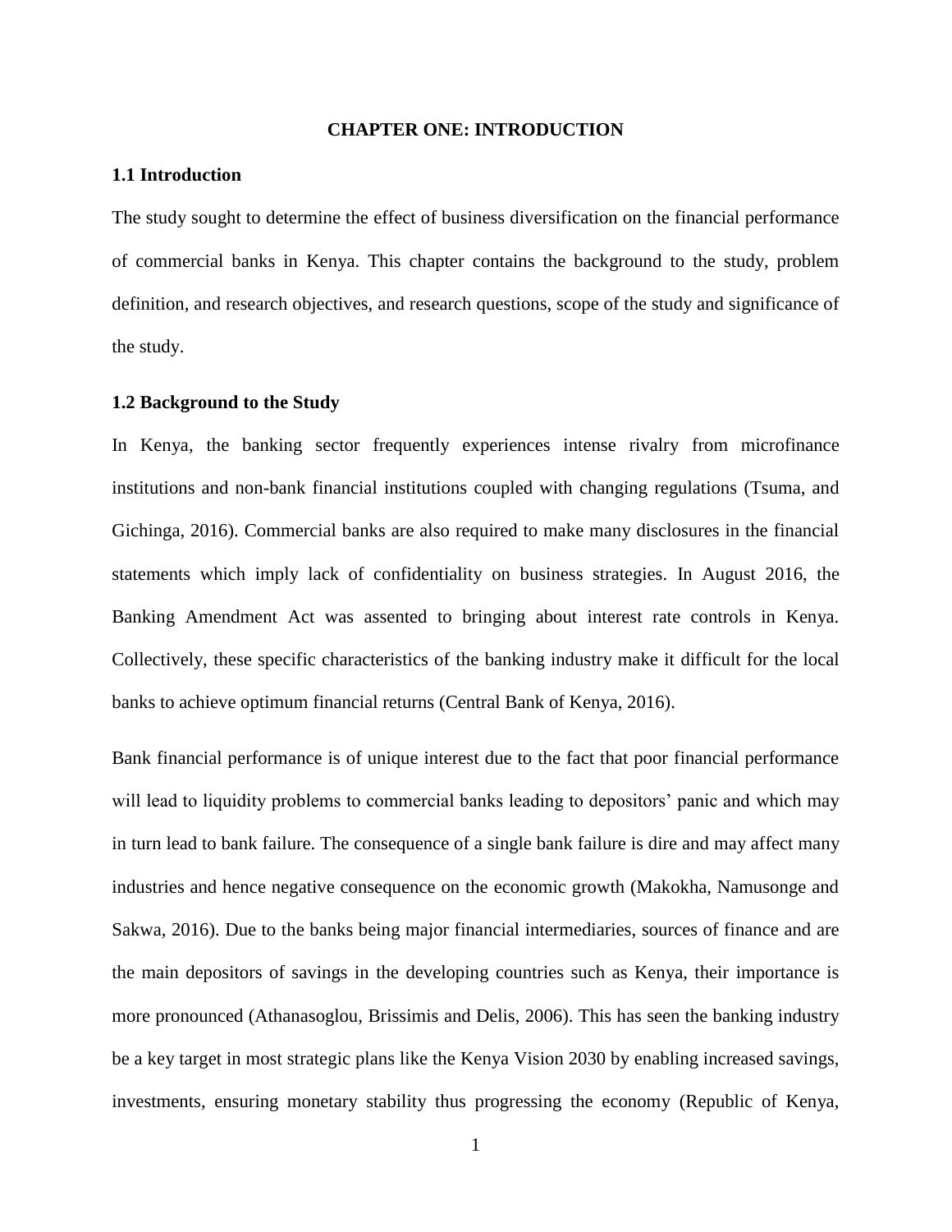# CHAPTER ONE: INTRODUCTION

## 1.1 Introduction

The study sought to determine the effect of business diversification on the financial performance of commercial banks in Kenya. This chapter contains the background to the study, problem definition, and research objectives, and research questions, scope of the study and significance of the study.

## 1.2 Background to the Study

In Kenya, the banking sector frequently experiences intense rivalry from microfinance institutions and non-bank financial institutions coupled with changing regulations (Tsuma, and Gichinga, 2016). Commercial banks are also required to make many disclosures in the financial statements which imply lack of confidentiality on business strategies. In August 2016, the Banking Amendment Act was assented to bringing about interest rate controls in Kenya. Collectively, these specific characteristics of the banking industry make it difficult for the local banks to achieve optimum financial returns (Central Bank of Kenya, 2016).

Bank financial performance is of unique interest due to the fact that poor financial performance will lead to liquidity problems to commercial banks leading to depositors' panic and which may in turn lead to bank failure. The consequence of a single bank failure is dire and may affect many industries and hence negative consequence on the economic growth (Makokha, Namusonge and Sakwa, 2016). Due to the banks being major financial intermediaries, sources of finance and are the main depositors of savings in the developing countries such as Kenya, their importance is more pronounced (Athanasoglou, Brissimis and Delis, 2006). This has seen the banking industry be a key target in most strategic plans like the Kenya Vision 2030 by enabling increased savings, investments, ensuring monetary stability thus progressing the economy (Republic of Kenya,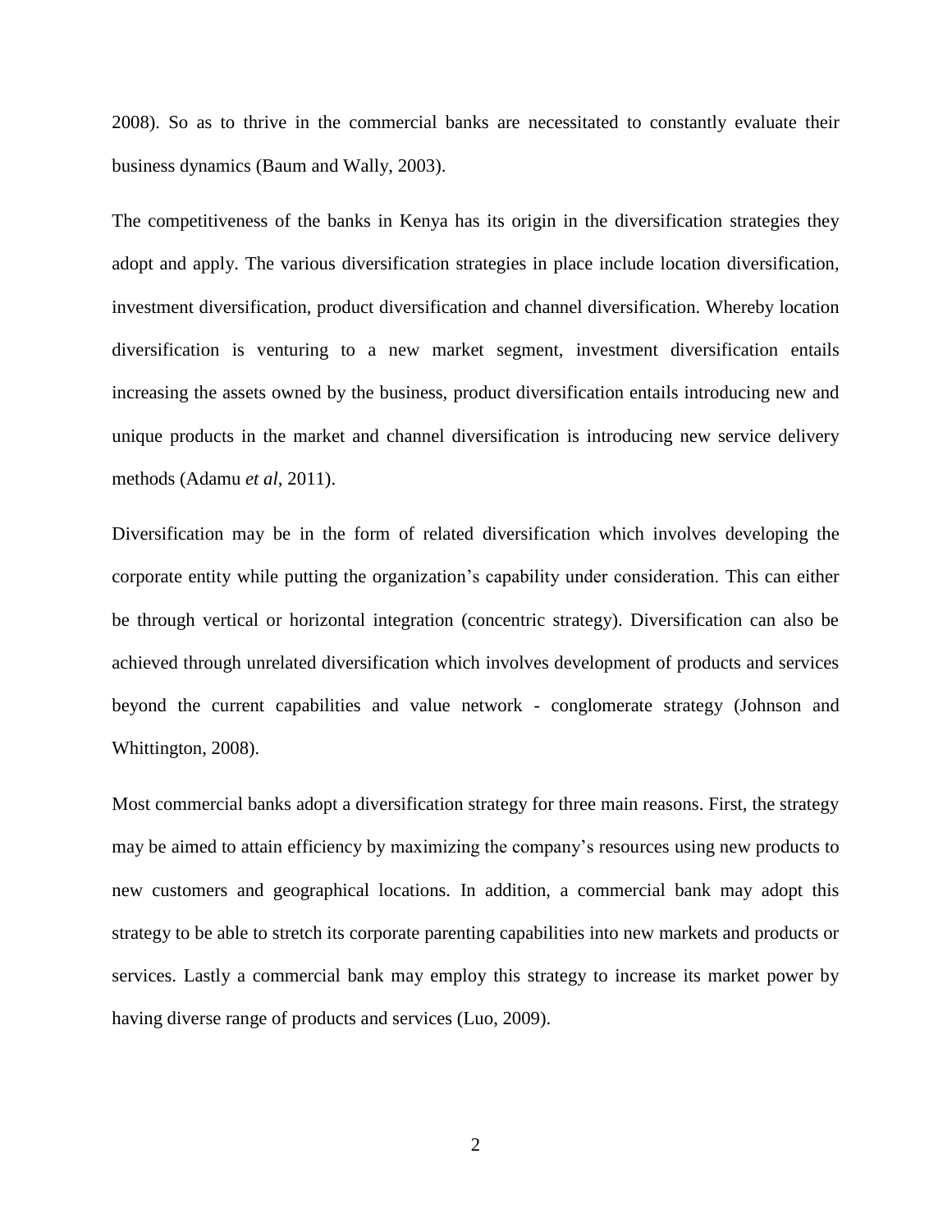2008). So as to thrive in the commercial banks are necessitated to constantly evaluate their business dynamics (Baum and Wally, 2003).

The competitiveness of the banks in Kenya has its origin in the diversification strategies they adopt and apply. The various diversification strategies in place include location diversification, investment diversification, product diversification and channel diversification. Whereby location diversification is venturing to a new market segment, investment diversification entails increasing the assets owned by the business, product diversification entails introducing new and unique products in the market and channel diversification is introducing new service delivery methods (Adamu *et al*, 2011).

Diversification may be in the form of related diversification which involves developing the corporate entity while putting the organization's capability under consideration. This can either be through vertical or horizontal integration (concentric strategy). Diversification can also be achieved through unrelated diversification which involves development of products and services beyond the current capabilities and value network - conglomerate strategy (Johnson and Whittington, 2008).

Most commercial banks adopt a diversification strategy for three main reasons. First, the strategy may be aimed to attain efficiency by maximizing the company's resources using new products to new customers and geographical locations. In addition, a commercial bank may adopt this strategy to be able to stretch its corporate parenting capabilities into new markets and products or services. Lastly a commercial bank may employ this strategy to increase its market power by having diverse range of products and services (Luo, 2009).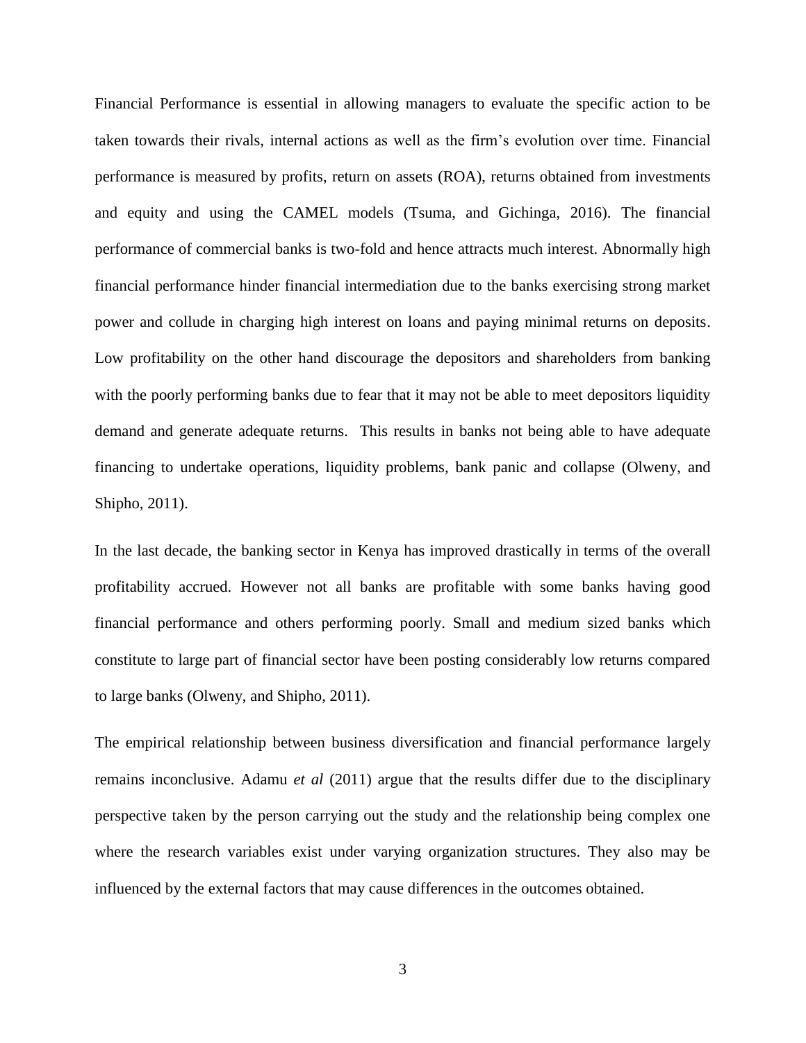Financial Performance is essential in allowing managers to evaluate the specific action to be taken towards their rivals, internal actions as well as the firm's evolution over time. Financial performance is measured by profits, return on assets (ROA), returns obtained from investments and equity and using the CAMEL models (Tsuma, and Gichinga, 2016). The financial performance of commercial banks is two-fold and hence attracts much interest. Abnormally high financial performance hinder financial intermediation due to the banks exercising strong market power and collude in charging high interest on loans and paying minimal returns on deposits. Low profitability on the other hand discourage the depositors and shareholders from banking with the poorly performing banks due to fear that it may not be able to meet depositors liquidity demand and generate adequate returns. This results in banks not being able to have adequate financing to undertake operations, liquidity problems, bank panic and collapse (Olweny, and Shipho, 2011).

In the last decade, the banking sector in Kenya has improved drastically in terms of the overall profitability accrued. However not all banks are profitable with some banks having good financial performance and others performing poorly. Small and medium sized banks which constitute to large part of financial sector have been posting considerably low returns compared to large banks (Olweny, and Shipho, 2011).

The empirical relationship between business diversification and financial performance largely remains inconclusive. Adamu *et al* (2011) argue that the results differ due to the disciplinary perspective taken by the person carrying out the study and the relationship being complex one where the research variables exist under varying organization structures. They also may be influenced by the external factors that may cause differences in the outcomes obtained.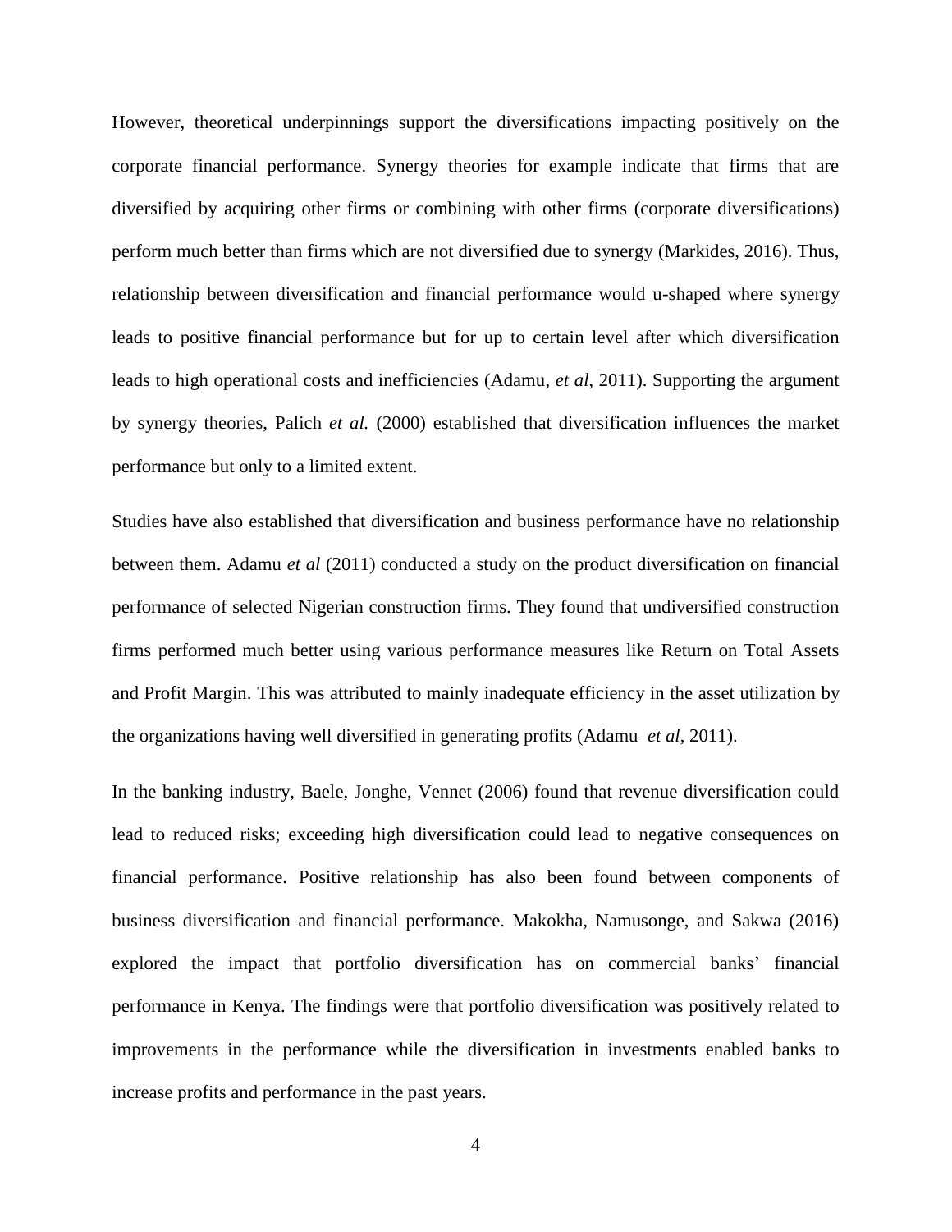However, theoretical underpinnings support the diversifications impacting positively on the corporate financial performance. Synergy theories for example indicate that firms that are diversified by acquiring other firms or combining with other firms (corporate diversifications) perform much better than firms which are not diversified due to synergy (Markides, 2016). Thus, relationship between diversification and financial performance would u-shaped where synergy leads to positive financial performance but for up to certain level after which diversification leads to high operational costs and inefficiencies (Adamu, *et al*, 2011). Supporting the argument by synergy theories, Palich *et al.* (2000) established that diversification influences the market performance but only to a limited extent.

Studies have also established that diversification and business performance have no relationship between them. Adamu *et al* (2011) conducted a study on the product diversification on financial performance of selected Nigerian construction firms. They found that undiversified construction firms performed much better using various performance measures like Return on Total Assets and Profit Margin. This was attributed to mainly inadequate efficiency in the asset utilization by the organizations having well diversified in generating profits (Adamu *et al*, 2011).

In the banking industry, Baele, Jonghe, Vennet (2006) found that revenue diversification could lead to reduced risks; exceeding high diversification could lead to negative consequences on financial performance. Positive relationship has also been found between components of business diversification and financial performance. Makokha, Namusonge, and Sakwa (2016) explored the impact that portfolio diversification has on commercial banks' financial performance in Kenya. The findings were that portfolio diversification was positively related to improvements in the performance while the diversification in investments enabled banks to increase profits and performance in the past years.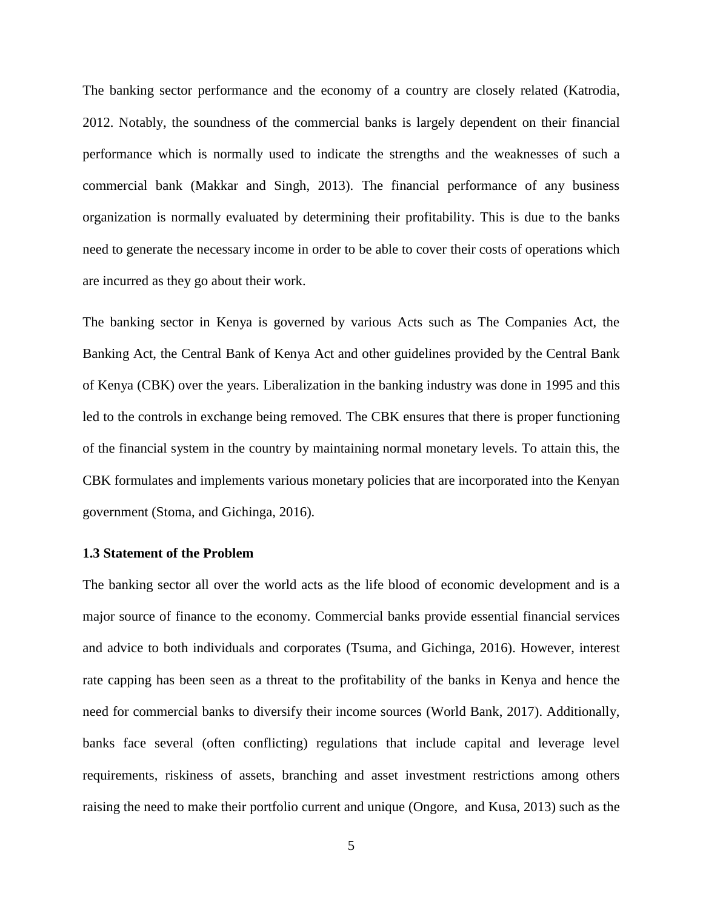The banking sector performance and the economy of a country are closely related (Katrodia, 2012. Notably, the soundness of the commercial banks is largely dependent on their financial performance which is normally used to indicate the strengths and the weaknesses of such a commercial bank (Makkar and Singh, 2013). The financial performance of any business organization is normally evaluated by determining their profitability. This is due to the banks need to generate the necessary income in order to be able to cover their costs of operations which are incurred as they go about their work.

The banking sector in Kenya is governed by various Acts such as The Companies Act, the Banking Act, the Central Bank of Kenya Act and other guidelines provided by the Central Bank of Kenya (CBK) over the years. Liberalization in the banking industry was done in 1995 and this led to the controls in exchange being removed. The CBK ensures that there is proper functioning of the financial system in the country by maintaining normal monetary levels. To attain this, the CBK formulates and implements various monetary policies that are incorporated into the Kenyan government (Stoma, and Gichinga, 2016).

### 1.3 Statement of the Problem

The banking sector all over the world acts as the life blood of economic development and is a major source of finance to the economy. Commercial banks provide essential financial services and advice to both individuals and corporates (Tsuma, and Gichinga, 2016). However, interest rate capping has been seen as a threat to the profitability of the banks in Kenya and hence the need for commercial banks to diversify their income sources (World Bank, 2017). Additionally, banks face several (often conflicting) regulations that include capital and leverage level requirements, riskiness of assets, branching and asset investment restrictions among others raising the need to make their portfolio current and unique (Ongore, and Kusa, 2013) such as the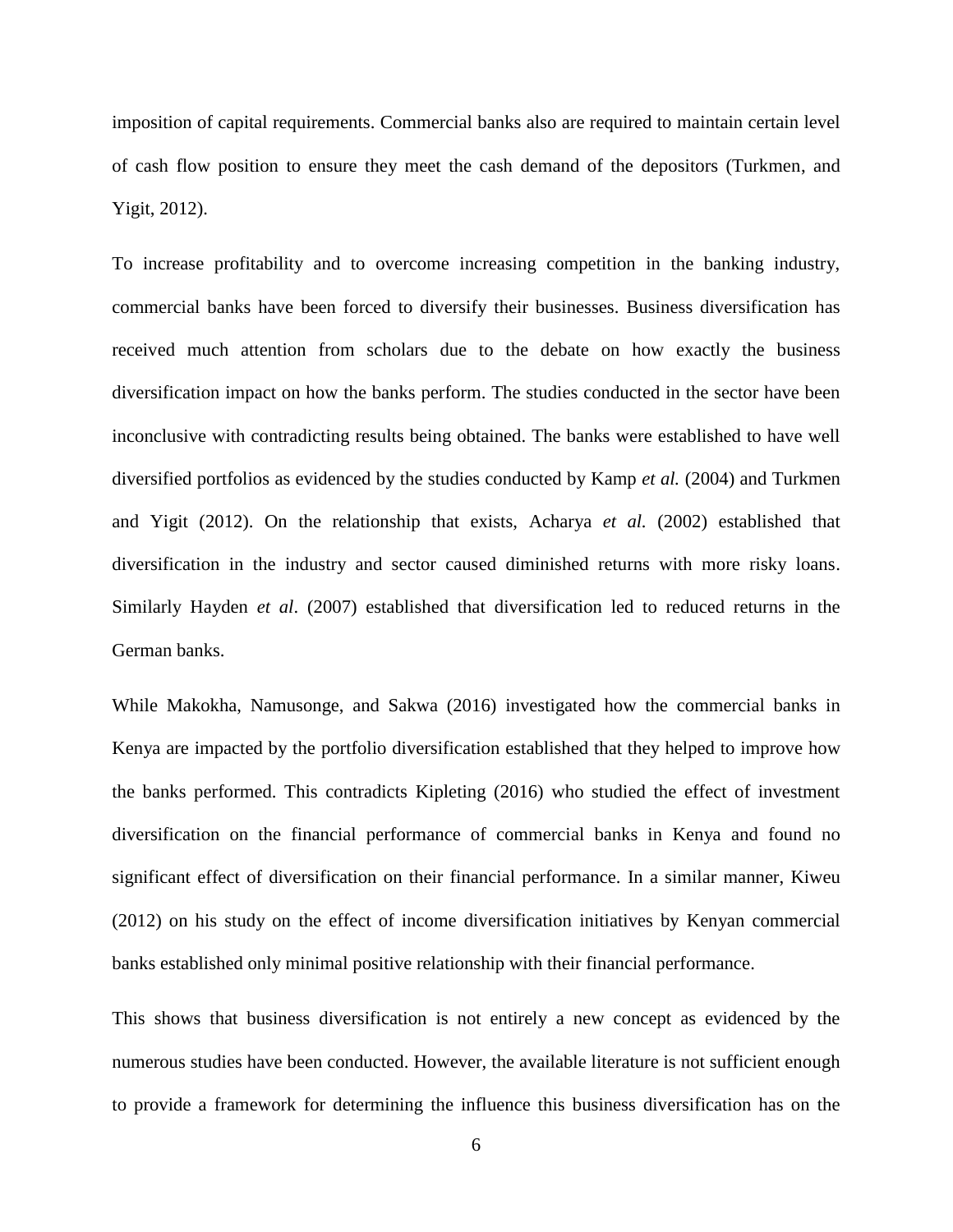imposition of capital requirements. Commercial banks also are required to maintain certain level of cash flow position to ensure they meet the cash demand of the depositors (Turkmen, and Yigit, 2012).

To increase profitability and to overcome increasing competition in the banking industry, commercial banks have been forced to diversify their businesses. Business diversification has received much attention from scholars due to the debate on how exactly the business diversification impact on how the banks perform. The studies conducted in the sector have been inconclusive with contradicting results being obtained. The banks were established to have well diversified portfolios as evidenced by the studies conducted by Kamp *et al.* (2004) and Turkmen and Yigit (2012). On the relationship that exists, Acharya *et al.* (2002) established that diversification in the industry and sector caused diminished returns with more risky loans. Similarly Hayden *et al*. (2007) established that diversification led to reduced returns in the German banks.

While Makokha, Namusonge, and Sakwa (2016) investigated how the commercial banks in Kenya are impacted by the portfolio diversification established that they helped to improve how the banks performed. This contradicts Kipleting (2016) who studied the effect of investment diversification on the financial performance of commercial banks in Kenya and found no significant effect of diversification on their financial performance. In a similar manner, Kiweu (2012) on his study on the effect of income diversification initiatives by Kenyan commercial banks established only minimal positive relationship with their financial performance.

This shows that business diversification is not entirely a new concept as evidenced by the numerous studies have been conducted. However, the available literature is not sufficient enough to provide a framework for determining the influence this business diversification has on the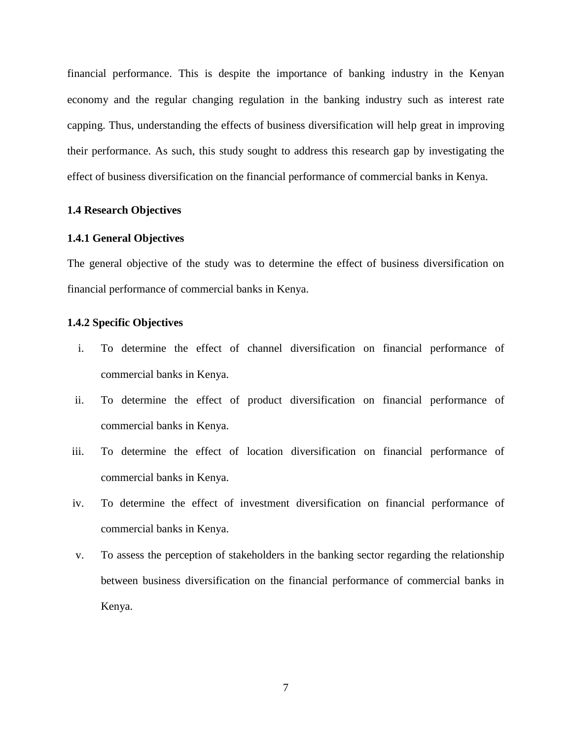financial performance. This is despite the importance of banking industry in the Kenyan economy and the regular changing regulation in the banking industry such as interest rate capping. Thus, understanding the effects of business diversification will help great in improving their performance. As such, this study sought to address this research gap by investigating the effect of business diversification on the financial performance of commercial banks in Kenya.

## 1.4 Research Objectives

### 1.4.1 General Objectives

The general objective of the study was to determine the effect of business diversification on financial performance of commercial banks in Kenya.

### 1.4.2 Specific Objectives

i. To determine the effect of channel diversification on financial performance of commercial banks in Kenya.

ii. To determine the effect of product diversification on financial performance of commercial banks in Kenya.

iii. To determine the effect of location diversification on financial performance of commercial banks in Kenya.

iv. To determine the effect of investment diversification on financial performance of commercial banks in Kenya.

v. To assess the perception of stakeholders in the banking sector regarding the relationship between business diversification on the financial performance of commercial banks in Kenya.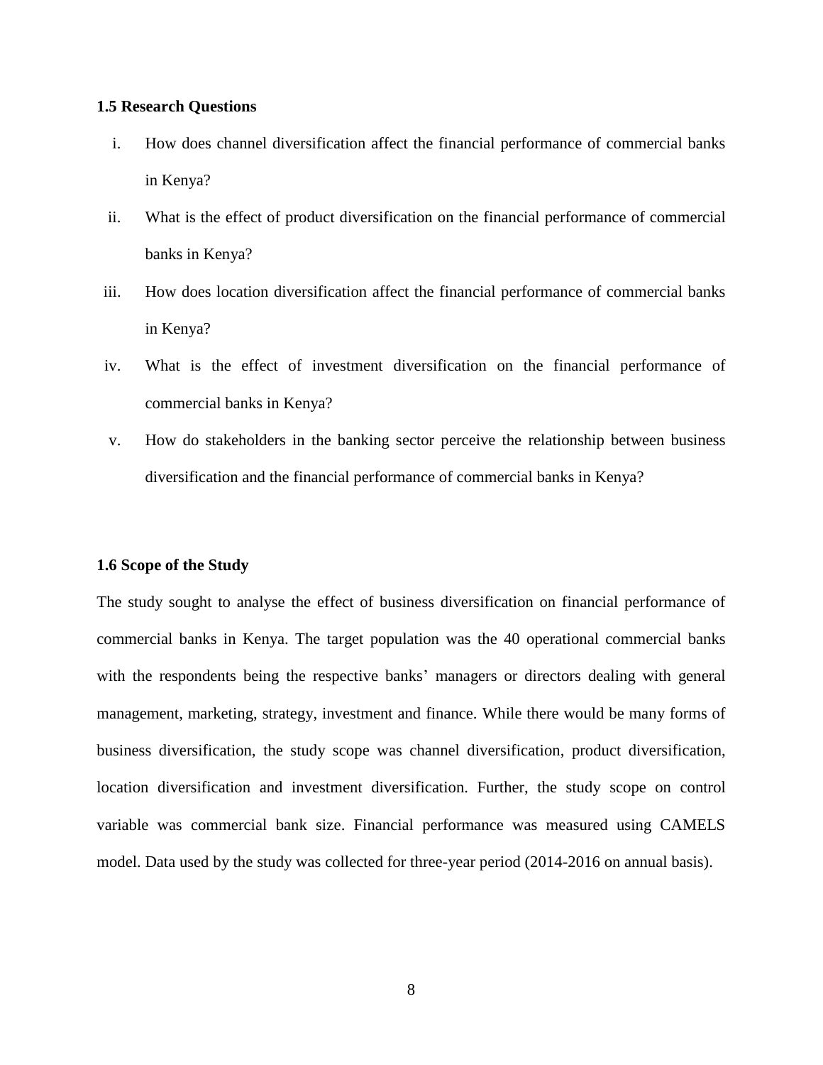### 1.5 Research Questions

i. How does channel diversification affect the financial performance of commercial banks in Kenya?

ii. What is the effect of product diversification on the financial performance of commercial banks in Kenya?

iii. How does location diversification affect the financial performance of commercial banks in Kenya?

iv. What is the effect of investment diversification on the financial performance of commercial banks in Kenya?

v. How do stakeholders in the banking sector perceive the relationship between business diversification and the financial performance of commercial banks in Kenya?

### 1.6 Scope of the Study

The study sought to analyse the effect of business diversification on financial performance of commercial banks in Kenya. The target population was the 40 operational commercial banks with the respondents being the respective banks' managers or directors dealing with general management, marketing, strategy, investment and finance. While there would be many forms of business diversification, the study scope was channel diversification, product diversification, location diversification and investment diversification. Further, the study scope on control variable was commercial bank size. Financial performance was measured using CAMELS model. Data used by the study was collected for three-year period (2014-2016 on annual basis).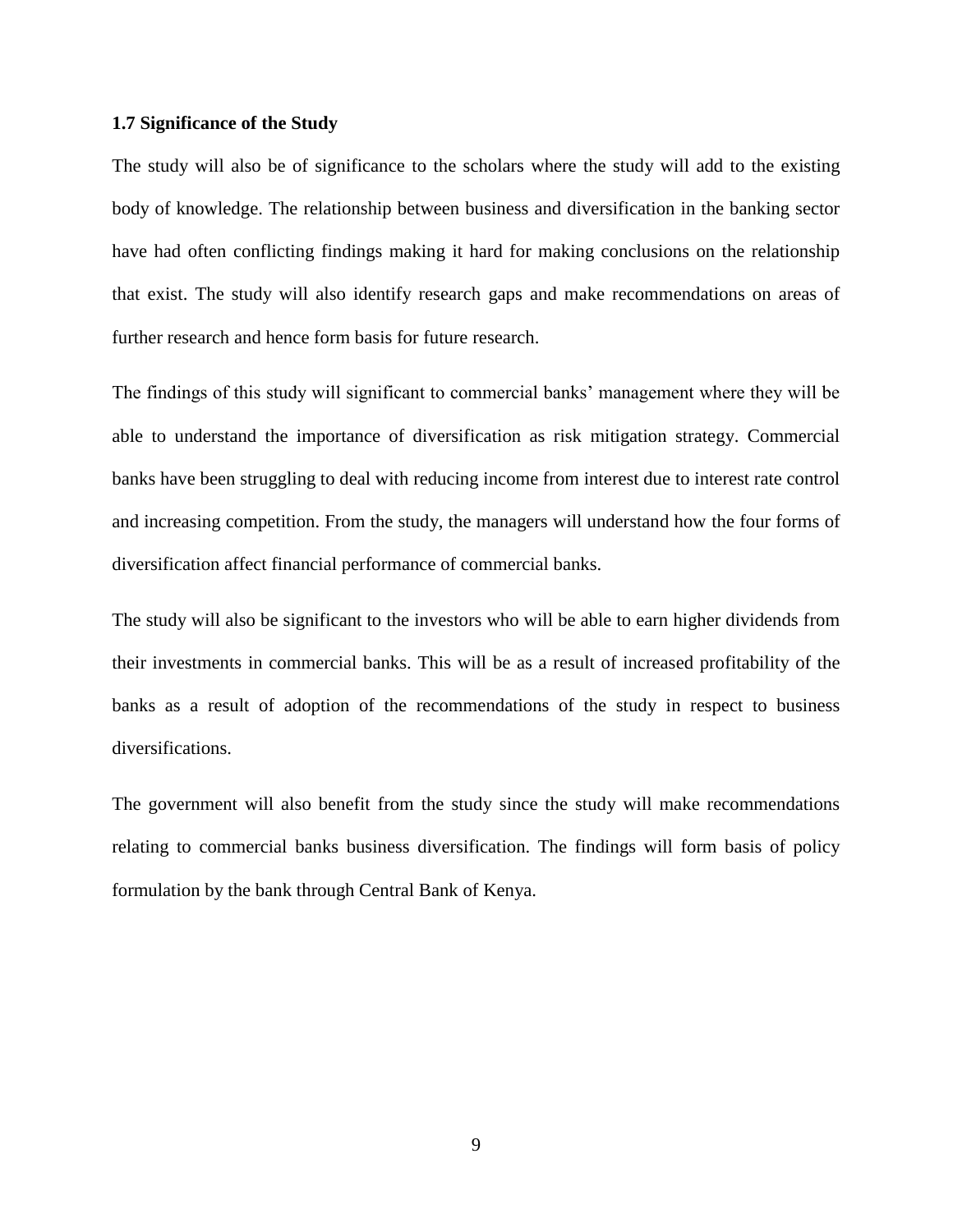### 1.7 Significance of the Study

The study will also be of significance to the scholars where the study will add to the existing body of knowledge. The relationship between business and diversification in the banking sector have had often conflicting findings making it hard for making conclusions on the relationship that exist. The study will also identify research gaps and make recommendations on areas of further research and hence form basis for future research.

The findings of this study will significant to commercial banks' management where they will be able to understand the importance of diversification as risk mitigation strategy. Commercial banks have been struggling to deal with reducing income from interest due to interest rate control and increasing competition. From the study, the managers will understand how the four forms of diversification affect financial performance of commercial banks.

The study will also be significant to the investors who will be able to earn higher dividends from their investments in commercial banks. This will be as a result of increased profitability of the banks as a result of adoption of the recommendations of the study in respect to business diversifications.

The government will also benefit from the study since the study will make recommendations relating to commercial banks business diversification. The findings will form basis of policy formulation by the bank through Central Bank of Kenya.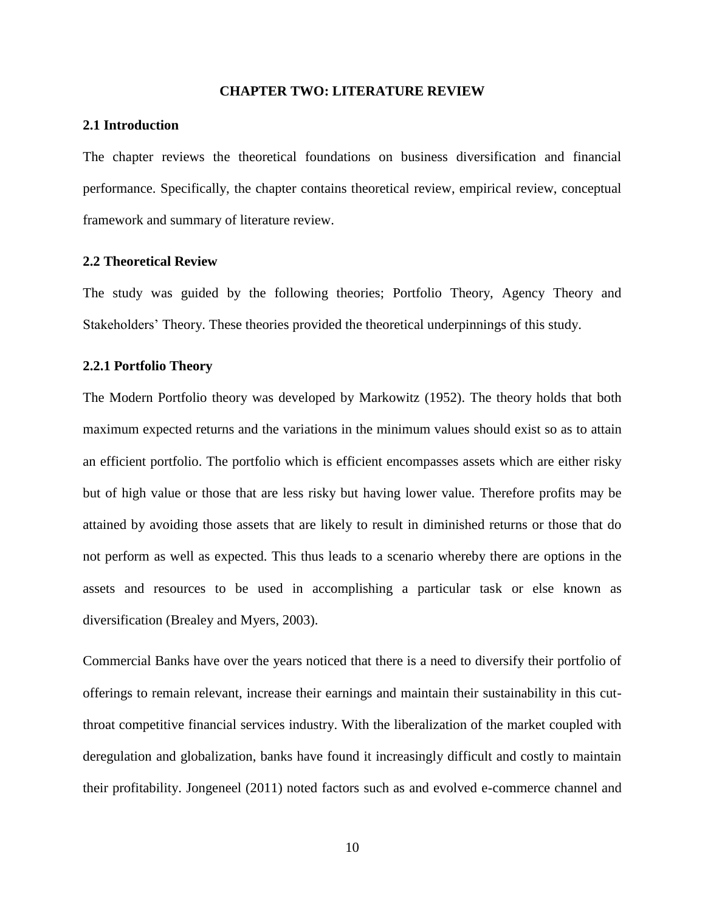# CHAPTER TWO: LITERATURE REVIEW

## 2.1 Introduction

The chapter reviews the theoretical foundations on business diversification and financial performance. Specifically, the chapter contains theoretical review, empirical review, conceptual framework and summary of literature review.

## 2.2 Theoretical Review

The study was guided by the following theories; Portfolio Theory, Agency Theory and Stakeholders' Theory. These theories provided the theoretical underpinnings of this study.

### 2.2.1 Portfolio Theory

The Modern Portfolio theory was developed by Markowitz (1952). The theory holds that both maximum expected returns and the variations in the minimum values should exist so as to attain an efficient portfolio. The portfolio which is efficient encompasses assets which are either risky but of high value or those that are less risky but having lower value. Therefore profits may be attained by avoiding those assets that are likely to result in diminished returns or those that do not perform as well as expected. This thus leads to a scenario whereby there are options in the assets and resources to be used in accomplishing a particular task or else known as diversification (Brealey and Myers, 2003).

Commercial Banks have over the years noticed that there is a need to diversify their portfolio of offerings to remain relevant, increase their earnings and maintain their sustainability in this cut-throat competitive financial services industry. With the liberalization of the market coupled with deregulation and globalization, banks have found it increasingly difficult and costly to maintain their profitability. Jongeneel (2011) noted factors such as and evolved e-commerce channel and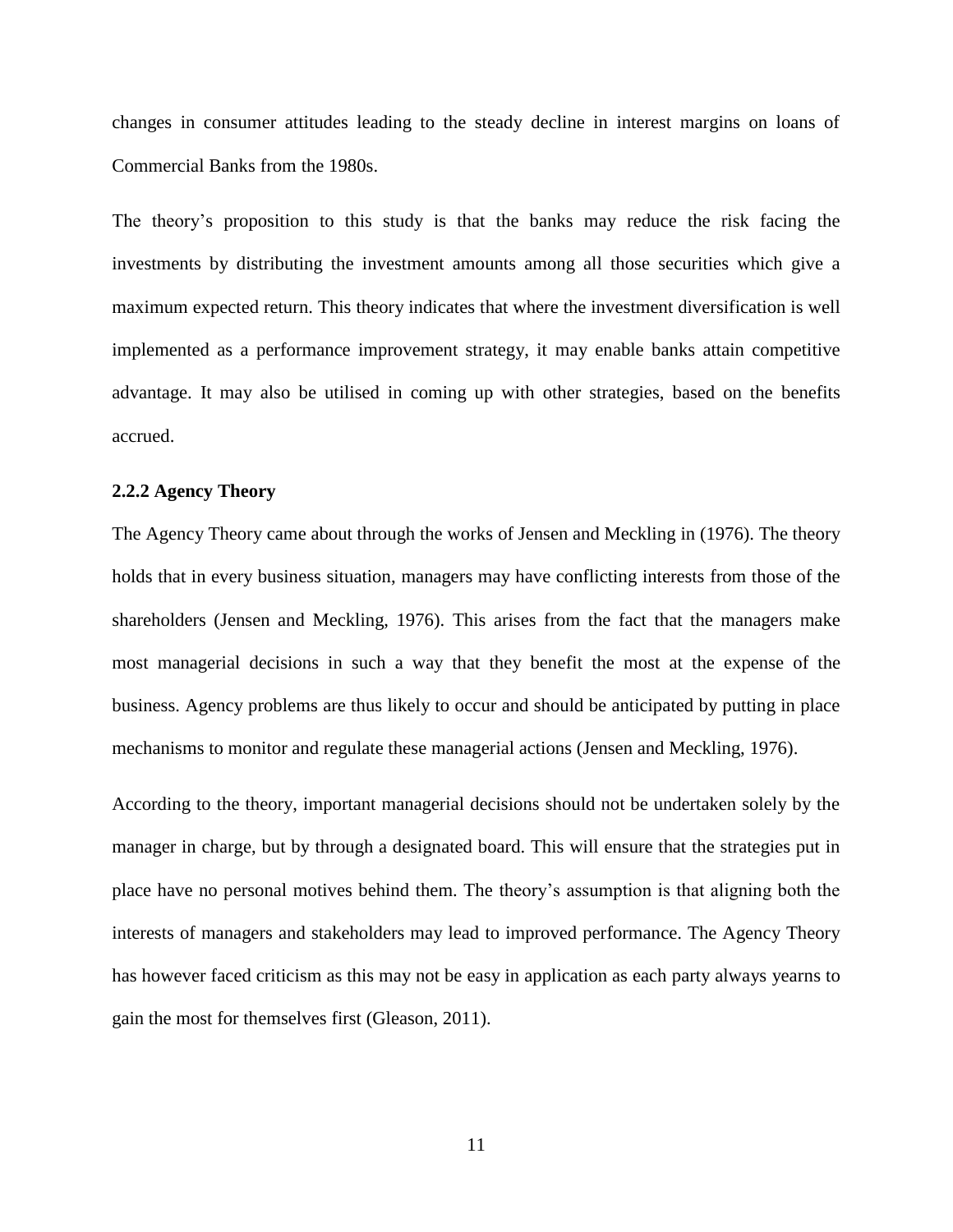changes in consumer attitudes leading to the steady decline in interest margins on loans of Commercial Banks from the 1980s.

The theory's proposition to this study is that the banks may reduce the risk facing the investments by distributing the investment amounts among all those securities which give a maximum expected return. This theory indicates that where the investment diversification is well implemented as a performance improvement strategy, it may enable banks attain competitive advantage. It may also be utilised in coming up with other strategies, based on the benefits accrued.

### 2.2.2 Agency Theory

The Agency Theory came about through the works of Jensen and Meckling in (1976). The theory holds that in every business situation, managers may have conflicting interests from those of the shareholders (Jensen and Meckling, 1976). This arises from the fact that the managers make most managerial decisions in such a way that they benefit the most at the expense of the business. Agency problems are thus likely to occur and should be anticipated by putting in place mechanisms to monitor and regulate these managerial actions (Jensen and Meckling, 1976).

According to the theory, important managerial decisions should not be undertaken solely by the manager in charge, but by through a designated board. This will ensure that the strategies put in place have no personal motives behind them. The theory's assumption is that aligning both the interests of managers and stakeholders may lead to improved performance. The Agency Theory has however faced criticism as this may not be easy in application as each party always yearns to gain the most for themselves first (Gleason, 2011).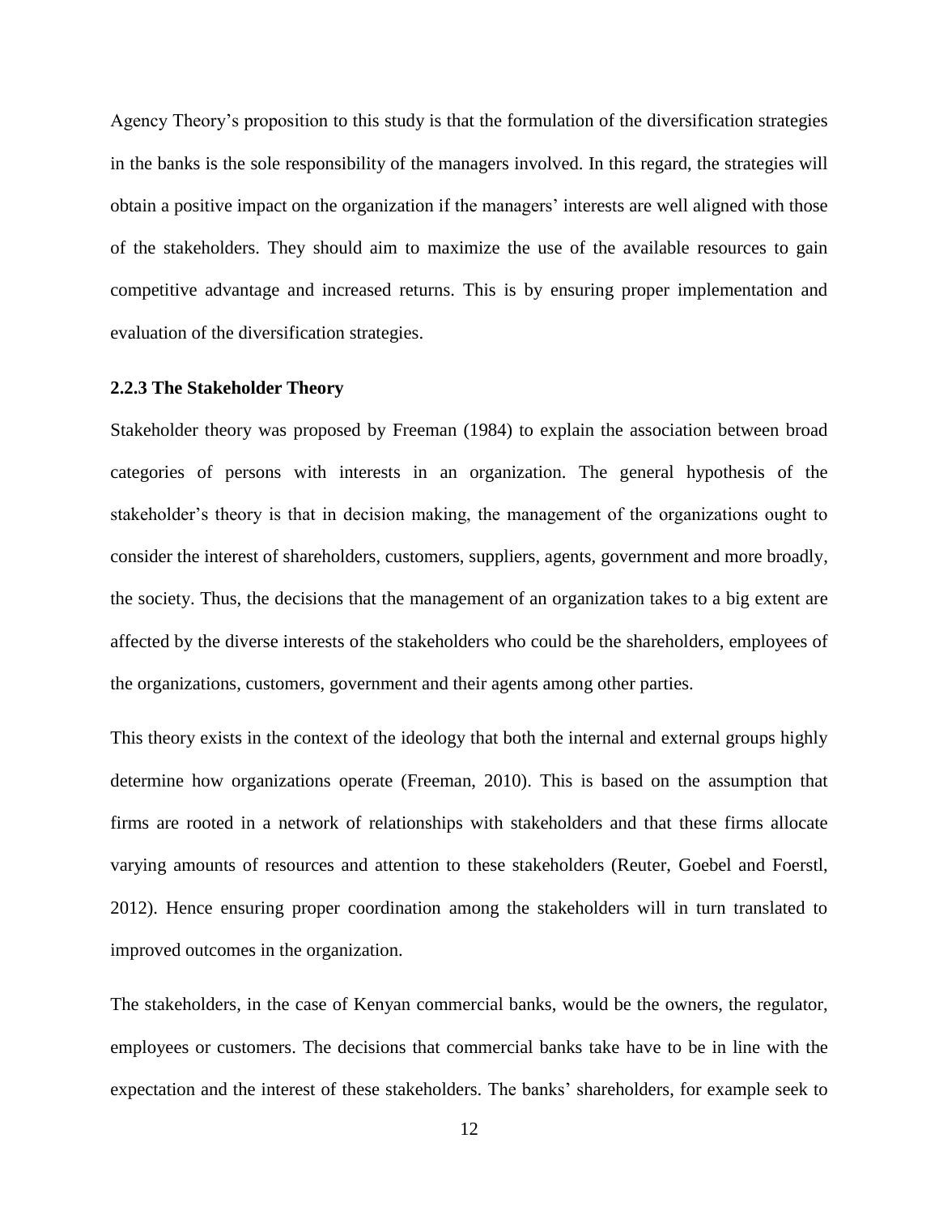Agency Theory's proposition to this study is that the formulation of the diversification strategies in the banks is the sole responsibility of the managers involved. In this regard, the strategies will obtain a positive impact on the organization if the managers' interests are well aligned with those of the stakeholders. They should aim to maximize the use of the available resources to gain competitive advantage and increased returns. This is by ensuring proper implementation and evaluation of the diversification strategies.

### 2.2.3 The Stakeholder Theory

Stakeholder theory was proposed by Freeman (1984) to explain the association between broad categories of persons with interests in an organization. The general hypothesis of the stakeholder's theory is that in decision making, the management of the organizations ought to consider the interest of shareholders, customers, suppliers, agents, government and more broadly, the society. Thus, the decisions that the management of an organization takes to a big extent are affected by the diverse interests of the stakeholders who could be the shareholders, employees of the organizations, customers, government and their agents among other parties.

This theory exists in the context of the ideology that both the internal and external groups highly determine how organizations operate (Freeman, 2010). This is based on the assumption that firms are rooted in a network of relationships with stakeholders and that these firms allocate varying amounts of resources and attention to these stakeholders (Reuter, Goebel and Foerstl, 2012). Hence ensuring proper coordination among the stakeholders will in turn translated to improved outcomes in the organization.

The stakeholders, in the case of Kenyan commercial banks, would be the owners, the regulator, employees or customers. The decisions that commercial banks take have to be in line with the expectation and the interest of these stakeholders. The banks' shareholders, for example seek to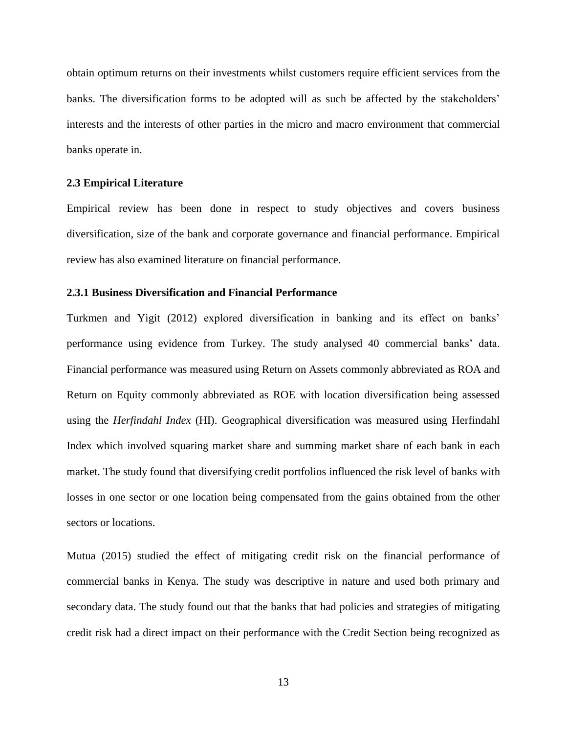obtain optimum returns on their investments whilst customers require efficient services from the banks. The diversification forms to be adopted will as such be affected by the stakeholders' interests and the interests of other parties in the micro and macro environment that commercial banks operate in.

### 2.3 Empirical Literature

Empirical review has been done in respect to study objectives and covers business diversification, size of the bank and corporate governance and financial performance. Empirical review has also examined literature on financial performance.

#### 2.3.1 Business Diversification and Financial Performance

Turkmen and Yigit (2012) explored diversification in banking and its effect on banks' performance using evidence from Turkey. The study analysed 40 commercial banks' data. Financial performance was measured using Return on Assets commonly abbreviated as ROA and Return on Equity commonly abbreviated as ROE with location diversification being assessed using the *Herfindahl Index* (HI). Geographical diversification was measured using Herfindahl Index which involved squaring market share and summing market share of each bank in each market. The study found that diversifying credit portfolios influenced the risk level of banks with losses in one sector or one location being compensated from the gains obtained from the other sectors or locations.

Mutua (2015) studied the effect of mitigating credit risk on the financial performance of commercial banks in Kenya. The study was descriptive in nature and used both primary and secondary data. The study found out that the banks that had policies and strategies of mitigating credit risk had a direct impact on their performance with the Credit Section being recognized as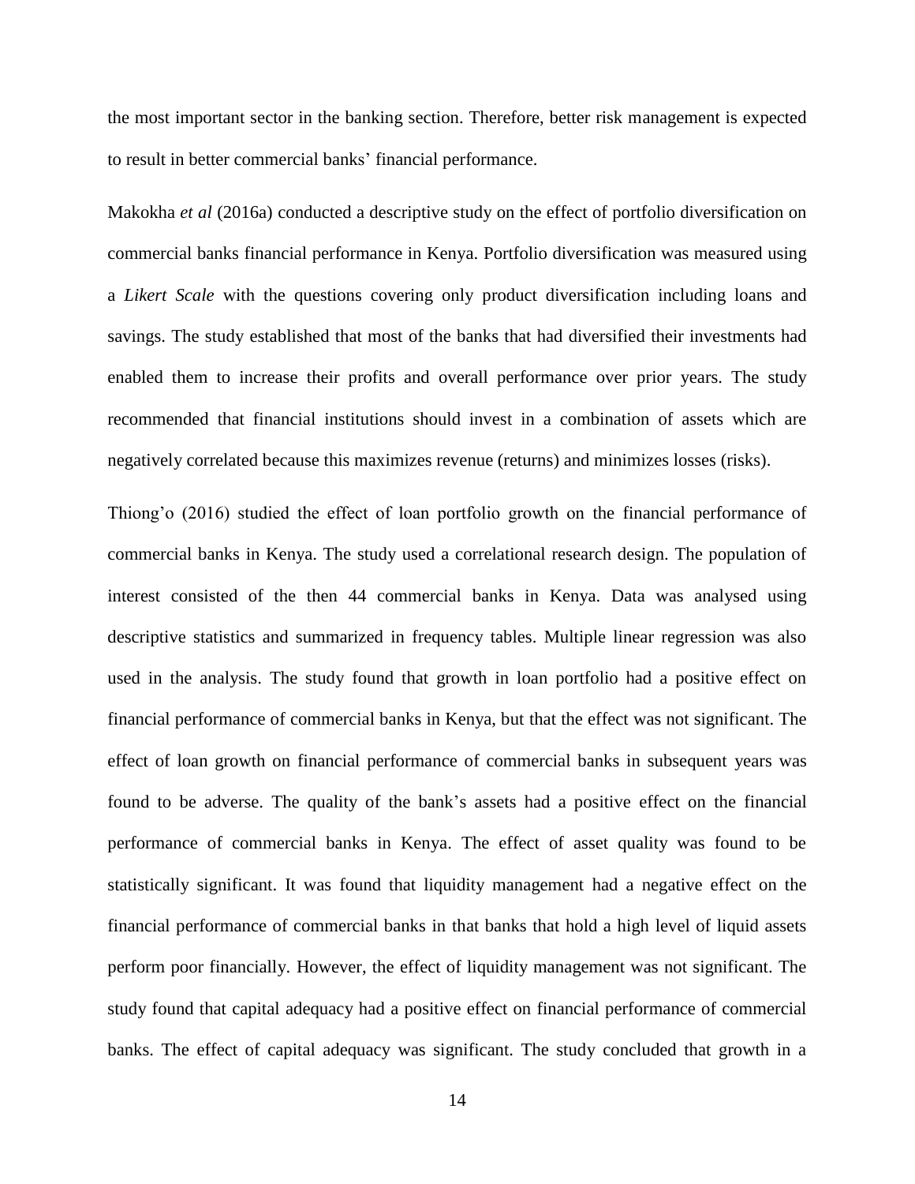the most important sector in the banking section. Therefore, better risk management is expected to result in better commercial banks' financial performance.

Makokha *et al* (2016a) conducted a descriptive study on the effect of portfolio diversification on commercial banks financial performance in Kenya. Portfolio diversification was measured using a *Likert Scale* with the questions covering only product diversification including loans and savings. The study established that most of the banks that had diversified their investments had enabled them to increase their profits and overall performance over prior years. The study recommended that financial institutions should invest in a combination of assets which are negatively correlated because this maximizes revenue (returns) and minimizes losses (risks).

Thiong'o (2016) studied the effect of loan portfolio growth on the financial performance of commercial banks in Kenya. The study used a correlational research design. The population of interest consisted of the then 44 commercial banks in Kenya. Data was analysed using descriptive statistics and summarized in frequency tables. Multiple linear regression was also used in the analysis. The study found that growth in loan portfolio had a positive effect on financial performance of commercial banks in Kenya, but that the effect was not significant. The effect of loan growth on financial performance of commercial banks in subsequent years was found to be adverse. The quality of the bank's assets had a positive effect on the financial performance of commercial banks in Kenya. The effect of asset quality was found to be statistically significant. It was found that liquidity management had a negative effect on the financial performance of commercial banks in that banks that hold a high level of liquid assets perform poor financially. However, the effect of liquidity management was not significant. The study found that capital adequacy had a positive effect on financial performance of commercial banks. The effect of capital adequacy was significant. The study concluded that growth in a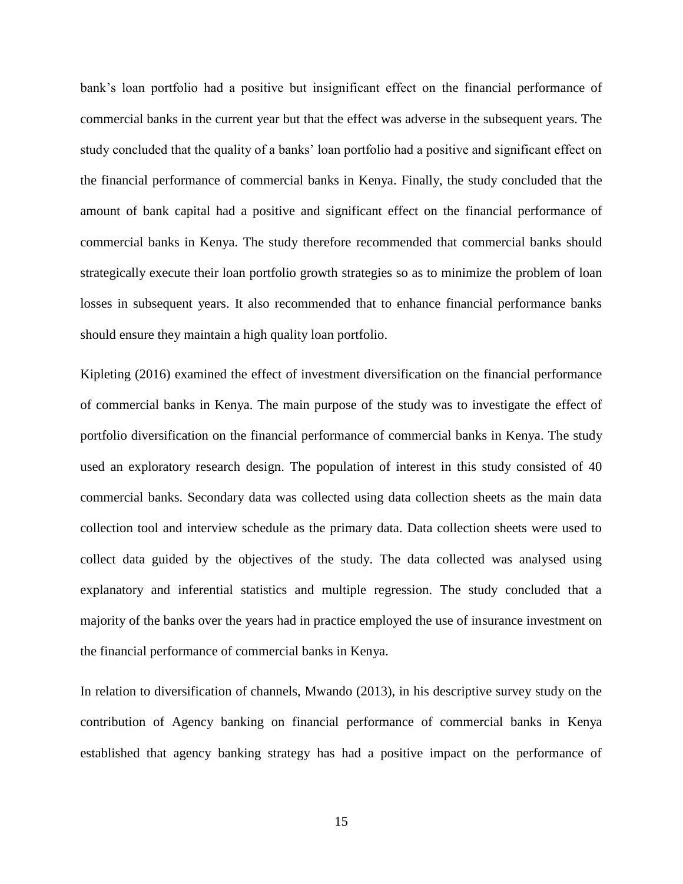bank's loan portfolio had a positive but insignificant effect on the financial performance of commercial banks in the current year but that the effect was adverse in the subsequent years. The study concluded that the quality of a banks' loan portfolio had a positive and significant effect on the financial performance of commercial banks in Kenya. Finally, the study concluded that the amount of bank capital had a positive and significant effect on the financial performance of commercial banks in Kenya. The study therefore recommended that commercial banks should strategically execute their loan portfolio growth strategies so as to minimize the problem of loan losses in subsequent years. It also recommended that to enhance financial performance banks should ensure they maintain a high quality loan portfolio.

Kipleting (2016) examined the effect of investment diversification on the financial performance of commercial banks in Kenya. The main purpose of the study was to investigate the effect of portfolio diversification on the financial performance of commercial banks in Kenya. The study used an exploratory research design. The population of interest in this study consisted of 40 commercial banks. Secondary data was collected using data collection sheets as the main data collection tool and interview schedule as the primary data. Data collection sheets were used to collect data guided by the objectives of the study. The data collected was analysed using explanatory and inferential statistics and multiple regression. The study concluded that a majority of the banks over the years had in practice employed the use of insurance investment on the financial performance of commercial banks in Kenya.

In relation to diversification of channels, Mwando (2013), in his descriptive survey study on the contribution of Agency banking on financial performance of commercial banks in Kenya established that agency banking strategy has had a positive impact on the performance of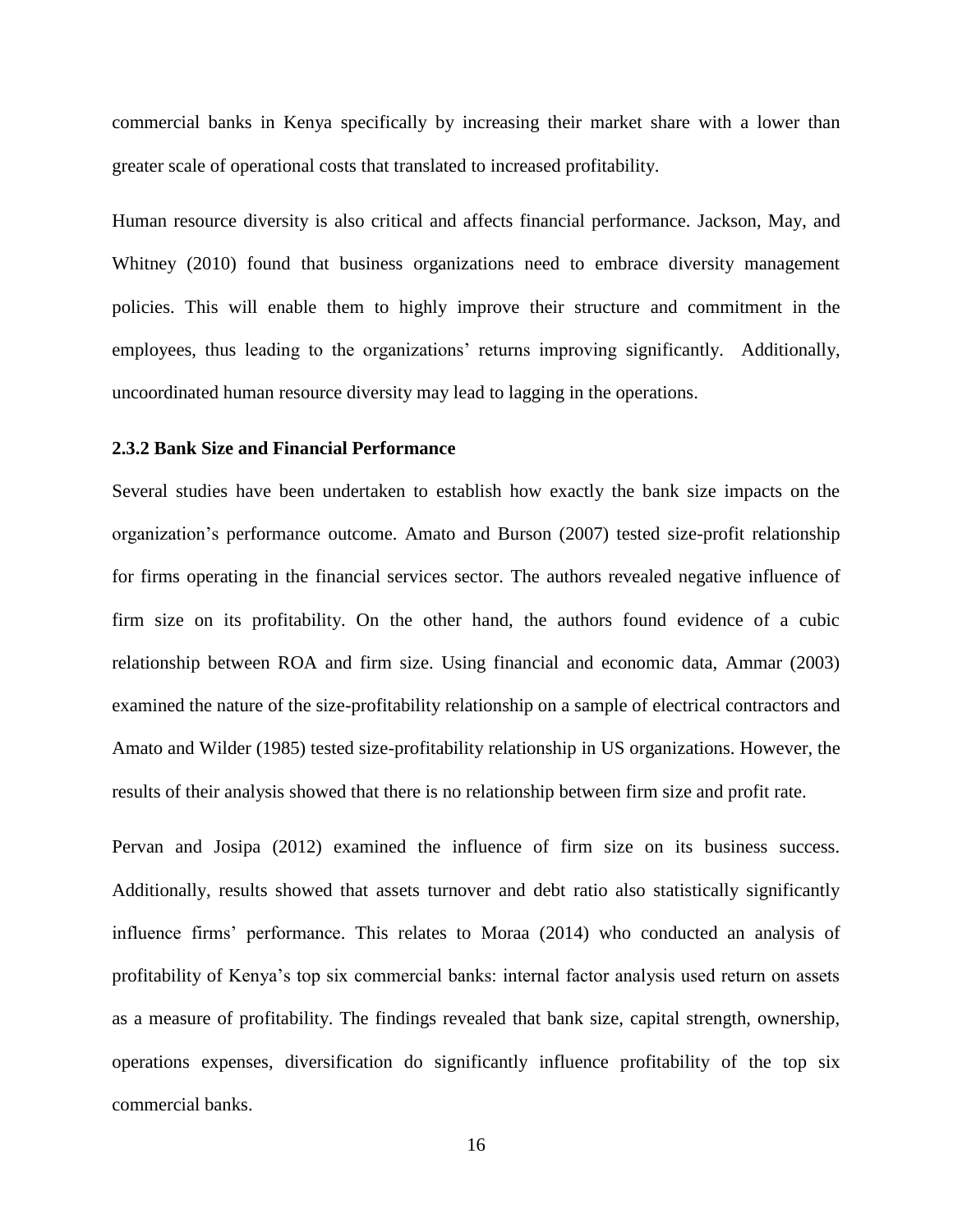commercial banks in Kenya specifically by increasing their market share with a lower than greater scale of operational costs that translated to increased profitability.

Human resource diversity is also critical and affects financial performance. Jackson, May, and Whitney (2010) found that business organizations need to embrace diversity management policies. This will enable them to highly improve their structure and commitment in the employees, thus leading to the organizations' returns improving significantly. Additionally, uncoordinated human resource diversity may lead to lagging in the operations.

### 2.3.2 Bank Size and Financial Performance

Several studies have been undertaken to establish how exactly the bank size impacts on the organization's performance outcome. Amato and Burson (2007) tested size-profit relationship for firms operating in the financial services sector. The authors revealed negative influence of firm size on its profitability. On the other hand, the authors found evidence of a cubic relationship between ROA and firm size. Using financial and economic data, Ammar (2003) examined the nature of the size-profitability relationship on a sample of electrical contractors and Amato and Wilder (1985) tested size-profitability relationship in US organizations. However, the results of their analysis showed that there is no relationship between firm size and profit rate.

Pervan and Josipa (2012) examined the influence of firm size on its business success. Additionally, results showed that assets turnover and debt ratio also statistically significantly influence firms' performance. This relates to Moraa (2014) who conducted an analysis of profitability of Kenya's top six commercial banks: internal factor analysis used return on assets as a measure of profitability. The findings revealed that bank size, capital strength, ownership, operations expenses, diversification do significantly influence profitability of the top six commercial banks.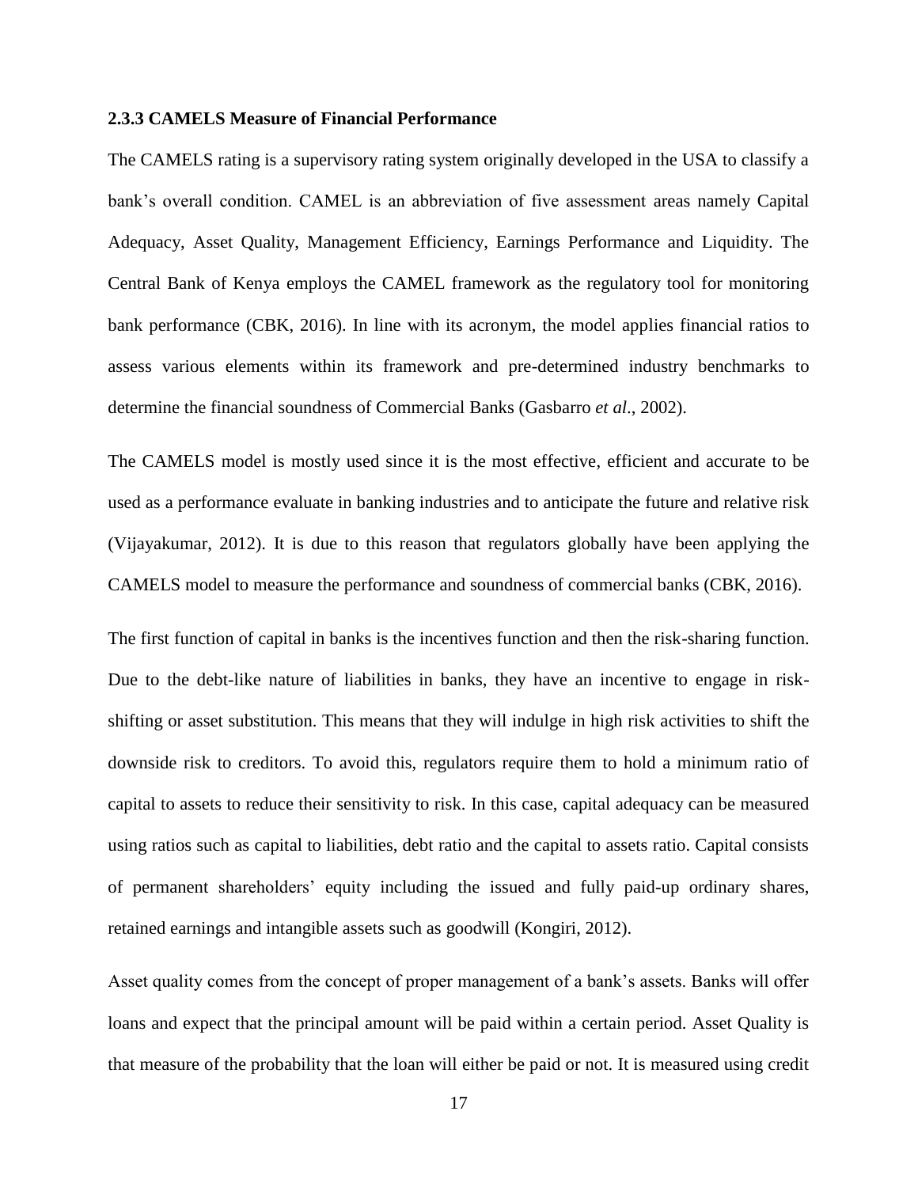### 2.3.3 CAMELS Measure of Financial Performance

The CAMELS rating is a supervisory rating system originally developed in the USA to classify a bank's overall condition. CAMEL is an abbreviation of five assessment areas namely Capital Adequacy, Asset Quality, Management Efficiency, Earnings Performance and Liquidity. The Central Bank of Kenya employs the CAMEL framework as the regulatory tool for monitoring bank performance (CBK, 2016). In line with its acronym, the model applies financial ratios to assess various elements within its framework and pre-determined industry benchmarks to determine the financial soundness of Commercial Banks (Gasbarro *et al*., 2002).

The CAMELS model is mostly used since it is the most effective, efficient and accurate to be used as a performance evaluate in banking industries and to anticipate the future and relative risk (Vijayakumar, 2012). It is due to this reason that regulators globally have been applying the CAMELS model to measure the performance and soundness of commercial banks (CBK, 2016).

The first function of capital in banks is the incentives function and then the risk-sharing function. Due to the debt-like nature of liabilities in banks, they have an incentive to engage in risk-shifting or asset substitution. This means that they will indulge in high risk activities to shift the downside risk to creditors. To avoid this, regulators require them to hold a minimum ratio of capital to assets to reduce their sensitivity to risk. In this case, capital adequacy can be measured using ratios such as capital to liabilities, debt ratio and the capital to assets ratio. Capital consists of permanent shareholders' equity including the issued and fully paid-up ordinary shares, retained earnings and intangible assets such as goodwill (Kongiri, 2012).

Asset quality comes from the concept of proper management of a bank's assets. Banks will offer loans and expect that the principal amount will be paid within a certain period. Asset Quality is that measure of the probability that the loan will either be paid or not. It is measured using credit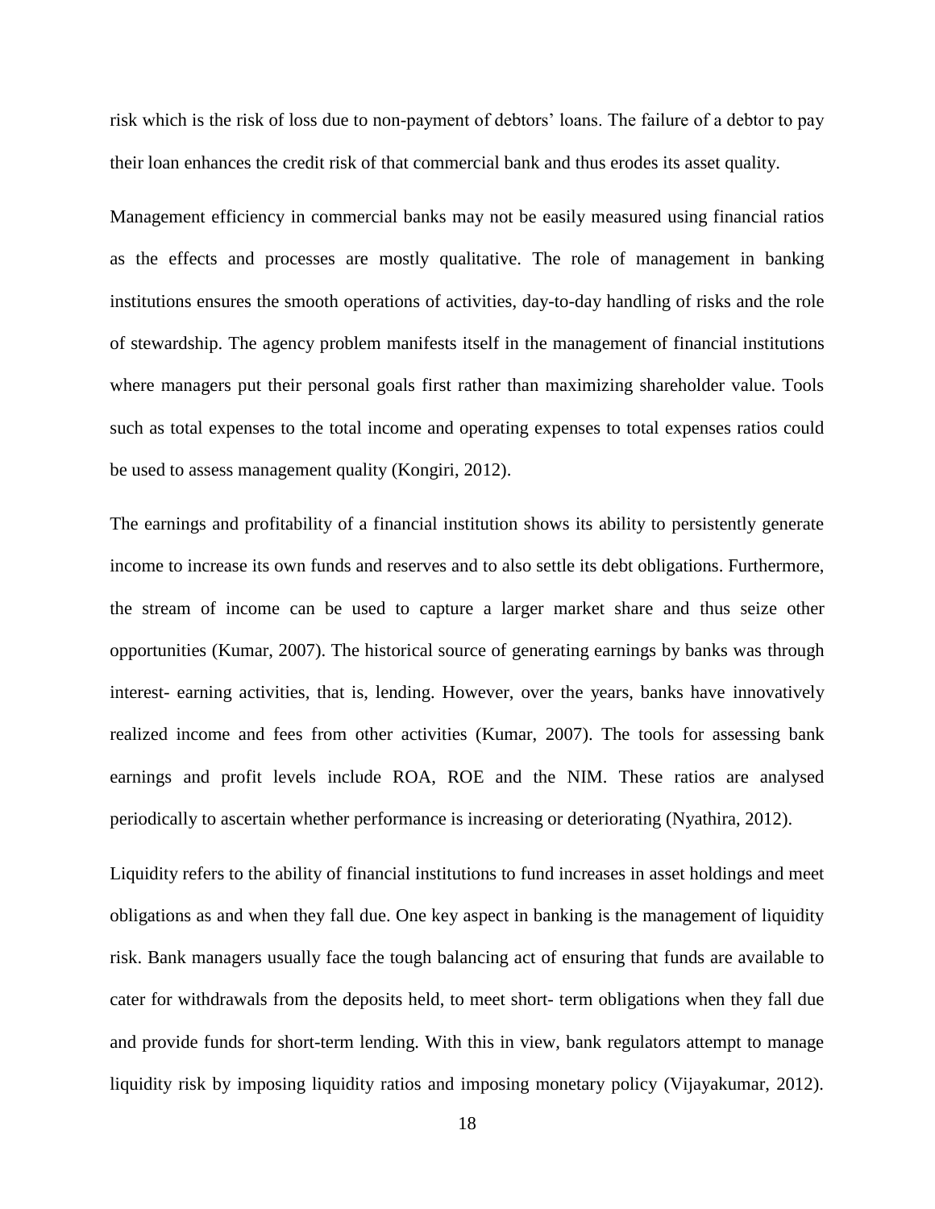risk which is the risk of loss due to non-payment of debtors' loans. The failure of a debtor to pay their loan enhances the credit risk of that commercial bank and thus erodes its asset quality.

Management efficiency in commercial banks may not be easily measured using financial ratios as the effects and processes are mostly qualitative. The role of management in banking institutions ensures the smooth operations of activities, day-to-day handling of risks and the role of stewardship. The agency problem manifests itself in the management of financial institutions where managers put their personal goals first rather than maximizing shareholder value. Tools such as total expenses to the total income and operating expenses to total expenses ratios could be used to assess management quality (Kongiri, 2012).

The earnings and profitability of a financial institution shows its ability to persistently generate income to increase its own funds and reserves and to also settle its debt obligations. Furthermore, the stream of income can be used to capture a larger market share and thus seize other opportunities (Kumar, 2007). The historical source of generating earnings by banks was through interest- earning activities, that is, lending. However, over the years, banks have innovatively realized income and fees from other activities (Kumar, 2007). The tools for assessing bank earnings and profit levels include ROA, ROE and the NIM. These ratios are analysed periodically to ascertain whether performance is increasing or deteriorating (Nyathira, 2012).

Liquidity refers to the ability of financial institutions to fund increases in asset holdings and meet obligations as and when they fall due. One key aspect in banking is the management of liquidity risk. Bank managers usually face the tough balancing act of ensuring that funds are available to cater for withdrawals from the deposits held, to meet short- term obligations when they fall due and provide funds for short-term lending. With this in view, bank regulators attempt to manage liquidity risk by imposing liquidity ratios and imposing monetary policy (Vijayakumar, 2012).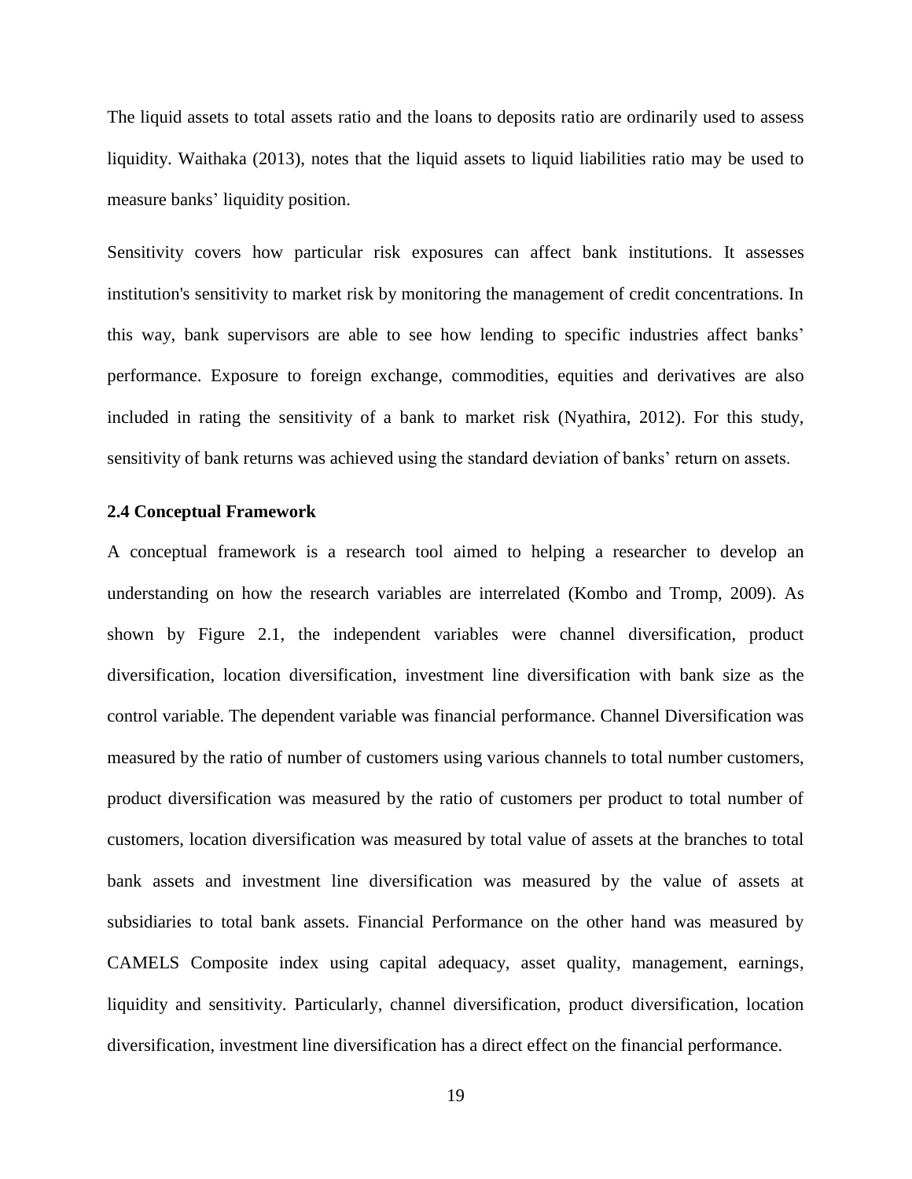The liquid assets to total assets ratio and the loans to deposits ratio are ordinarily used to assess liquidity. Waithaka (2013), notes that the liquid assets to liquid liabilities ratio may be used to measure banks' liquidity position.

Sensitivity covers how particular risk exposures can affect bank institutions. It assesses institution's sensitivity to market risk by monitoring the management of credit concentrations. In this way, bank supervisors are able to see how lending to specific industries affect banks' performance. Exposure to foreign exchange, commodities, equities and derivatives are also included in rating the sensitivity of a bank to market risk (Nyathira, 2012). For this study, sensitivity of bank returns was achieved using the standard deviation of banks' return on assets.

### 2.4 Conceptual Framework

A conceptual framework is a research tool aimed to helping a researcher to develop an understanding on how the research variables are interrelated (Kombo and Tromp, 2009). As shown by Figure 2.1, the independent variables were channel diversification, product diversification, location diversification, investment line diversification with bank size as the control variable. The dependent variable was financial performance. Channel Diversification was measured by the ratio of number of customers using various channels to total number customers, product diversification was measured by the ratio of customers per product to total number of customers, location diversification was measured by total value of assets at the branches to total bank assets and investment line diversification was measured by the value of assets at subsidiaries to total bank assets. Financial Performance on the other hand was measured by CAMELS Composite index using capital adequacy, asset quality, management, earnings, liquidity and sensitivity. Particularly, channel diversification, product diversification, location diversification, investment line diversification has a direct effect on the financial performance.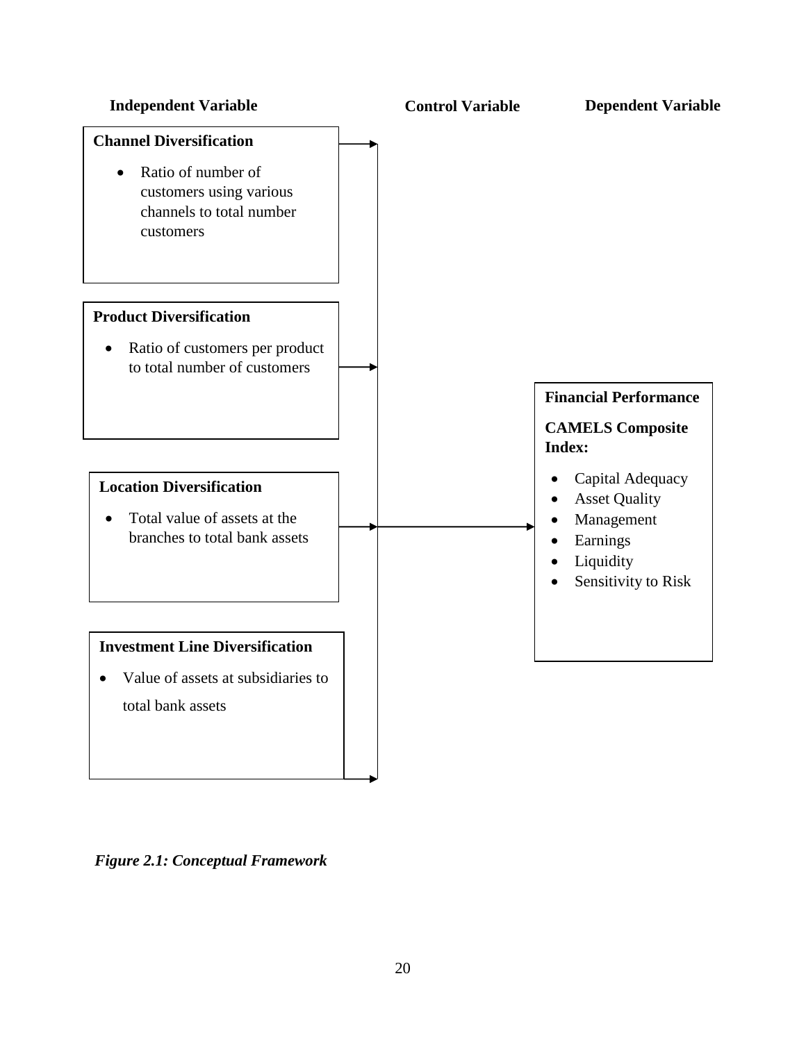**Independent Variable** | **Control Variable** | **Dependent Variable**

**Channel Diversification**

- Ratio of number of customers using various channels to total number customers

**Product Diversification**

- Ratio of customers per product to total number of customers

**Location Diversification**

- Total value of assets at the branches to total bank assets

**Investment Line Diversification**

- Value of assets at subsidiaries to total bank assets

**Financial Performance**

**CAMELS Composite Index:**

- Capital Adequacy
- Asset Quality
- Management
- Earnings
- Liquidity
- Sensitivity to Risk

***Figure 2.1: Conceptual Framework***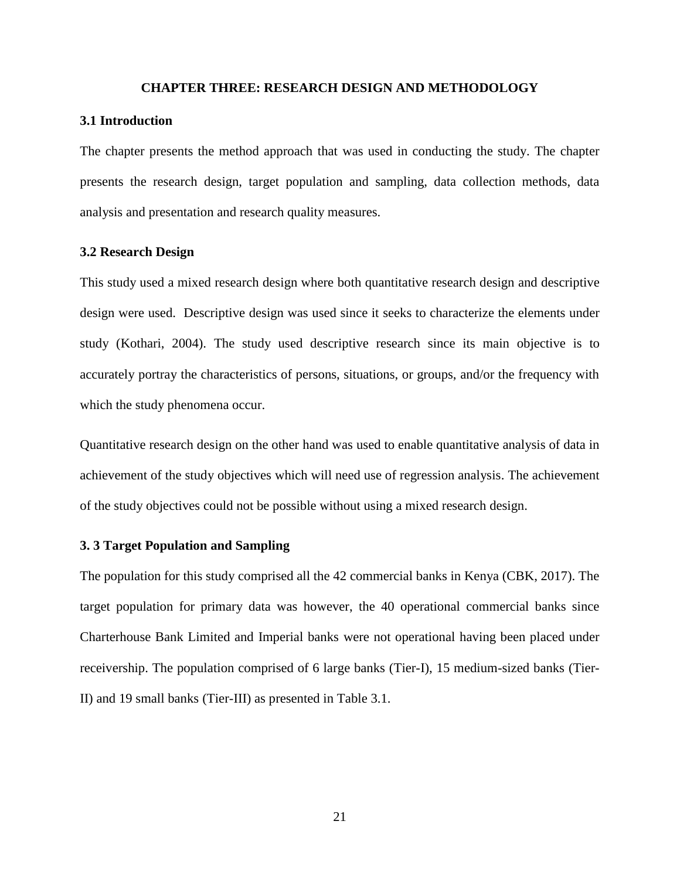# CHAPTER THREE: RESEARCH DESIGN AND METHODOLOGY

## 3.1 Introduction

The chapter presents the method approach that was used in conducting the study. The chapter presents the research design, target population and sampling, data collection methods, data analysis and presentation and research quality measures.

## 3.2 Research Design

This study used a mixed research design where both quantitative research design and descriptive design were used. Descriptive design was used since it seeks to characterize the elements under study (Kothari, 2004). The study used descriptive research since its main objective is to accurately portray the characteristics of persons, situations, or groups, and/or the frequency with which the study phenomena occur.

Quantitative research design on the other hand was used to enable quantitative analysis of data in achievement of the study objectives which will need use of regression analysis. The achievement of the study objectives could not be possible without using a mixed research design.

## 3. 3 Target Population and Sampling

The population for this study comprised all the 42 commercial banks in Kenya (CBK, 2017). The target population for primary data was however, the 40 operational commercial banks since Charterhouse Bank Limited and Imperial banks were not operational having been placed under receivership. The population comprised of 6 large banks (Tier-I), 15 medium-sized banks (Tier-II) and 19 small banks (Tier-III) as presented in Table 3.1.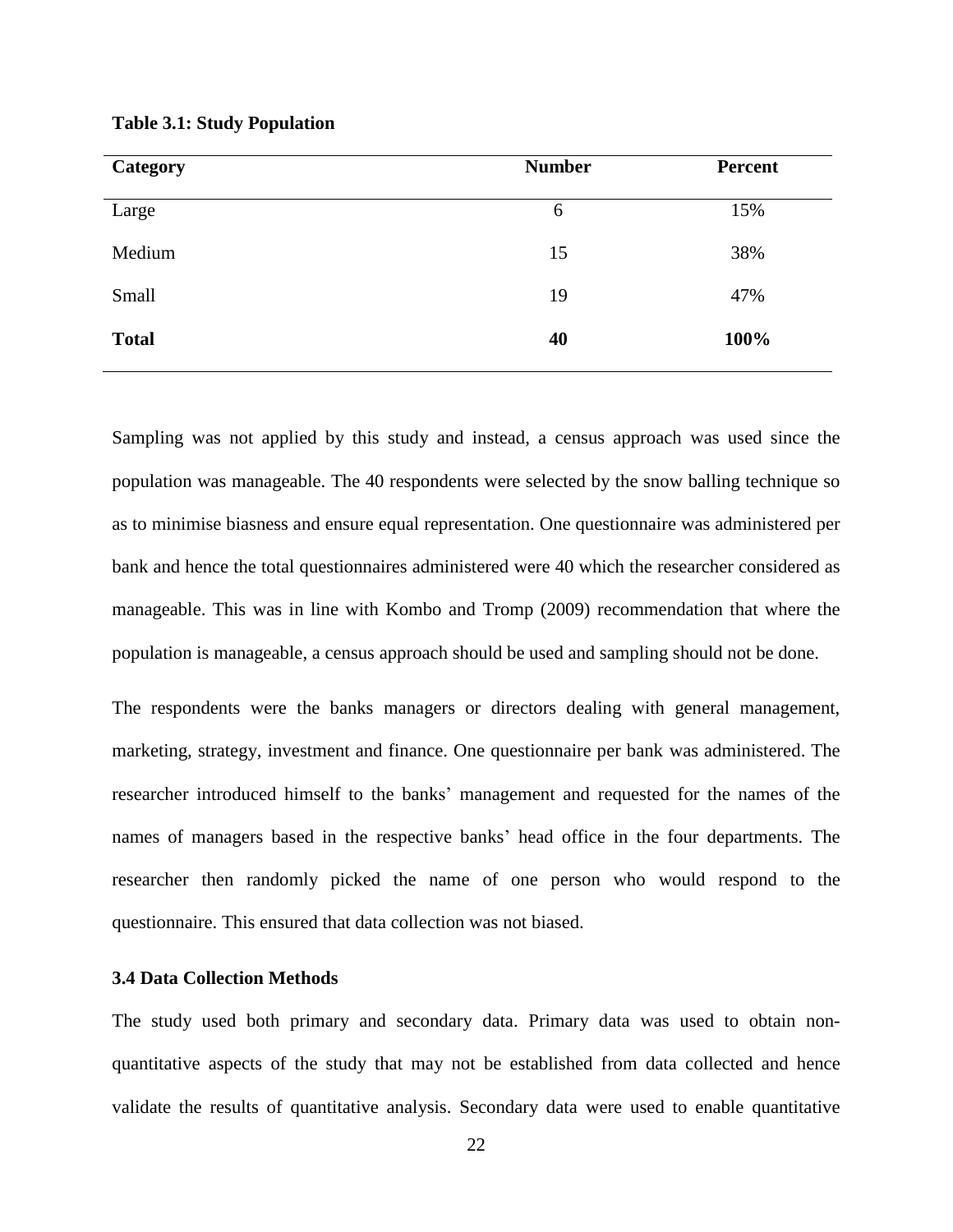**Table 3.1: Study Population**

| Category | Number | Percent |
|---|---|---|
| Large | 6 | 15% |
| Medium | 15 | 38% |
| Small | 19 | 47% |
| **Total** | **40** | **100%** |

Sampling was not applied by this study and instead, a census approach was used since the population was manageable. The 40 respondents were selected by the snow balling technique so as to minimise biasness and ensure equal representation. One questionnaire was administered per bank and hence the total questionnaires administered were 40 which the researcher considered as manageable. This was in line with Kombo and Tromp (2009) recommendation that where the population is manageable, a census approach should be used and sampling should not be done.

The respondents were the banks managers or directors dealing with general management, marketing, strategy, investment and finance. One questionnaire per bank was administered. The researcher introduced himself to the banks' management and requested for the names of the names of managers based in the respective banks' head office in the four departments. The researcher then randomly picked the name of one person who would respond to the questionnaire. This ensured that data collection was not biased.

### 3.4 Data Collection Methods

The study used both primary and secondary data. Primary data was used to obtain non-quantitative aspects of the study that may not be established from data collected and hence validate the results of quantitative analysis. Secondary data were used to enable quantitative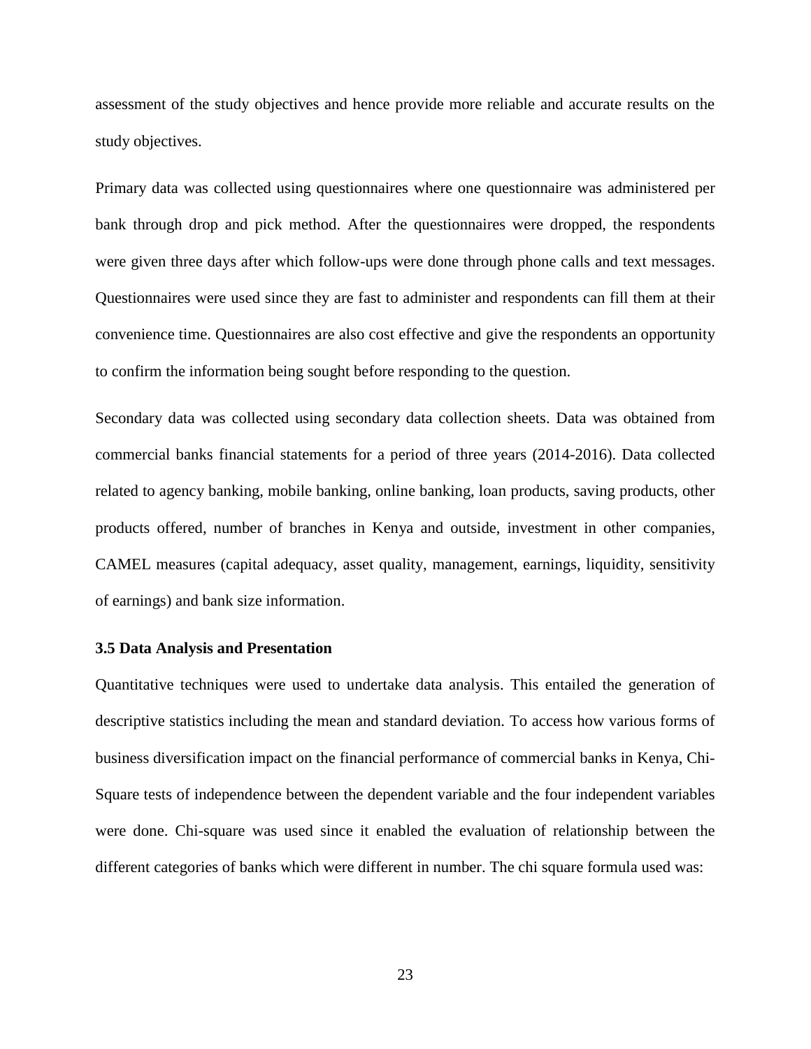assessment of the study objectives and hence provide more reliable and accurate results on the study objectives.

Primary data was collected using questionnaires where one questionnaire was administered per bank through drop and pick method. After the questionnaires were dropped, the respondents were given three days after which follow-ups were done through phone calls and text messages. Questionnaires were used since they are fast to administer and respondents can fill them at their convenience time. Questionnaires are also cost effective and give the respondents an opportunity to confirm the information being sought before responding to the question.

Secondary data was collected using secondary data collection sheets. Data was obtained from commercial banks financial statements for a period of three years (2014-2016). Data collected related to agency banking, mobile banking, online banking, loan products, saving products, other products offered, number of branches in Kenya and outside, investment in other companies, CAMEL measures (capital adequacy, asset quality, management, earnings, liquidity, sensitivity of earnings) and bank size information.

### 3.5 Data Analysis and Presentation

Quantitative techniques were used to undertake data analysis. This entailed the generation of descriptive statistics including the mean and standard deviation. To access how various forms of business diversification impact on the financial performance of commercial banks in Kenya, Chi-Square tests of independence between the dependent variable and the four independent variables were done. Chi-square was used since it enabled the evaluation of relationship between the different categories of banks which were different in number. The chi square formula used was: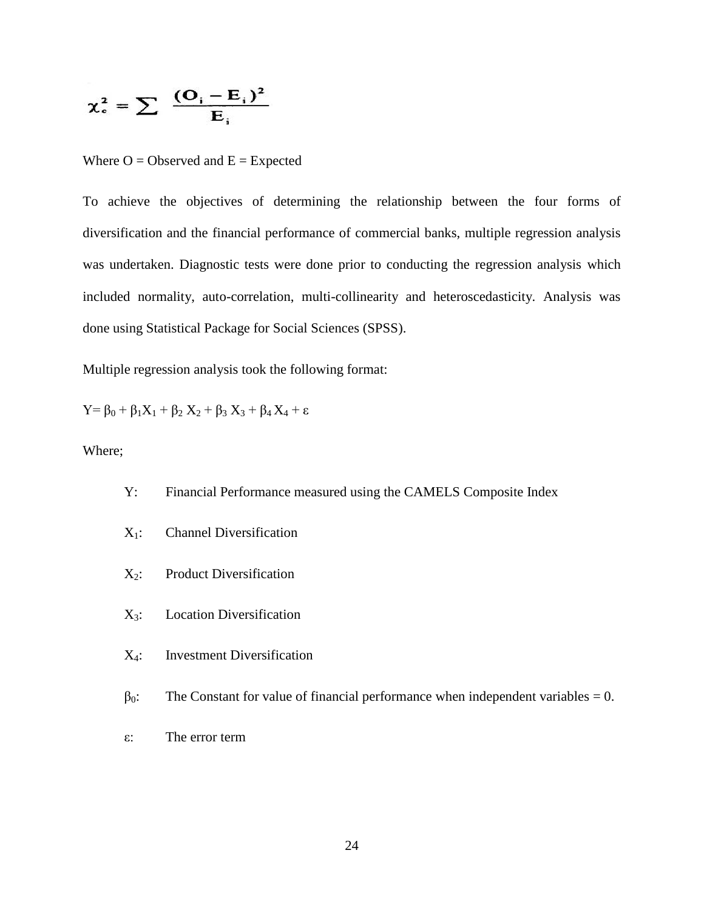$$\chi^2_c = \sum \frac{(O_i - E_i)^2}{E_i}$$

Where O = Observed and E = Expected

To achieve the objectives of determining the relationship between the four forms of diversification and the financial performance of commercial banks, multiple regression analysis was undertaken. Diagnostic tests were done prior to conducting the regression analysis which included normality, auto-correlation, multi-collinearity and heteroscedasticity. Analysis was done using Statistical Package for Social Sciences (SPSS).

Multiple regression analysis took the following format:

$Y = \beta_0 + \beta_1 X_1 + \beta_2 X_2 + \beta_3 X_3 + \beta_4 X_4 + \varepsilon$

Where;

- $Y$: Financial Performance measured using the CAMELS Composite Index
- $X_1$: Channel Diversification
- $X_2$: Product Diversification
- $X_3$: Location Diversification
- $X_4$: Investment Diversification
- $\beta_0$: The Constant for value of financial performance when independent variables = 0.
- $\varepsilon$: The error term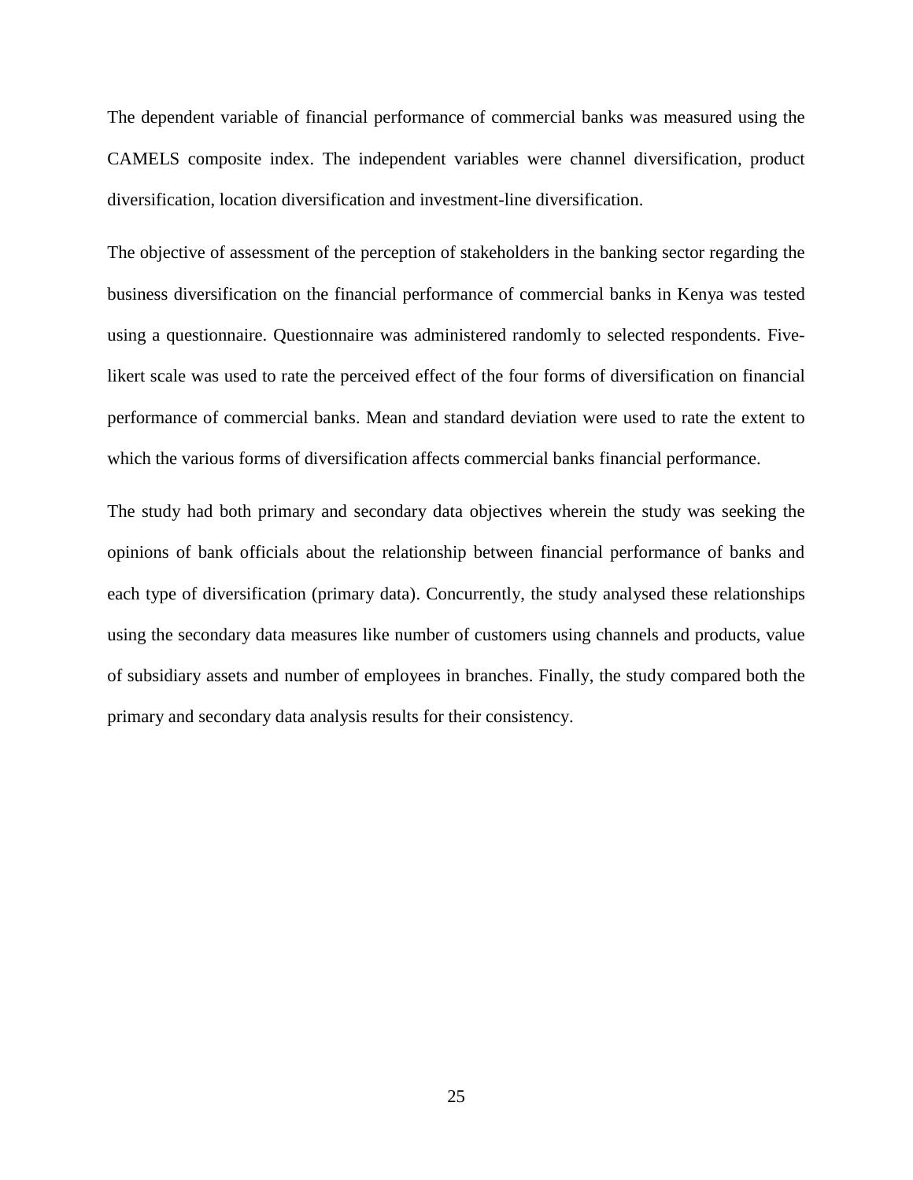The dependent variable of financial performance of commercial banks was measured using the CAMELS composite index. The independent variables were channel diversification, product diversification, location diversification and investment-line diversification.

The objective of assessment of the perception of stakeholders in the banking sector regarding the business diversification on the financial performance of commercial banks in Kenya was tested using a questionnaire. Questionnaire was administered randomly to selected respondents. Five-likert scale was used to rate the perceived effect of the four forms of diversification on financial performance of commercial banks. Mean and standard deviation were used to rate the extent to which the various forms of diversification affects commercial banks financial performance.

The study had both primary and secondary data objectives wherein the study was seeking the opinions of bank officials about the relationship between financial performance of banks and each type of diversification (primary data). Concurrently, the study analysed these relationships using the secondary data measures like number of customers using channels and products, value of subsidiary assets and number of employees in branches. Finally, the study compared both the primary and secondary data analysis results for their consistency.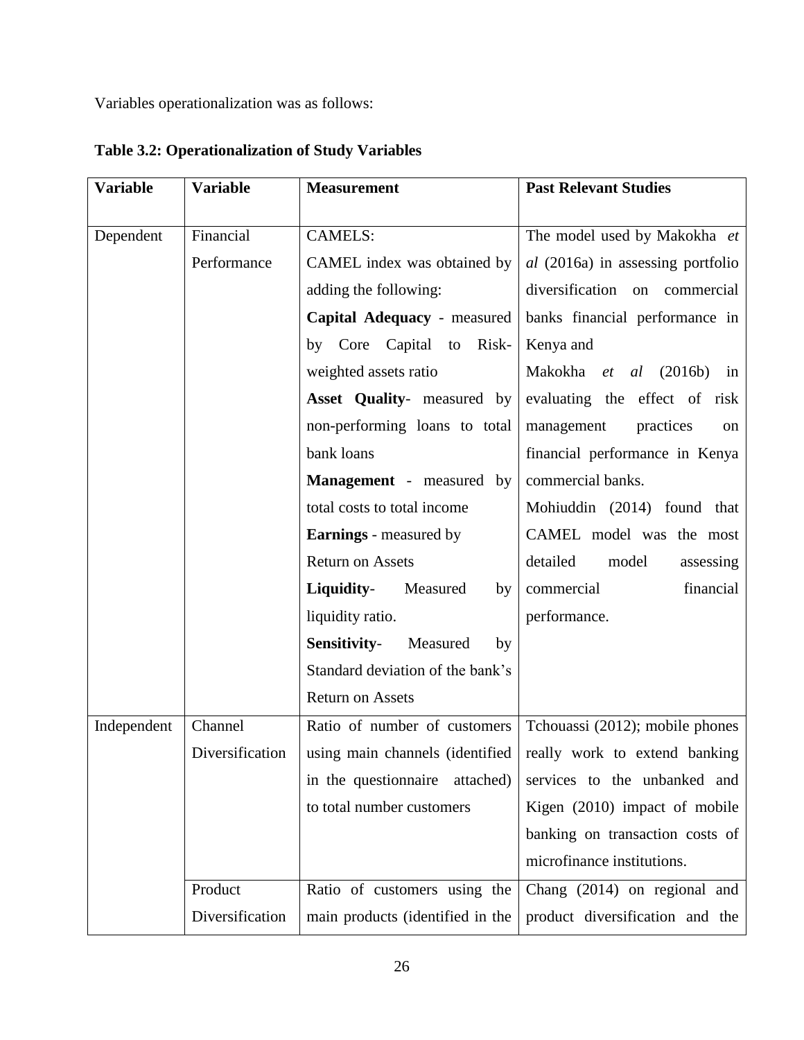Variables operationalization was as follows:

**Table 3.2: Operationalization of Study Variables**

| Variable | Variable | Measurement | Past Relevant Studies |
|---|---|---|---|
| Dependent | Financial Performance | CAMELS:<br>CAMEL index was obtained by adding the following:<br>**Capital Adequacy** - measured by Core Capital to Risk-weighted assets ratio<br>**Asset Quality**- measured by non-performing loans to total bank loans<br>**Management** - measured by total costs to total income<br>**Earnings** - measured by Return on Assets<br>**Liquidity**- Measured by liquidity ratio.<br>**Sensitivity**- Measured by Standard deviation of the bank's Return on Assets | The model used by Makokha *et al* (2016a) in assessing portfolio diversification on commercial banks financial performance in Kenya and<br>Makokha *et al* (2016b) in evaluating the effect of risk management practices on financial performance in Kenya commercial banks.<br>Mohiuddin (2014) found that CAMEL model was the most detailed model assessing commercial financial performance. |
| Independent | Channel Diversification | Ratio of number of customers using main channels (identified in the questionnaire attached) to total number customers | Tchouassi (2012); mobile phones really work to extend banking services to the unbanked and Kigen (2010) impact of mobile banking on transaction costs of microfinance institutions. |
| | Product Diversification | Ratio of customers using the main products (identified in the | Chang (2014) on regional and product diversification and the |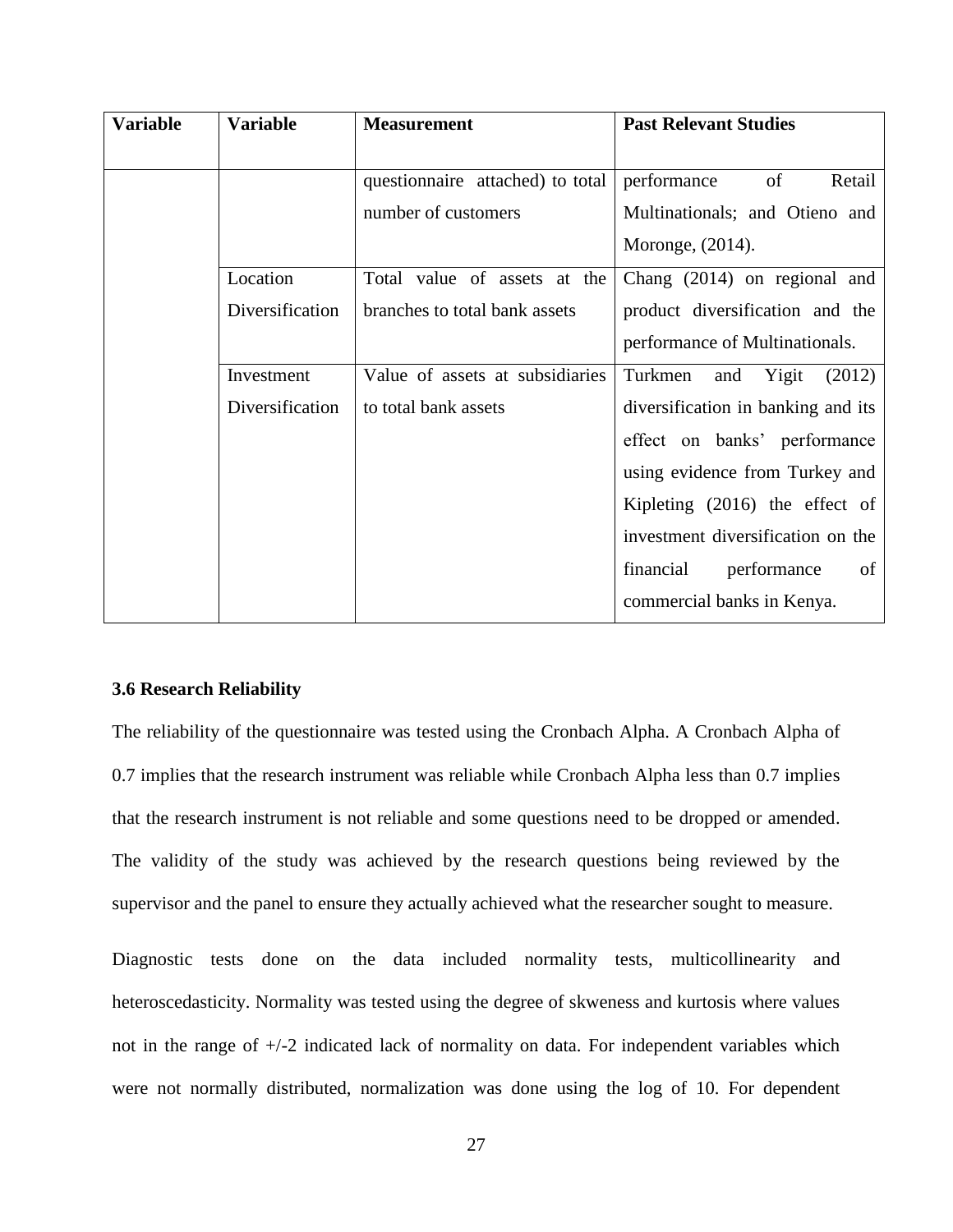| Variable | Variable | Measurement | Past Relevant Studies |
|---|---|---|---|
| | | questionnaire attached) to total number of customers | performance of Retail Multinationals; and Otieno and Moronge, (2014). |
| | Location Diversification | Total value of assets at the branches to total bank assets | Chang (2014) on regional and product diversification and the performance of Multinationals. |
| | Investment Diversification | Value of assets at subsidiaries to total bank assets | Turkmen and Yigit (2012) diversification in banking and its effect on banks' performance using evidence from Turkey and Kipleting (2016) the effect of investment diversification on the financial performance of commercial banks in Kenya. |

### 3.6 Research Reliability

The reliability of the questionnaire was tested using the Cronbach Alpha. A Cronbach Alpha of 0.7 implies that the research instrument was reliable while Cronbach Alpha less than 0.7 implies that the research instrument is not reliable and some questions need to be dropped or amended. The validity of the study was achieved by the research questions being reviewed by the supervisor and the panel to ensure they actually achieved what the researcher sought to measure.

Diagnostic tests done on the data included normality tests, multicollinearity and heteroscedasticity. Normality was tested using the degree of skweness and kurtosis where values not in the range of +/-2 indicated lack of normality on data. For independent variables which were not normally distributed, normalization was done using the log of 10. For dependent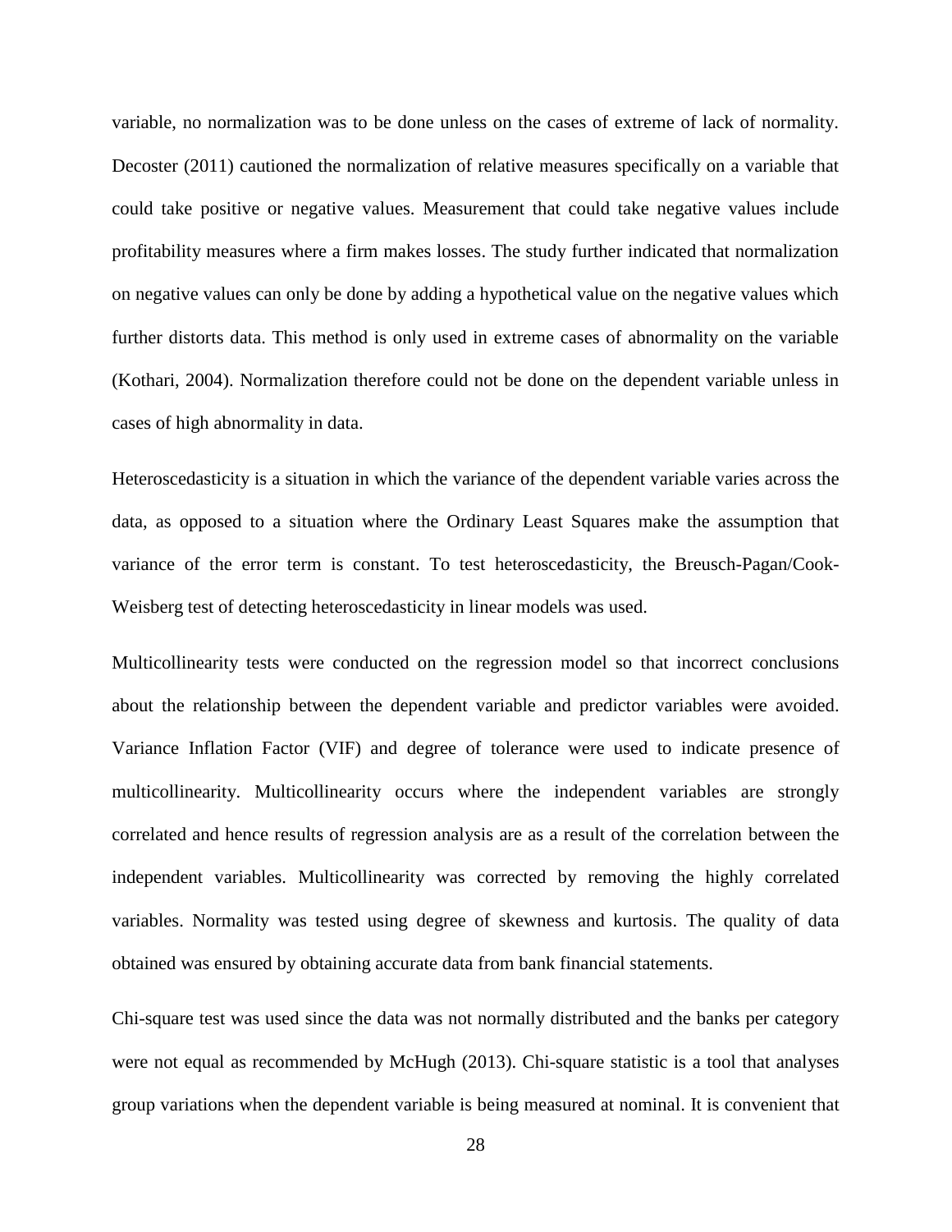variable, no normalization was to be done unless on the cases of extreme of lack of normality. Decoster (2011) cautioned the normalization of relative measures specifically on a variable that could take positive or negative values. Measurement that could take negative values include profitability measures where a firm makes losses. The study further indicated that normalization on negative values can only be done by adding a hypothetical value on the negative values which further distorts data. This method is only used in extreme cases of abnormality on the variable (Kothari, 2004). Normalization therefore could not be done on the dependent variable unless in cases of high abnormality in data.

Heteroscedasticity is a situation in which the variance of the dependent variable varies across the data, as opposed to a situation where the Ordinary Least Squares make the assumption that variance of the error term is constant. To test heteroscedasticity, the Breusch-Pagan/Cook-Weisberg test of detecting heteroscedasticity in linear models was used.

Multicollinearity tests were conducted on the regression model so that incorrect conclusions about the relationship between the dependent variable and predictor variables were avoided. Variance Inflation Factor (VIF) and degree of tolerance were used to indicate presence of multicollinearity. Multicollinearity occurs where the independent variables are strongly correlated and hence results of regression analysis are as a result of the correlation between the independent variables. Multicollinearity was corrected by removing the highly correlated variables. Normality was tested using degree of skewness and kurtosis. The quality of data obtained was ensured by obtaining accurate data from bank financial statements.

Chi-square test was used since the data was not normally distributed and the banks per category were not equal as recommended by McHugh (2013). Chi-square statistic is a tool that analyses group variations when the dependent variable is being measured at nominal. It is convenient that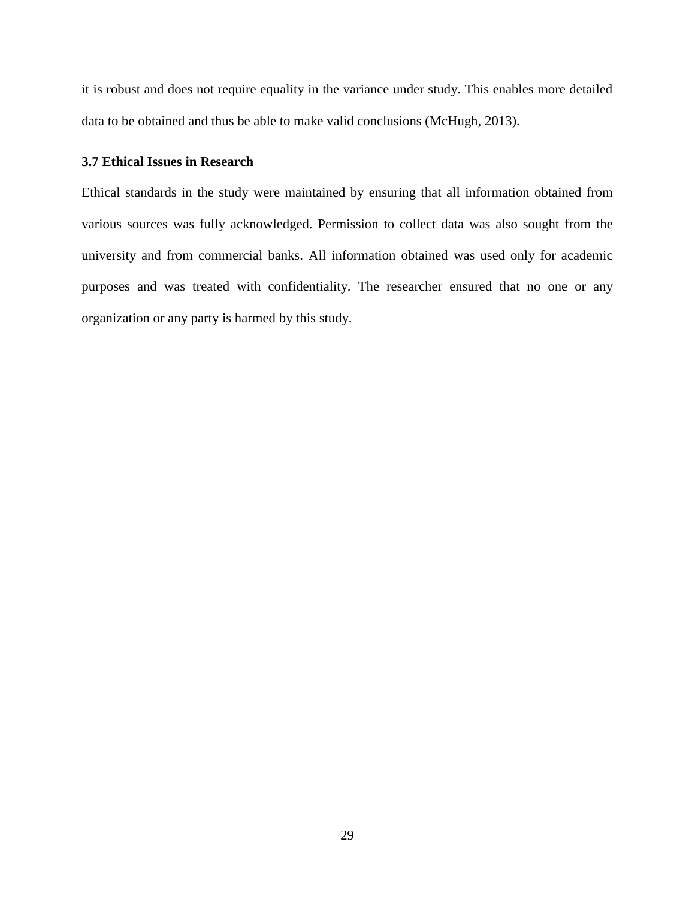it is robust and does not require equality in the variance under study. This enables more detailed data to be obtained and thus be able to make valid conclusions (McHugh, 2013).

### 3.7 Ethical Issues in Research

Ethical standards in the study were maintained by ensuring that all information obtained from various sources was fully acknowledged. Permission to collect data was also sought from the university and from commercial banks. All information obtained was used only for academic purposes and was treated with confidentiality. The researcher ensured that no one or any organization or any party is harmed by this study.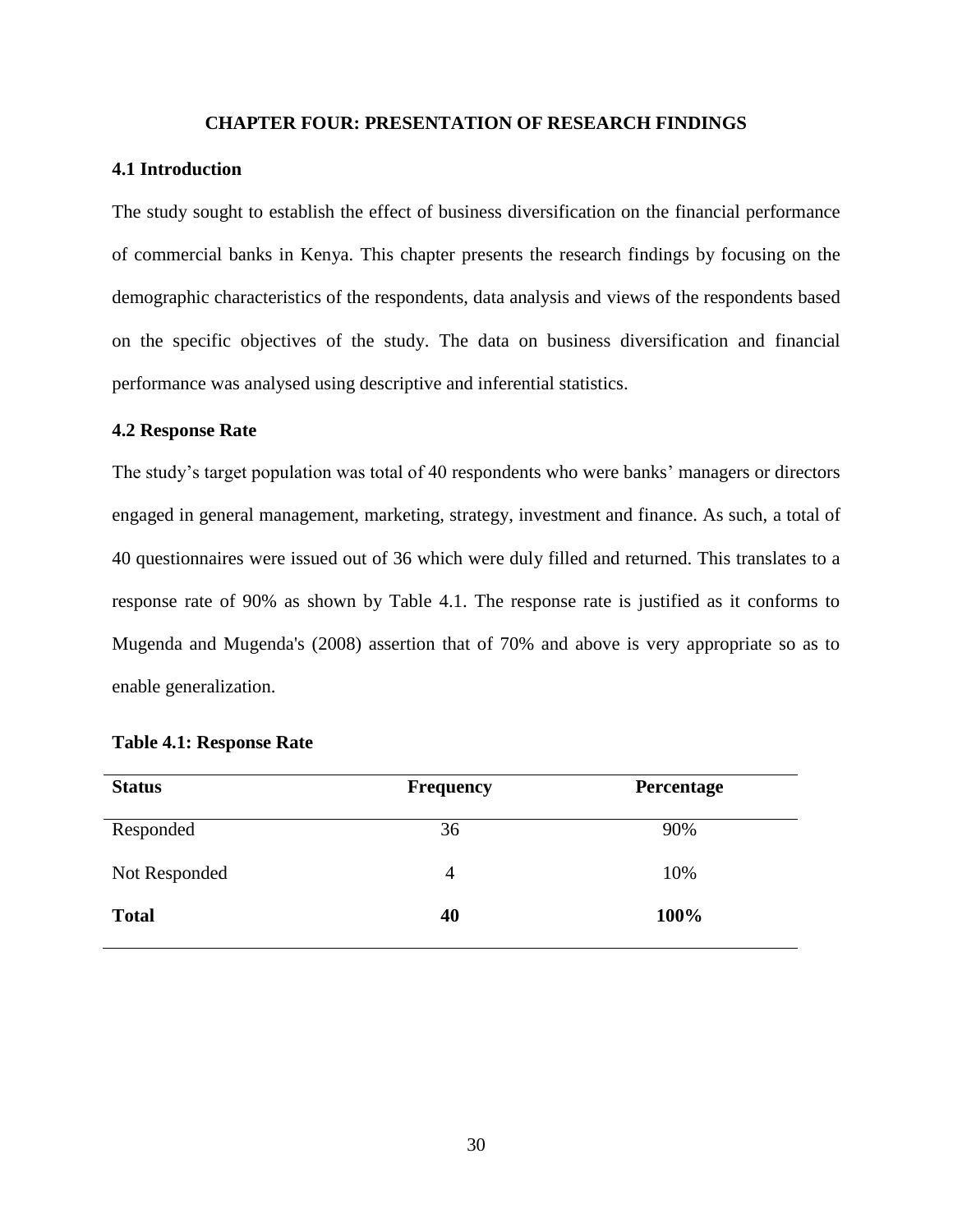# CHAPTER FOUR: PRESENTATION OF RESEARCH FINDINGS

## 4.1 Introduction

The study sought to establish the effect of business diversification on the financial performance of commercial banks in Kenya. This chapter presents the research findings by focusing on the demographic characteristics of the respondents, data analysis and views of the respondents based on the specific objectives of the study. The data on business diversification and financial performance was analysed using descriptive and inferential statistics.

## 4.2 Response Rate

The study's target population was total of 40 respondents who were banks' managers or directors engaged in general management, marketing, strategy, investment and finance. As such, a total of 40 questionnaires were issued out of 36 which were duly filled and returned. This translates to a response rate of 90% as shown by Table 4.1. The response rate is justified as it conforms to Mugenda and Mugenda's (2008) assertion that of 70% and above is very appropriate so as to enable generalization.

**Table 4.1: Response Rate**

| Status | Frequency | Percentage |
|---|---|---|
| Responded | 36 | 90% |
| Not Responded | 4 | 10% |
| **Total** | **40** | **100%** |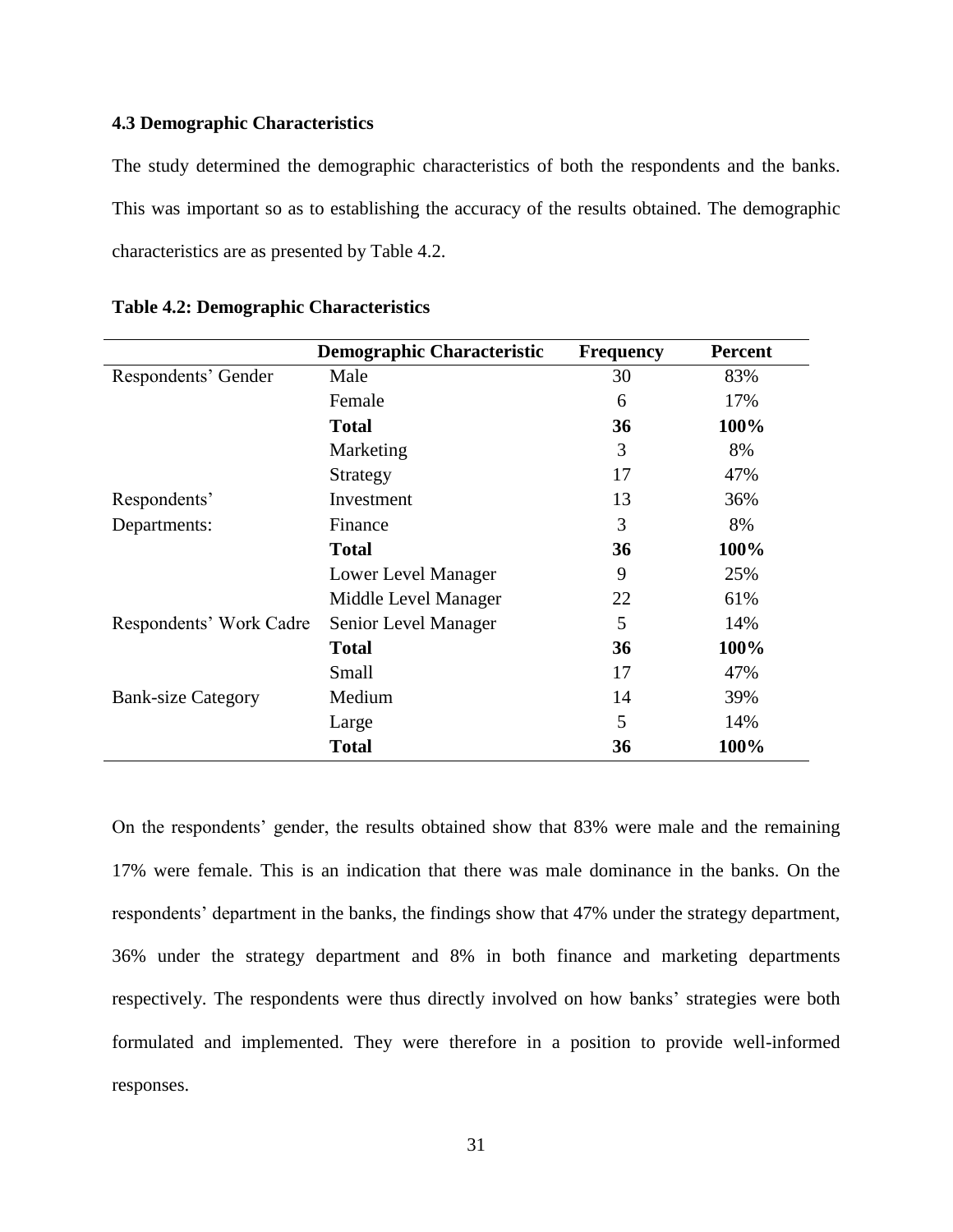### 4.3 Demographic Characteristics

The study determined the demographic characteristics of both the respondents and the banks. This was important so as to establishing the accuracy of the results obtained. The demographic characteristics are as presented by Table 4.2.

**Table 4.2: Demographic Characteristics**

| | Demographic Characteristic | Frequency | Percent |
|---|---|---|---|
| Respondents' Gender | Male | 30 | 83% |
| | Female | 6 | 17% |
| | **Total** | **36** | **100%** |
| Respondents' Departments: | Marketing | 3 | 8% |
| | Strategy | 17 | 47% |
| | Investment | 13 | 36% |
| | Finance | 3 | 8% |
| | **Total** | **36** | **100%** |
| Respondents' Work Cadre | Lower Level Manager | 9 | 25% |
| | Middle Level Manager | 22 | 61% |
| | Senior Level Manager | 5 | 14% |
| | **Total** | **36** | **100%** |
| Bank-size Category | Small | 17 | 47% |
| | Medium | 14 | 39% |
| | Large | 5 | 14% |
| | **Total** | **36** | **100%** |

On the respondents' gender, the results obtained show that 83% were male and the remaining 17% were female. This is an indication that there was male dominance in the banks. On the respondents' department in the banks, the findings show that 47% under the strategy department, 36% under the strategy department and 8% in both finance and marketing departments respectively. The respondents were thus directly involved on how banks' strategies were both formulated and implemented. They were therefore in a position to provide well-informed responses.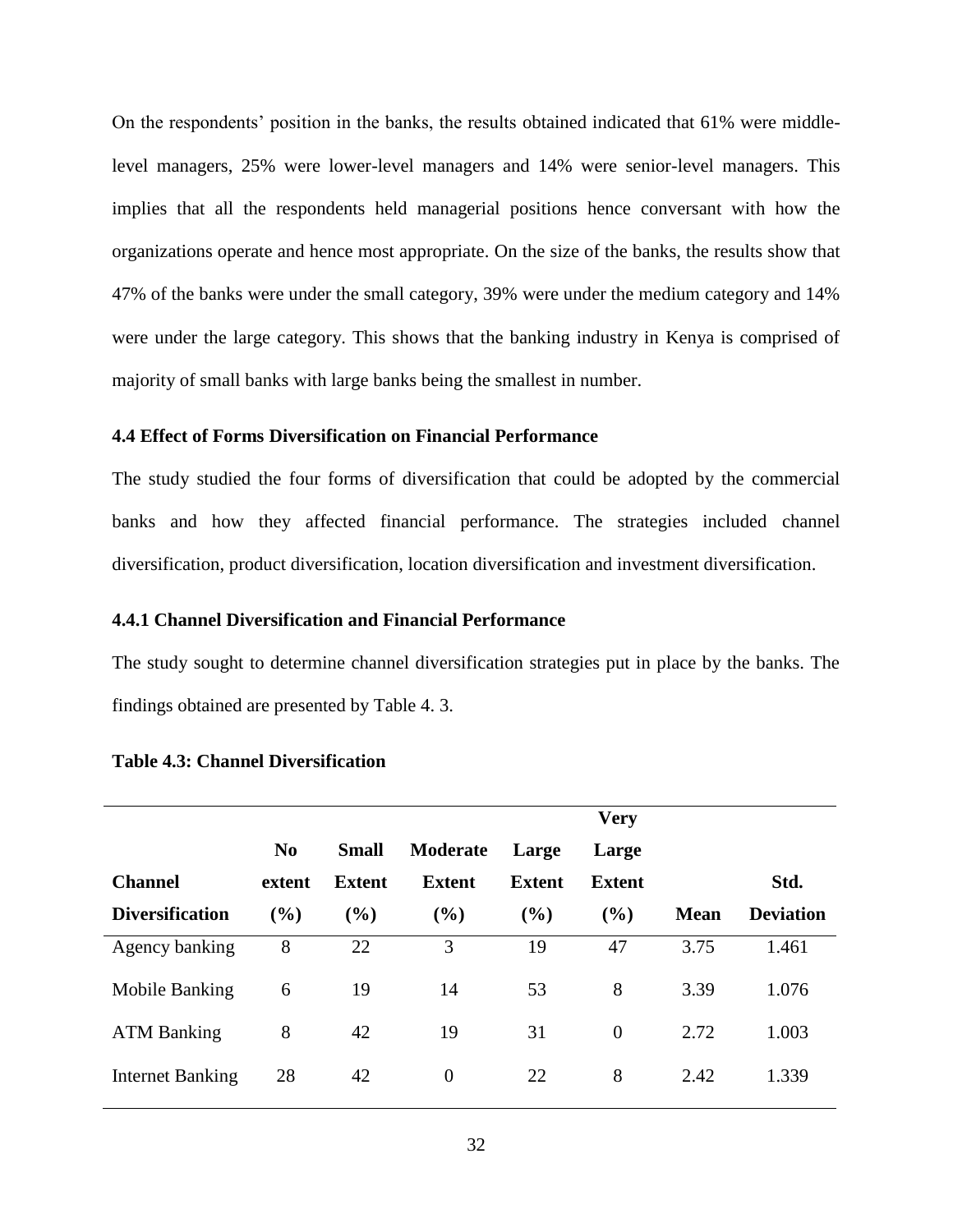On the respondents' position in the banks, the results obtained indicated that 61% were middle-level managers, 25% were lower-level managers and 14% were senior-level managers. This implies that all the respondents held managerial positions hence conversant with how the organizations operate and hence most appropriate. On the size of the banks, the results show that 47% of the banks were under the small category, 39% were under the medium category and 14% were under the large category. This shows that the banking industry in Kenya is comprised of majority of small banks with large banks being the smallest in number.

### 4.4 Effect of Forms Diversification on Financial Performance

The study studied the four forms of diversification that could be adopted by the commercial banks and how they affected financial performance. The strategies included channel diversification, product diversification, location diversification and investment diversification.

#### 4.4.1 Channel Diversification and Financial Performance

The study sought to determine channel diversification strategies put in place by the banks. The findings obtained are presented by Table 4. 3.

**Table 4.3: Channel Diversification**

| Channel Diversification | No extent (%) | Small Extent (%) | Moderate Extent (%) | Large Extent (%) | Very Large Extent (%) | Mean | Std. Deviation |
|---|---|---|---|---|---|---|---|
| Agency banking | 8 | 22 | 3 | 19 | 47 | 3.75 | 1.461 |
| Mobile Banking | 6 | 19 | 14 | 53 | 8 | 3.39 | 1.076 |
| ATM Banking | 8 | 42 | 19 | 31 | 0 | 2.72 | 1.003 |
| Internet Banking | 28 | 42 | 0 | 22 | 8 | 2.42 | 1.339 |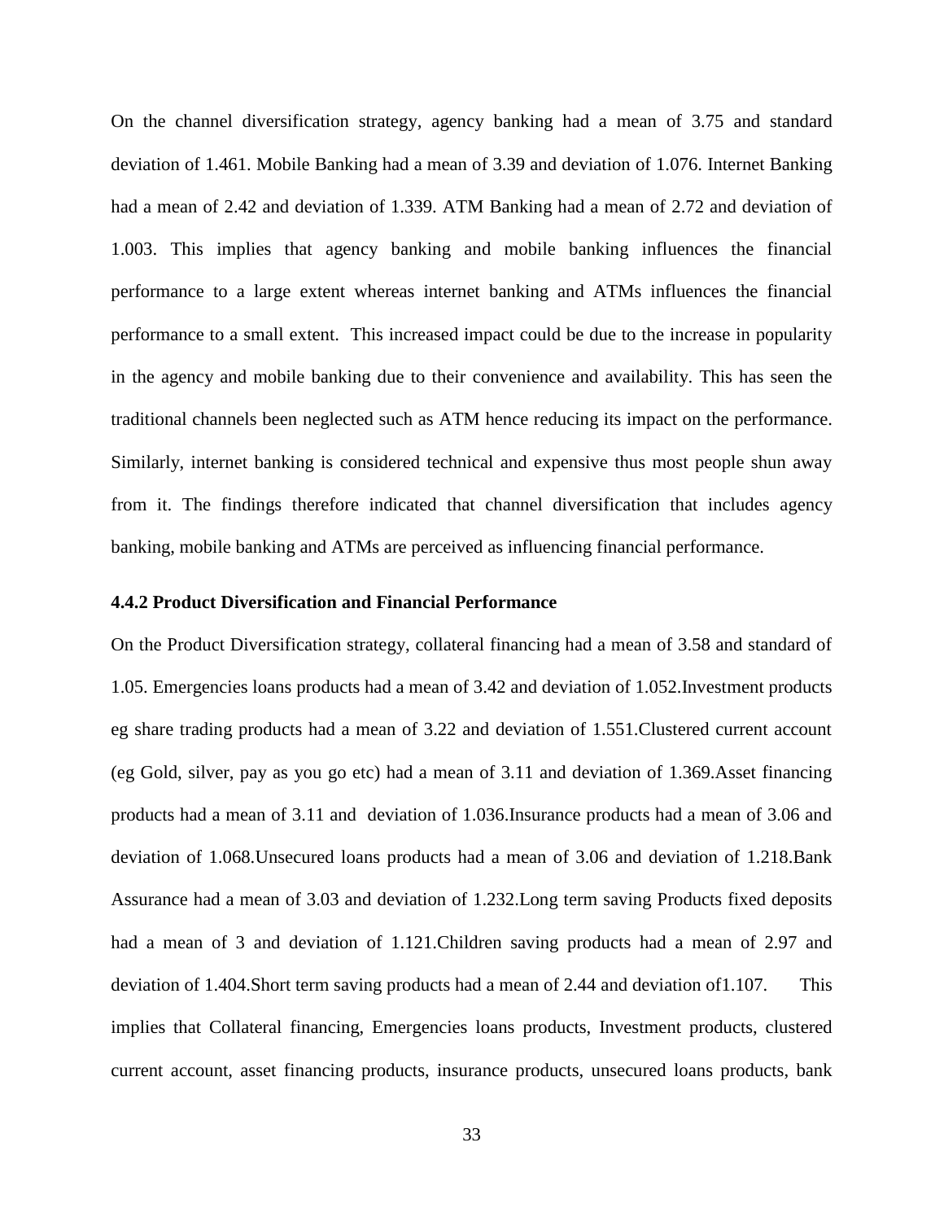On the channel diversification strategy, agency banking had a mean of 3.75 and standard deviation of 1.461. Mobile Banking had a mean of 3.39 and deviation of 1.076. Internet Banking had a mean of 2.42 and deviation of 1.339. ATM Banking had a mean of 2.72 and deviation of 1.003. This implies that agency banking and mobile banking influences the financial performance to a large extent whereas internet banking and ATMs influences the financial performance to a small extent. This increased impact could be due to the increase in popularity in the agency and mobile banking due to their convenience and availability. This has seen the traditional channels been neglected such as ATM hence reducing its impact on the performance. Similarly, internet banking is considered technical and expensive thus most people shun away from it. The findings therefore indicated that channel diversification that includes agency banking, mobile banking and ATMs are perceived as influencing financial performance.

### 4.4.2 Product Diversification and Financial Performance

On the Product Diversification strategy, collateral financing had a mean of 3.58 and standard of 1.05. Emergencies loans products had a mean of 3.42 and deviation of 1.052.Investment products eg share trading products had a mean of 3.22 and deviation of 1.551.Clustered current account (eg Gold, silver, pay as you go etc) had a mean of 3.11 and deviation of 1.369.Asset financing products had a mean of 3.11 and deviation of 1.036.Insurance products had a mean of 3.06 and deviation of 1.068.Unsecured loans products had a mean of 3.06 and deviation of 1.218.Bank Assurance had a mean of 3.03 and deviation of 1.232.Long term saving Products fixed deposits had a mean of 3 and deviation of 1.121.Children saving products had a mean of 2.97 and deviation of 1.404.Short term saving products had a mean of 2.44 and deviation of1.107. This implies that Collateral financing, Emergencies loans products, Investment products, clustered current account, asset financing products, insurance products, unsecured loans products, bank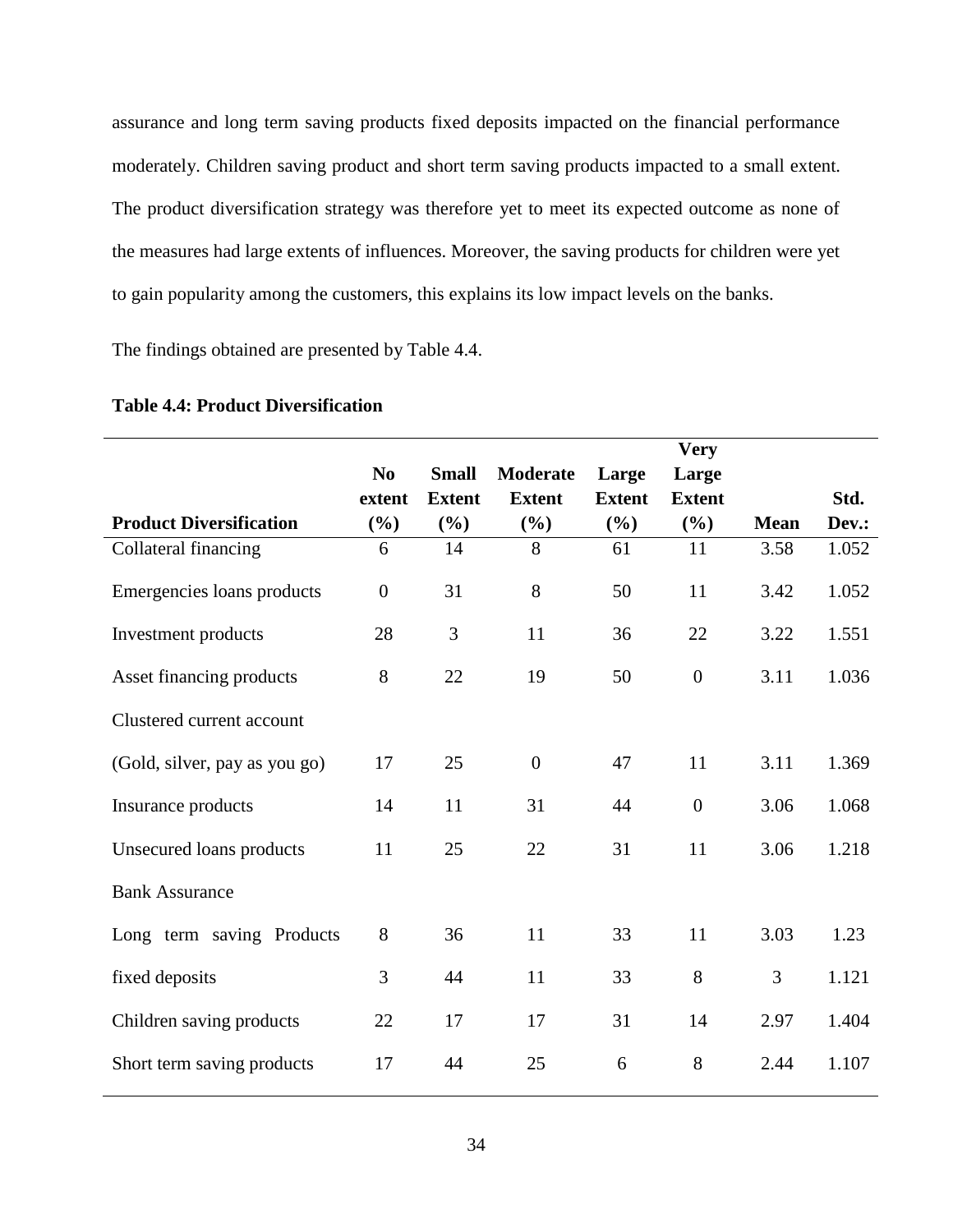assurance and long term saving products fixed deposits impacted on the financial performance moderately. Children saving product and short term saving products impacted to a small extent. The product diversification strategy was therefore yet to meet its expected outcome as none of the measures had large extents of influences. Moreover, the saving products for children were yet to gain popularity among the customers, this explains its low impact levels on the banks.

The findings obtained are presented by Table 4.4.

**Table 4.4: Product Diversification**

| Product Diversification | No extent (%) | Small Extent (%) | Moderate Extent (%) | Large Extent (%) | Very Large Extent (%) | Mean | Std. Dev.: |
|---|---|---|---|---|---|---|---|
| Collateral financing | 6 | 14 | 8 | 61 | 11 | 3.58 | 1.052 |
| Emergencies loans products | 0 | 31 | 8 | 50 | 11 | 3.42 | 1.052 |
| Investment products | 28 | 3 | 11 | 36 | 22 | 3.22 | 1.551 |
| Asset financing products | 8 | 22 | 19 | 50 | 0 | 3.11 | 1.036 |
| Clustered current account (Gold, silver, pay as you go) | 17 | 25 | 0 | 47 | 11 | 3.11 | 1.369 |
| Insurance products | 14 | 11 | 31 | 44 | 0 | 3.06 | 1.068 |
| Unsecured loans products | 11 | 25 | 22 | 31 | 11 | 3.06 | 1.218 |
| Bank Assurance | | | | | | | |
| Long term saving Products | 8 | 36 | 11 | 33 | 11 | 3.03 | 1.23 |
| fixed deposits | 3 | 44 | 11 | 33 | 8 | 3 | 1.121 |
| Children saving products | 22 | 17 | 17 | 31 | 14 | 2.97 | 1.404 |
| Short term saving products | 17 | 44 | 25 | 6 | 8 | 2.44 | 1.107 |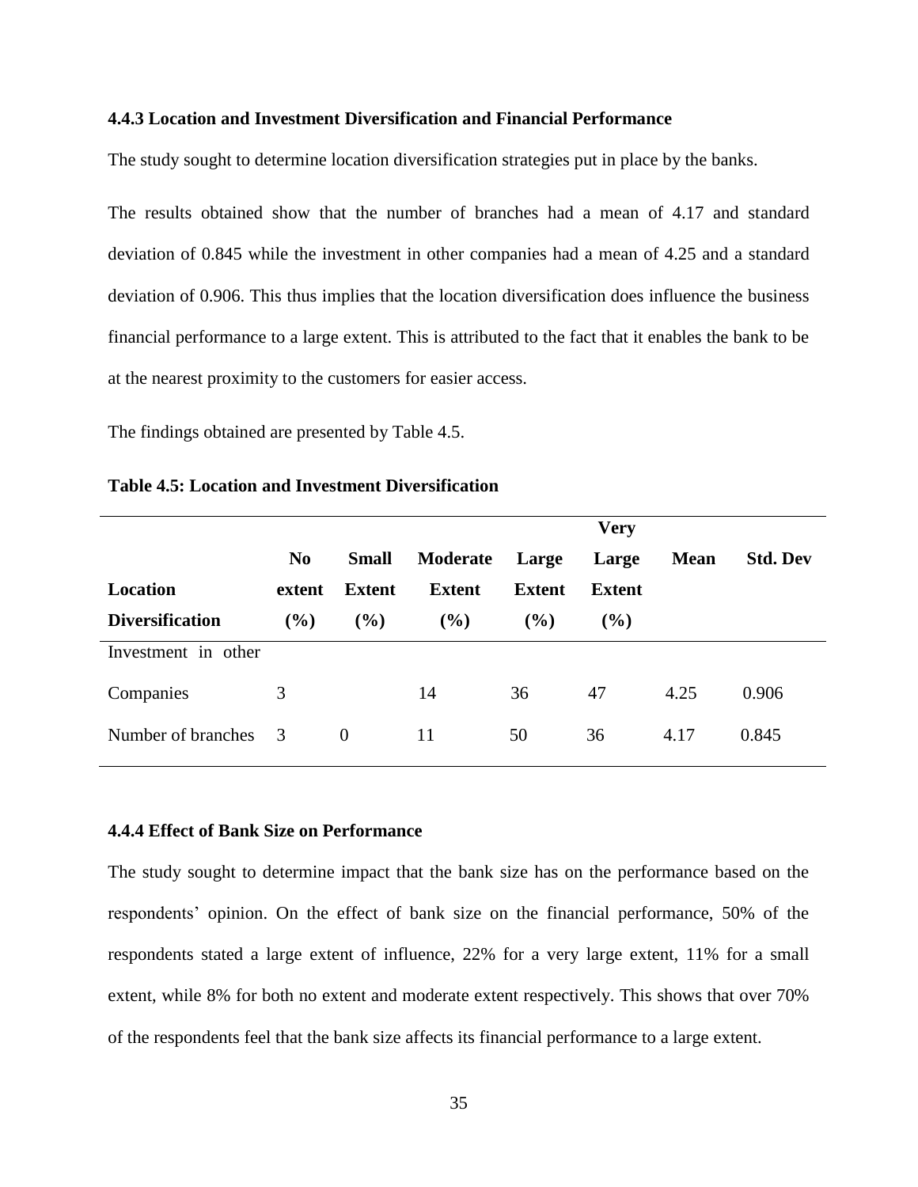### 4.4.3 Location and Investment Diversification and Financial Performance

The study sought to determine location diversification strategies put in place by the banks.

The results obtained show that the number of branches had a mean of 4.17 and standard deviation of 0.845 while the investment in other companies had a mean of 4.25 and a standard deviation of 0.906. This thus implies that the location diversification does influence the business financial performance to a large extent. This is attributed to the fact that it enables the bank to be at the nearest proximity to the customers for easier access.

The findings obtained are presented by Table 4.5.

**Table 4.5: Location and Investment Diversification**

| Location Diversification | No extent (%) | Small Extent (%) | Moderate Extent (%) | Large Extent (%) | Very Large Extent (%) | Mean | Std. Dev |
|---|---|---|---|---|---|---|---|
| Investment in other Companies | 3 | | 14 | 36 | 47 | 4.25 | 0.906 |
| Number of branches | 3 | 0 | 11 | 50 | 36 | 4.17 | 0.845 |

### 4.4.4 Effect of Bank Size on Performance

The study sought to determine impact that the bank size has on the performance based on the respondents' opinion. On the effect of bank size on the financial performance, 50% of the respondents stated a large extent of influence, 22% for a very large extent, 11% for a small extent, while 8% for both no extent and moderate extent respectively. This shows that over 70% of the respondents feel that the bank size affects its financial performance to a large extent.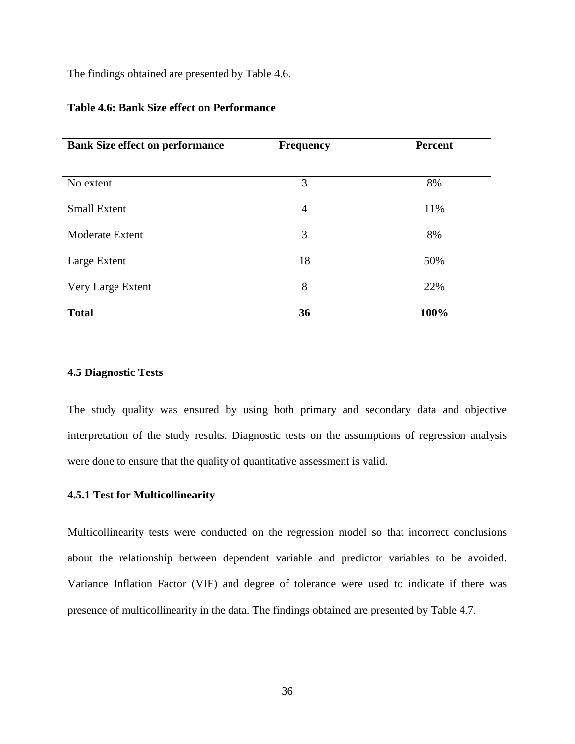The findings obtained are presented by Table 4.6.

**Table 4.6: Bank Size effect on Performance**

| Bank Size effect on performance | Frequency | Percent |
|---|---|---|
| No extent | 3 | 8% |
| Small Extent | 4 | 11% |
| Moderate Extent | 3 | 8% |
| Large Extent | 18 | 50% |
| Very Large Extent | 8 | 22% |
| **Total** | **36** | **100%** |

### 4.5 Diagnostic Tests

The study quality was ensured by using both primary and secondary data and objective interpretation of the study results. Diagnostic tests on the assumptions of regression analysis were done to ensure that the quality of quantitative assessment is valid.

#### 4.5.1 Test for Multicollinearity

Multicollinearity tests were conducted on the regression model so that incorrect conclusions about the relationship between dependent variable and predictor variables to be avoided. Variance Inflation Factor (VIF) and degree of tolerance were used to indicate if there was presence of multicollinearity in the data. The findings obtained are presented by Table 4.7.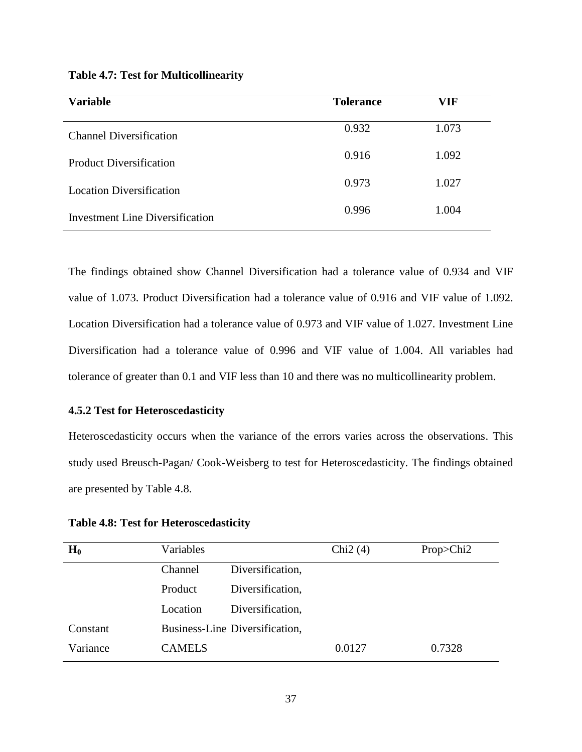**Table 4.7: Test for Multicollinearity**

| Variable | Tolerance | VIF |
|---|---|---|
| Channel Diversification | 0.932 | 1.073 |
| Product Diversification | 0.916 | 1.092 |
| Location Diversification | 0.973 | 1.027 |
| Investment Line Diversification | 0.996 | 1.004 |

The findings obtained show Channel Diversification had a tolerance value of 0.934 and VIF value of 1.073. Product Diversification had a tolerance value of 0.916 and VIF value of 1.092. Location Diversification had a tolerance value of 0.973 and VIF value of 1.027. Investment Line Diversification had a tolerance value of 0.996 and VIF value of 1.004. All variables had tolerance of greater than 0.1 and VIF less than 10 and there was no multicollinearity problem.

### 4.5.2 Test for Heteroscedasticity

Heteroscedasticity occurs when the variance of the errors varies across the observations. This study used Breusch-Pagan/ Cook-Weisberg to test for Heteroscedasticity. The findings obtained are presented by Table 4.8.

**Table 4.8: Test for Heteroscedasticity**

| $H_0$ | Variables | Chi2 (4) | Prop>Chi2 |
|---|---|---|---|
| Constant Variance | Channel Diversification, Product Diversification, Location Diversification, Business-Line Diversification, CAMELS | 0.0127 | 0.7328 |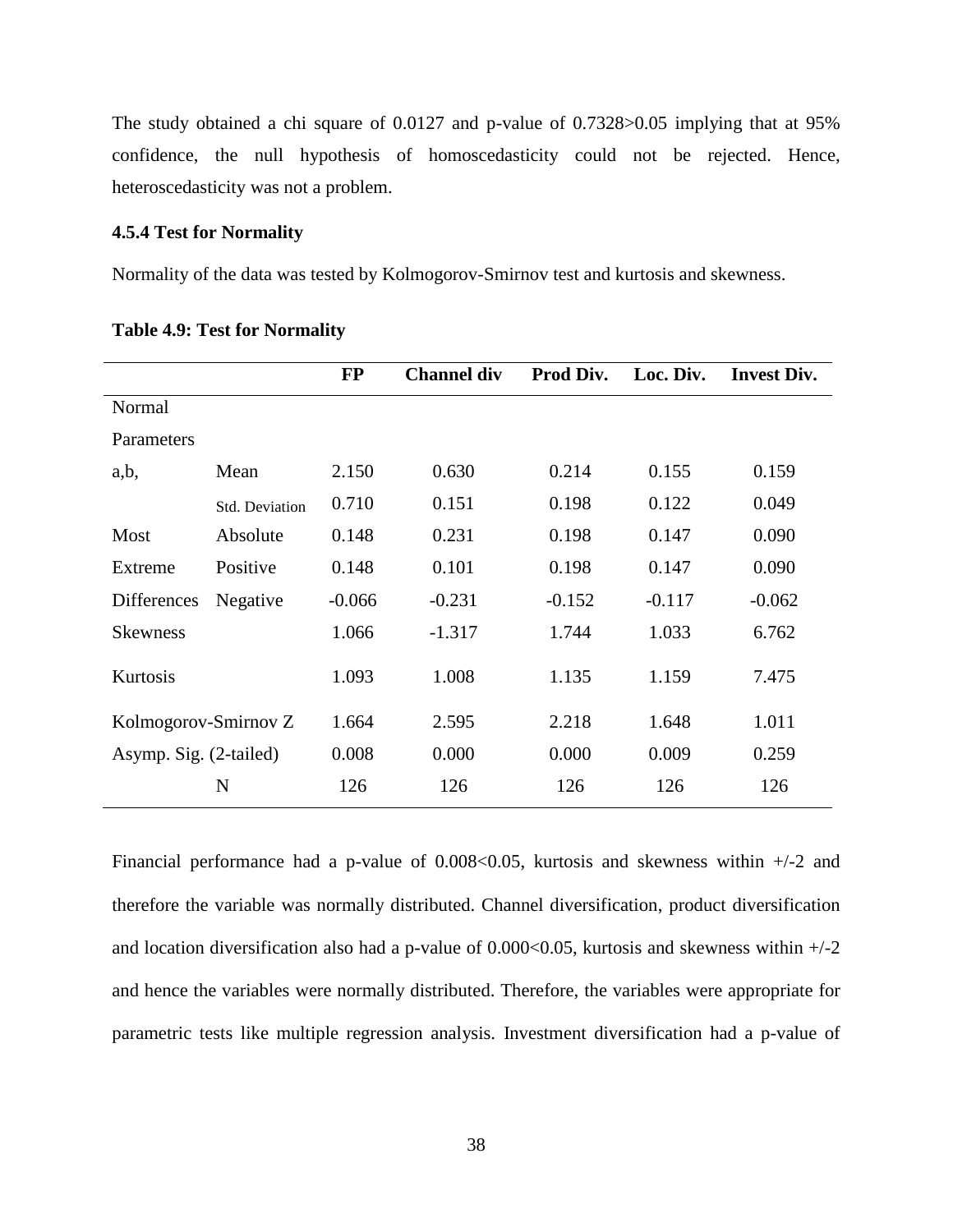The study obtained a chi square of 0.0127 and p-value of 0.7328>0.05 implying that at 95% confidence, the null hypothesis of homoscedasticity could not be rejected. Hence, heteroscedasticity was not a problem.

### 4.5.4 Test for Normality

Normality of the data was tested by Kolmogorov-Smirnov test and kurtosis and skewness.

**Table 4.9: Test for Normality**

| | | FP | Channel div | Prod Div. | Loc. Div. | Invest Div. |
|---|---|---|---|---|---|---|
| Normal Parameters a,b, | Mean | 2.150 | 0.630 | 0.214 | 0.155 | 0.159 |
| | Std. Deviation | 0.710 | 0.151 | 0.198 | 0.122 | 0.049 |
| Most Extreme Differences | Absolute | 0.148 | 0.231 | 0.198 | 0.147 | 0.090 |
| | Positive | 0.148 | 0.101 | 0.198 | 0.147 | 0.090 |
| | Negative | -0.066 | -0.231 | -0.152 | -0.117 | -0.062 |
| Skewness | | 1.066 | -1.317 | 1.744 | 1.033 | 6.762 |
| Kurtosis | | 1.093 | 1.008 | 1.135 | 1.159 | 7.475 |
| Kolmogorov-Smirnov Z | | 1.664 | 2.595 | 2.218 | 1.648 | 1.011 |
| Asymp. Sig. (2-tailed) | | 0.008 | 0.000 | 0.000 | 0.009 | 0.259 |
| | N | 126 | 126 | 126 | 126 | 126 |

Financial performance had a p-value of 0.008<0.05, kurtosis and skewness within +/-2 and therefore the variable was normally distributed. Channel diversification, product diversification and location diversification also had a p-value of 0.000<0.05, kurtosis and skewness within +/-2 and hence the variables were normally distributed. Therefore, the variables were appropriate for parametric tests like multiple regression analysis. Investment diversification had a p-value of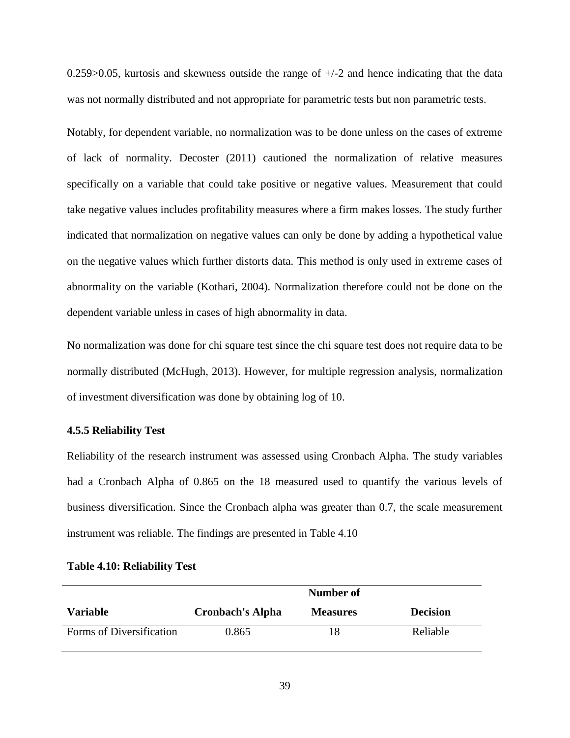0.259>0.05, kurtosis and skewness outside the range of +/-2 and hence indicating that the data was not normally distributed and not appropriate for parametric tests but non parametric tests.

Notably, for dependent variable, no normalization was to be done unless on the cases of extreme of lack of normality. Decoster (2011) cautioned the normalization of relative measures specifically on a variable that could take positive or negative values. Measurement that could take negative values includes profitability measures where a firm makes losses. The study further indicated that normalization on negative values can only be done by adding a hypothetical value on the negative values which further distorts data. This method is only used in extreme cases of abnormality on the variable (Kothari, 2004). Normalization therefore could not be done on the dependent variable unless in cases of high abnormality in data.

No normalization was done for chi square test since the chi square test does not require data to be normally distributed (McHugh, 2013). However, for multiple regression analysis, normalization of investment diversification was done by obtaining log of 10.

#### 4.5.5 Reliability Test

Reliability of the research instrument was assessed using Cronbach Alpha. The study variables had a Cronbach Alpha of 0.865 on the 18 measured used to quantify the various levels of business diversification. Since the Cronbach alpha was greater than 0.7, the scale measurement instrument was reliable. The findings are presented in Table 4.10

**Table 4.10: Reliability Test**

| Variable | Cronbach's Alpha | Number of Measures | Decision |
|---|---|---|---|
| Forms of Diversification | 0.865 | 18 | Reliable |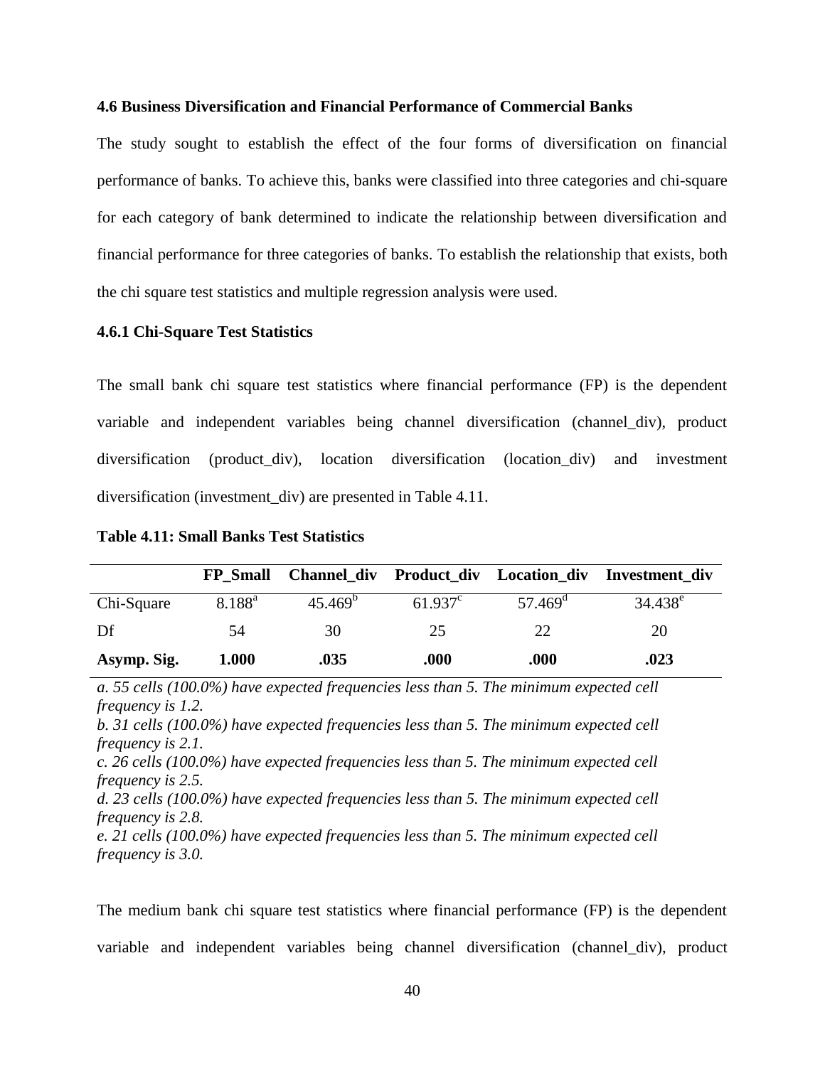### 4.6 Business Diversification and Financial Performance of Commercial Banks

The study sought to establish the effect of the four forms of diversification on financial performance of banks. To achieve this, banks were classified into three categories and chi-square for each category of bank determined to indicate the relationship between diversification and financial performance for three categories of banks. To establish the relationship that exists, both the chi square test statistics and multiple regression analysis were used.

#### 4.6.1 Chi-Square Test Statistics

The small bank chi square test statistics where financial performance (FP) is the dependent variable and independent variables being channel diversification (channel_div), product diversification (product_div), location diversification (location_div) and investment diversification (investment_div) are presented in Table 4.11.

**Table 4.11: Small Banks Test Statistics**

| | FP_Small | Channel_div | Product_div | Location_div | Investment_div |
|---|---|---|---|---|---|
| Chi-Square | 8.188[a] | 45.469[b] | 61.937[c] | 57.469[d] | 34.438[e] |
| Df | 54 | 30 | 25 | 22 | 20 |
| **Asymp. Sig.** | **1.000** | **.035** | **.000** | **.000** | **.023** |

*a. 55 cells (100.0%) have expected frequencies less than 5. The minimum expected cell frequency is 1.2.*
*b. 31 cells (100.0%) have expected frequencies less than 5. The minimum expected cell frequency is 2.1.*
*c. 26 cells (100.0%) have expected frequencies less than 5. The minimum expected cell frequency is 2.5.*
*d. 23 cells (100.0%) have expected frequencies less than 5. The minimum expected cell frequency is 2.8.*
*e. 21 cells (100.0%) have expected frequencies less than 5. The minimum expected cell frequency is 3.0.*

The medium bank chi square test statistics where financial performance (FP) is the dependent variable and independent variables being channel diversification (channel_div), product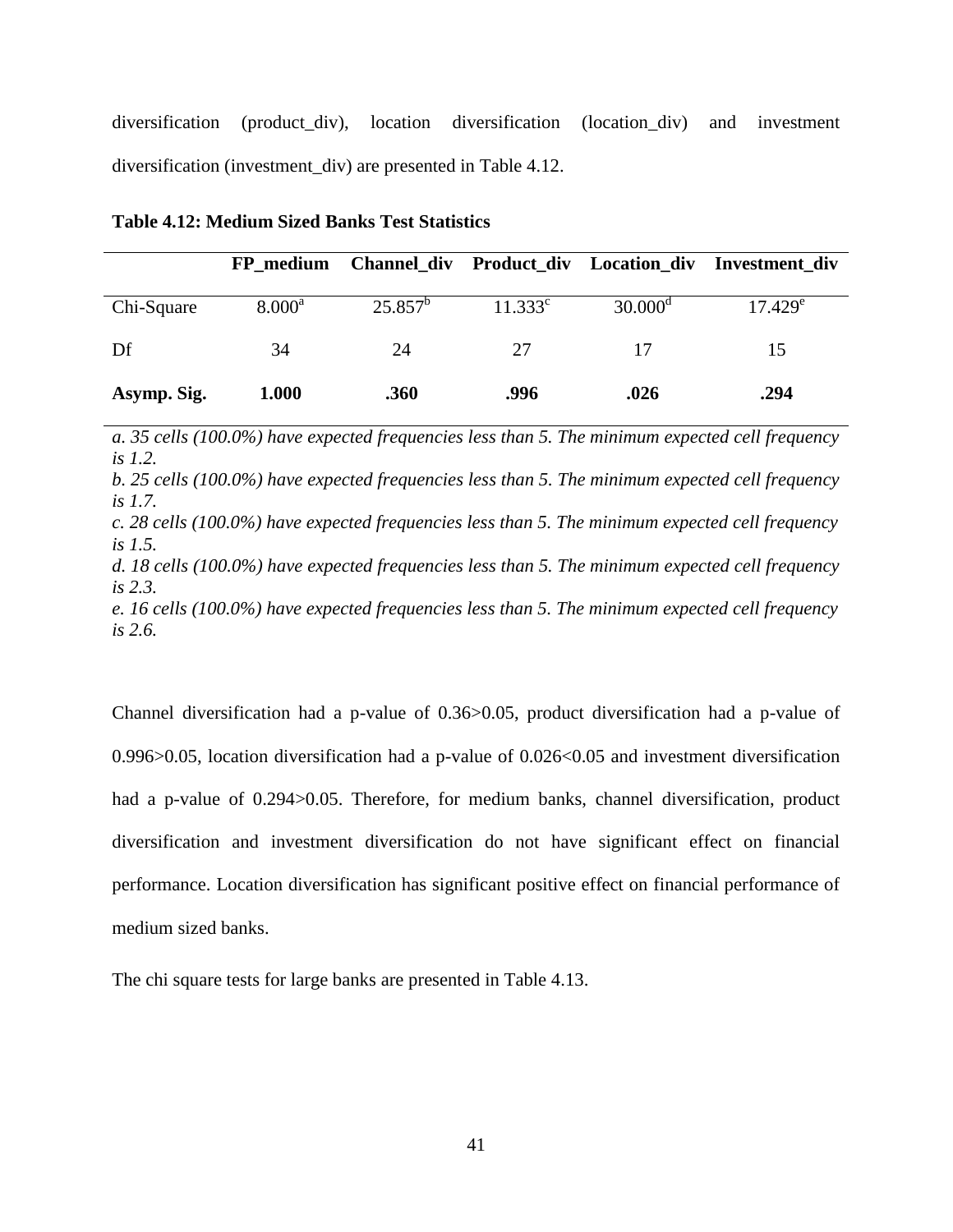diversification (product_div), location diversification (location_div) and investment diversification (investment_div) are presented in Table 4.12.

**Table 4.12: Medium Sized Banks Test Statistics**

| | **FP_medium** | **Channel_div** | **Product_div** | **Location_div** | **Investment_div** |
|---|---|---|---|---|---|
| Chi-Square | 8.000[a] | 25.857[b] | 11.333[c] | 30.000[d] | 17.429[e] |
| Df | 34 | 24 | 27 | 17 | 15 |
| **Asymp. Sig.** | **1.000** | **.360** | **.996** | **.026** | **.294** |

*a. 35 cells (100.0%) have expected frequencies less than 5. The minimum expected cell frequency is 1.2.*

*b. 25 cells (100.0%) have expected frequencies less than 5. The minimum expected cell frequency is 1.7.*

*c. 28 cells (100.0%) have expected frequencies less than 5. The minimum expected cell frequency is 1.5.*

*d. 18 cells (100.0%) have expected frequencies less than 5. The minimum expected cell frequency is 2.3.*

*e. 16 cells (100.0%) have expected frequencies less than 5. The minimum expected cell frequency is 2.6.*

Channel diversification had a p-value of $0.36>0.05$, product diversification had a p-value of $0.996>0.05$, location diversification had a p-value of $0.026<0.05$ and investment diversification had a p-value of $0.294>0.05$. Therefore, for medium banks, channel diversification, product diversification and investment diversification do not have significant effect on financial performance. Location diversification has significant positive effect on financial performance of medium sized banks.

The chi square tests for large banks are presented in Table 4.13.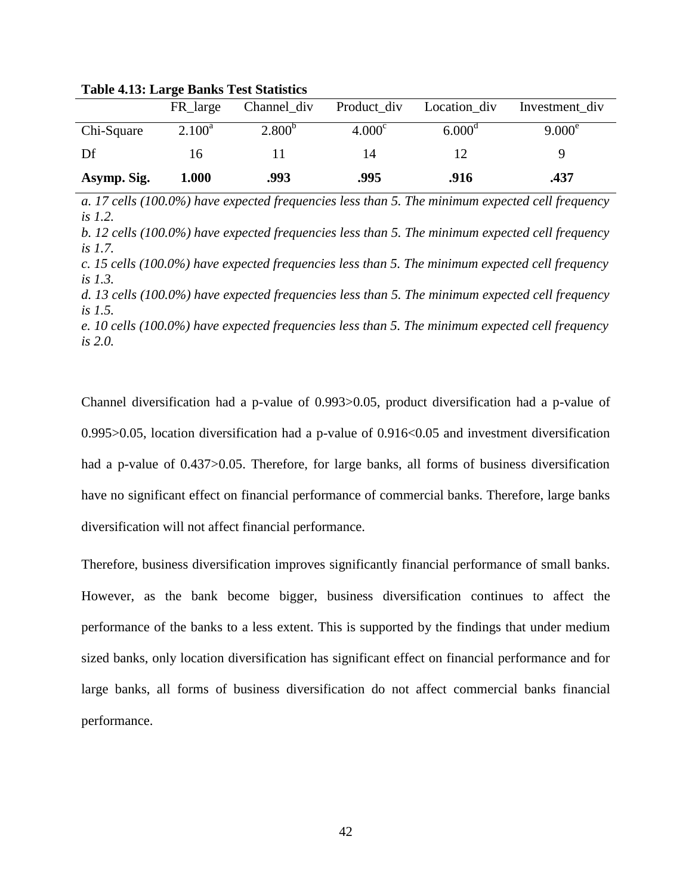**Table 4.13: Large Banks Test Statistics**

| | FR_large | Channel_div | Product_div | Location_div | Investment_div |
|---|---|---|---|---|---|
| Chi-Square | 2.100[a] | 2.800[b] | 4.000[c] | 6.000[d] | 9.000[e] |
| Df | 16 | 11 | 14 | 12 | 9 |
| **Asymp. Sig.** | **1.000** | **.993** | **.995** | **.916** | **.437** |

*a. 17 cells (100.0%) have expected frequencies less than 5. The minimum expected cell frequency is 1.2.*

*b. 12 cells (100.0%) have expected frequencies less than 5. The minimum expected cell frequency is 1.7.*

*c. 15 cells (100.0%) have expected frequencies less than 5. The minimum expected cell frequency is 1.3.*

*d. 13 cells (100.0%) have expected frequencies less than 5. The minimum expected cell frequency is 1.5.*

*e. 10 cells (100.0%) have expected frequencies less than 5. The minimum expected cell frequency is 2.0.*

Channel diversification had a p-value of 0.993>0.05, product diversification had a p-value of 0.995>0.05, location diversification had a p-value of 0.916<0.05 and investment diversification had a p-value of 0.437>0.05. Therefore, for large banks, all forms of business diversification have no significant effect on financial performance of commercial banks. Therefore, large banks diversification will not affect financial performance.

Therefore, business diversification improves significantly financial performance of small banks. However, as the bank become bigger, business diversification continues to affect the performance of the banks to a less extent. This is supported by the findings that under medium sized banks, only location diversification has significant effect on financial performance and for large banks, all forms of business diversification do not affect commercial banks financial performance.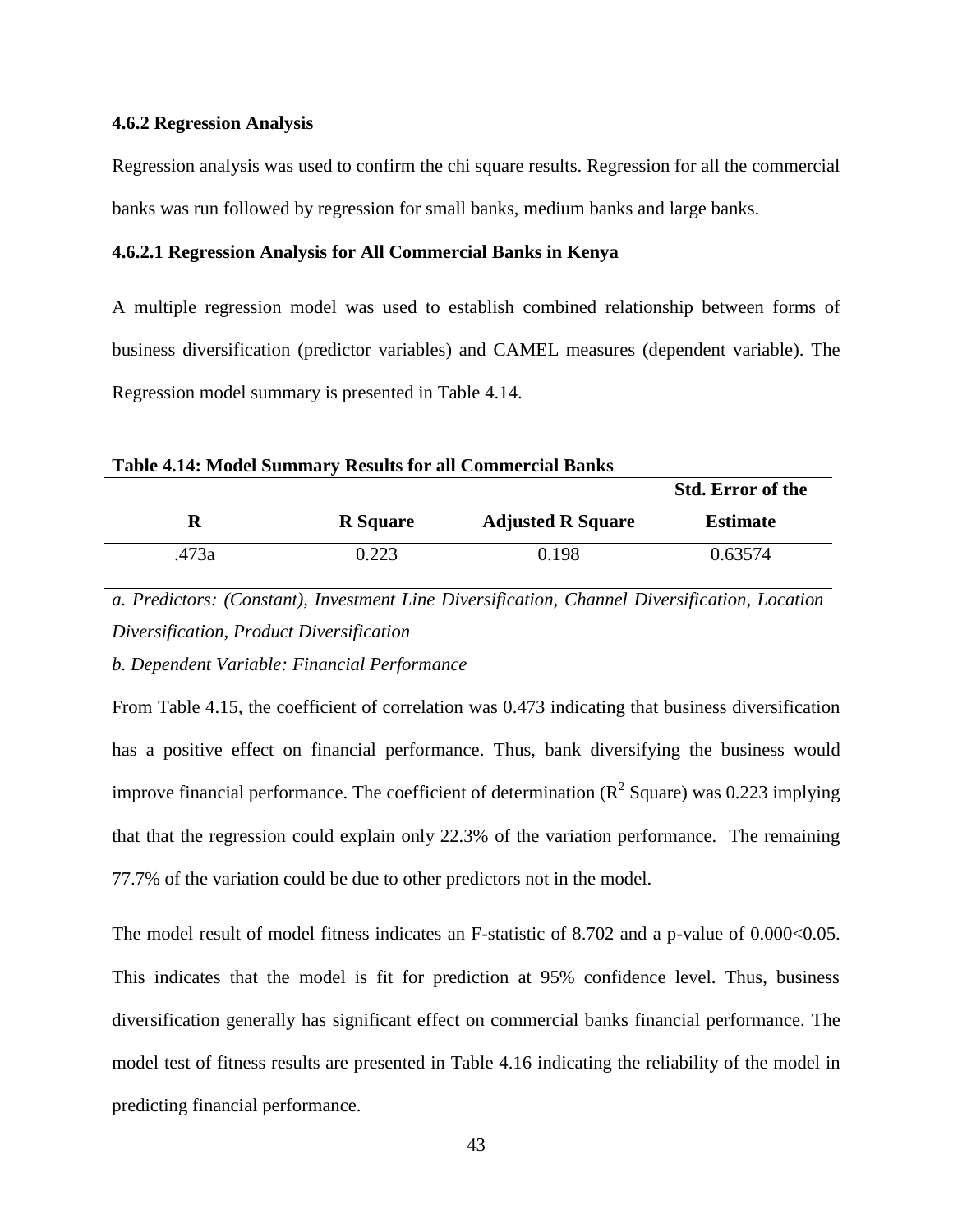**4.6.2 Regression Analysis**

Regression analysis was used to confirm the chi square results. Regression for all the commercial banks was run followed by regression for small banks, medium banks and large banks.

**4.6.2.1 Regression Analysis for All Commercial Banks in Kenya**

A multiple regression model was used to establish combined relationship between forms of business diversification (predictor variables) and CAMEL measures (dependent variable). The Regression model summary is presented in Table 4.14.

**Table 4.14: Model Summary Results for all Commercial Banks**

| R | R Square | Adjusted R Square | Std. Error of the Estimate |
|---|---|---|---|
| .473a | 0.223 | 0.198 | 0.63574 |

*a. Predictors: (Constant), Investment Line Diversification, Channel Diversification, Location Diversification, Product Diversification*

*b. Dependent Variable: Financial Performance*

From Table 4.15, the coefficient of correlation was 0.473 indicating that business diversification has a positive effect on financial performance. Thus, bank diversifying the business would improve financial performance. The coefficient of determination ($R^2$ Square) was 0.223 implying that that the regression could explain only 22.3% of the variation performance. The remaining 77.7% of the variation could be due to other predictors not in the model.

The model result of model fitness indicates an F-statistic of 8.702 and a p-value of $0.000<0.05$. This indicates that the model is fit for prediction at 95% confidence level. Thus, business diversification generally has significant effect on commercial banks financial performance. The model test of fitness results are presented in Table 4.16 indicating the reliability of the model in predicting financial performance.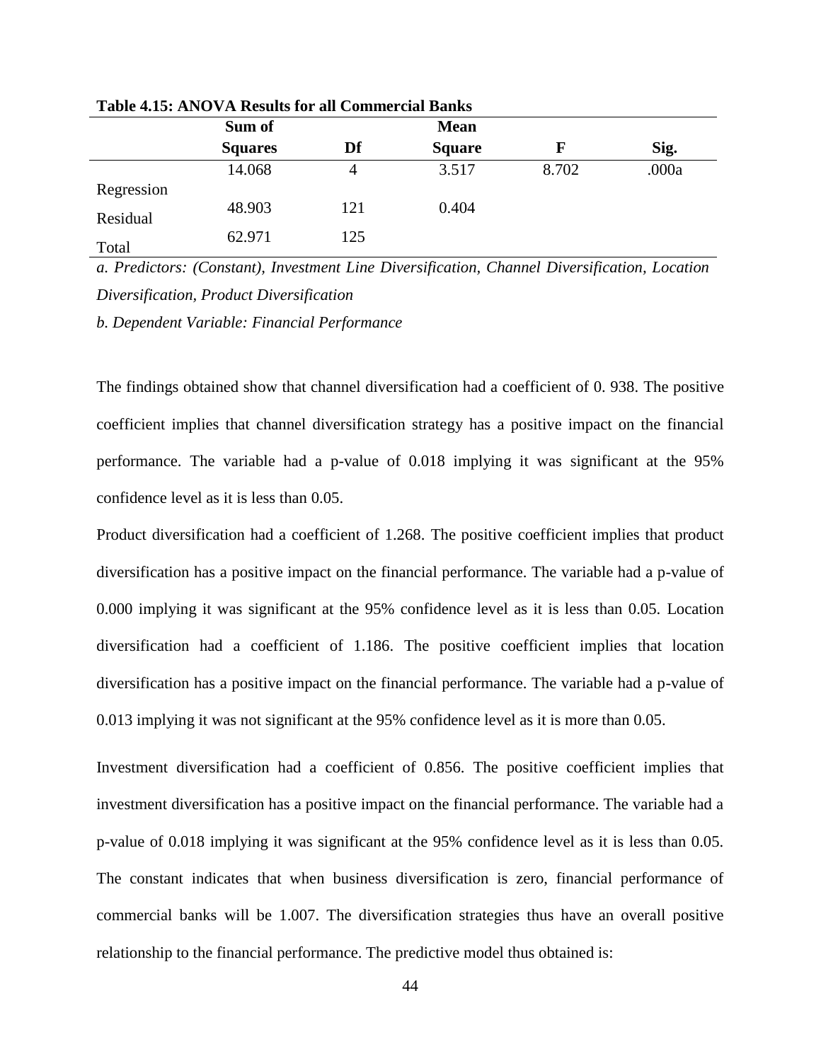**Table 4.15: ANOVA Results for all Commercial Banks**

| | Sum of Squares | Df | Mean Square | F | Sig. |
|---|---|---|---|---|---|
| Regression | 14.068 | 4 | 3.517 | 8.702 | .000a |
| Residual | 48.903 | 121 | 0.404 | | |
| Total | 62.971 | 125 | | | |

*a. Predictors: (Constant), Investment Line Diversification, Channel Diversification, Location Diversification, Product Diversification*

*b. Dependent Variable: Financial Performance*

The findings obtained show that channel diversification had a coefficient of 0. 938. The positive coefficient implies that channel diversification strategy has a positive impact on the financial performance. The variable had a p-value of 0.018 implying it was significant at the 95% confidence level as it is less than 0.05.

Product diversification had a coefficient of 1.268. The positive coefficient implies that product diversification has a positive impact on the financial performance. The variable had a p-value of 0.000 implying it was significant at the 95% confidence level as it is less than 0.05. Location diversification had a coefficient of 1.186. The positive coefficient implies that location diversification has a positive impact on the financial performance. The variable had a p-value of 0.013 implying it was not significant at the 95% confidence level as it is more than 0.05.

Investment diversification had a coefficient of 0.856. The positive coefficient implies that investment diversification has a positive impact on the financial performance. The variable had a p-value of 0.018 implying it was significant at the 95% confidence level as it is less than 0.05. The constant indicates that when business diversification is zero, financial performance of commercial banks will be 1.007. The diversification strategies thus have an overall positive relationship to the financial performance. The predictive model thus obtained is: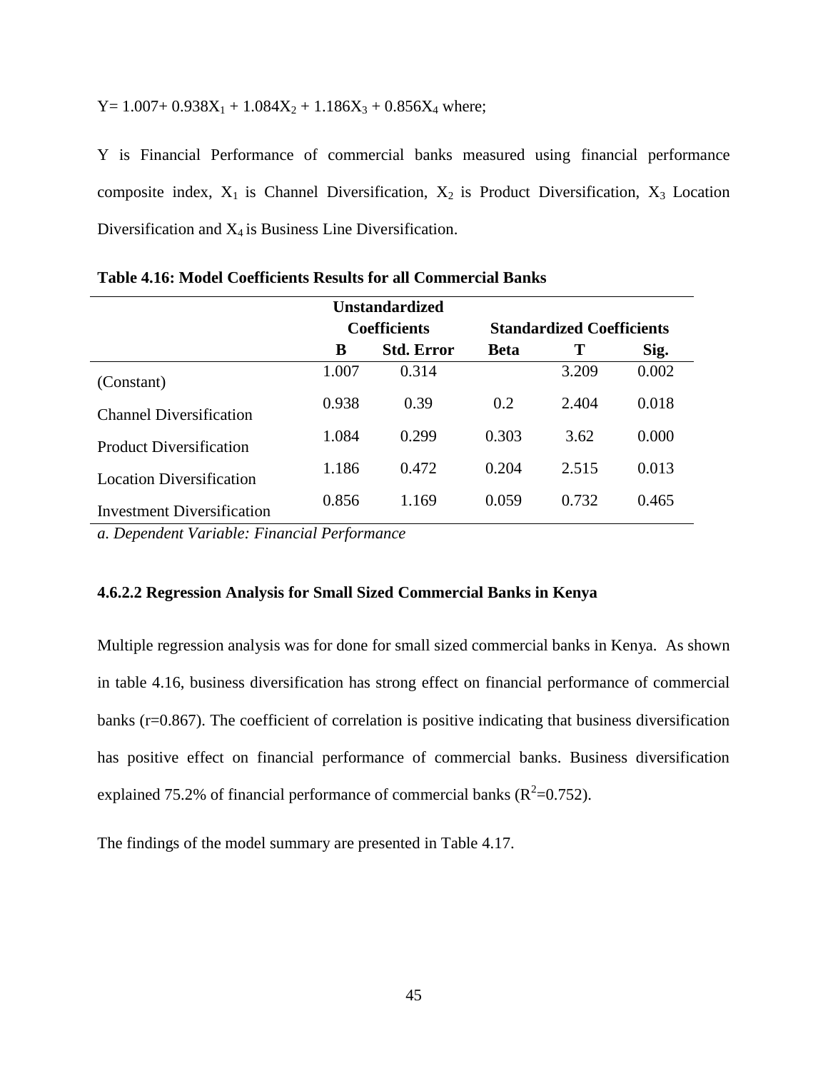$Y = 1.007 + 0.938X_1 + 1.084X_2 + 1.186X_3 + 0.856X_4$ where;

Y is Financial Performance of commercial banks measured using financial performance composite index, $X_1$ is Channel Diversification, $X_2$ is Product Diversification, $X_3$ Location Diversification and $X_4$ is Business Line Diversification.

**Table 4.16: Model Coefficients Results for all Commercial Banks**

| | Unstandardized Coefficients | | Standardized Coefficients | | |
|---|---|---|---|---|---|
| | **B** | **Std. Error** | **Beta** | **T** | **Sig.** |
| (Constant) | 1.007 | 0.314 | | 3.209 | 0.002 |
| Channel Diversification | 0.938 | 0.39 | 0.2 | 2.404 | 0.018 |
| Product Diversification | 1.084 | 0.299 | 0.303 | 3.62 | 0.000 |
| Location Diversification | 1.186 | 0.472 | 0.204 | 2.515 | 0.013 |
| Investment Diversification | 0.856 | 1.169 | 0.059 | 0.732 | 0.465 |

*a. Dependent Variable: Financial Performance*

#### 4.6.2.2 Regression Analysis for Small Sized Commercial Banks in Kenya

Multiple regression analysis was for done for small sized commercial banks in Kenya. As shown in table 4.16, business diversification has strong effect on financial performance of commercial banks (r=0.867). The coefficient of correlation is positive indicating that business diversification has positive effect on financial performance of commercial banks. Business diversification explained 75.2% of financial performance of commercial banks ($R^2$=0.752).

The findings of the model summary are presented in Table 4.17.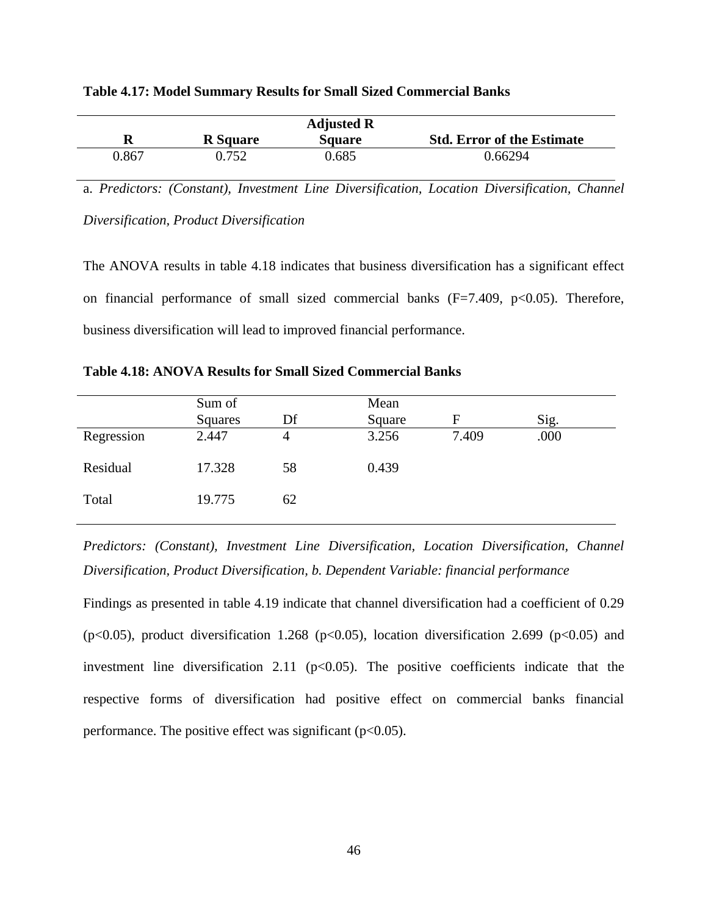**Table 4.17: Model Summary Results for Small Sized Commercial Banks**

| R | R Square | Adjusted R Square | Std. Error of the Estimate |
|---|---|---|---|
| 0.867 | 0.752 | 0.685 | 0.66294 |

a. *Predictors: (Constant), Investment Line Diversification, Location Diversification, Channel Diversification, Product Diversification*

The ANOVA results in table 4.18 indicates that business diversification has a significant effect on financial performance of small sized commercial banks ($F=7.409$, $p<0.05$). Therefore, business diversification will lead to improved financial performance.

**Table 4.18: ANOVA Results for Small Sized Commercial Banks**

| | Sum of Squares | Df | Mean Square | F | Sig. |
|---|---|---|---|---|---|
| Regression | 2.447 | 4 | 3.256 | 7.409 | .000 |
| Residual | 17.328 | 58 | 0.439 | | |
| Total | 19.775 | 62 | | | |

*Predictors: (Constant), Investment Line Diversification, Location Diversification, Channel Diversification, Product Diversification, b. Dependent Variable: financial performance*

Findings as presented in table 4.19 indicate that channel diversification had a coefficient of 0.29 ($p<0.05$), product diversification 1.268 ($p<0.05$), location diversification 2.699 ($p<0.05$) and investment line diversification 2.11 ($p<0.05$). The positive coefficients indicate that the respective forms of diversification had positive effect on commercial banks financial performance. The positive effect was significant ($p<0.05$).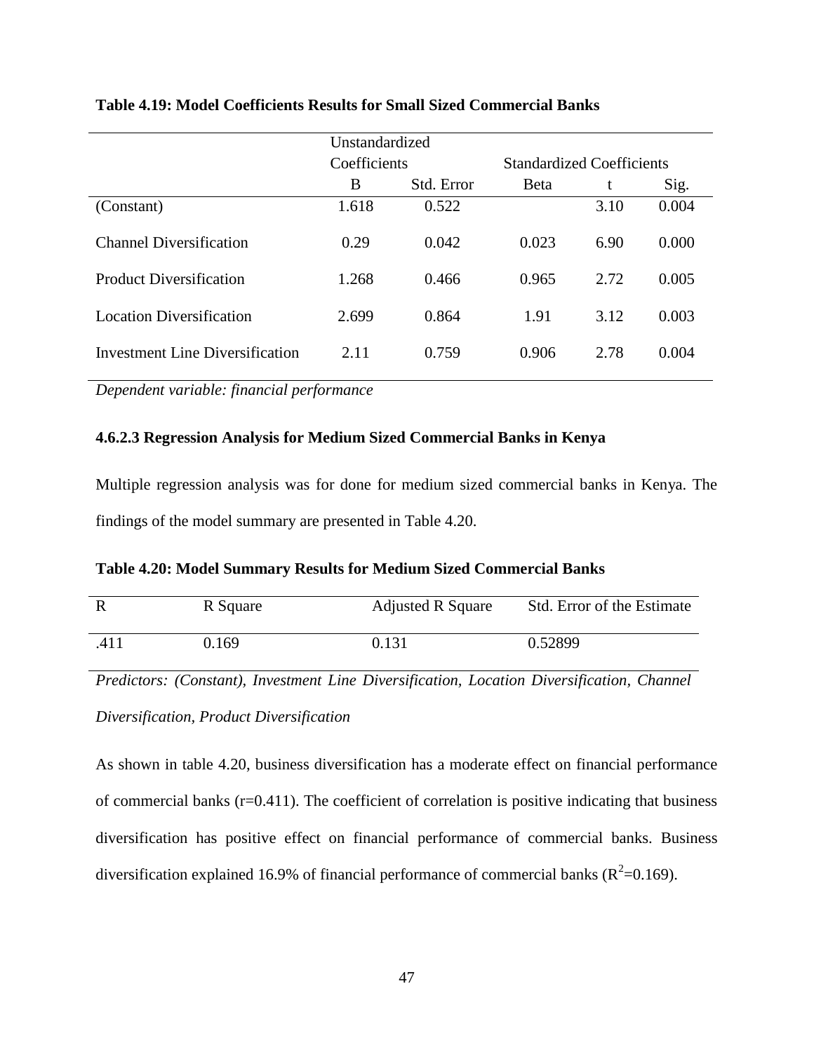**Table 4.19: Model Coefficients Results for Small Sized Commercial Banks**

| | Unstandardized Coefficients | | Standardized Coefficients | | |
|---|---|---|---|---|---|
| | B | Std. Error | Beta | t | Sig. |
| (Constant) | 1.618 | 0.522 | | 3.10 | 0.004 |
| Channel Diversification | 0.29 | 0.042 | 0.023 | 6.90 | 0.000 |
| Product Diversification | 1.268 | 0.466 | 0.965 | 2.72 | 0.005 |
| Location Diversification | 2.699 | 0.864 | 1.91 | 3.12 | 0.003 |
| Investment Line Diversification | 2.11 | 0.759 | 0.906 | 2.78 | 0.004 |

*Dependent variable: financial performance*

#### 4.6.2.3 Regression Analysis for Medium Sized Commercial Banks in Kenya

Multiple regression analysis was for done for medium sized commercial banks in Kenya. The findings of the model summary are presented in Table 4.20.

**Table 4.20: Model Summary Results for Medium Sized Commercial Banks**

| R | R Square | Adjusted R Square | Std. Error of the Estimate |
|---|---|---|---|
| .411 | 0.169 | 0.131 | 0.52899 |

*Predictors: (Constant), Investment Line Diversification, Location Diversification, Channel Diversification, Product Diversification*

As shown in table 4.20, business diversification has a moderate effect on financial performance of commercial banks (r=0.411). The coefficient of correlation is positive indicating that business diversification has positive effect on financial performance of commercial banks. Business diversification explained 16.9% of financial performance of commercial banks ($R^2$=0.169).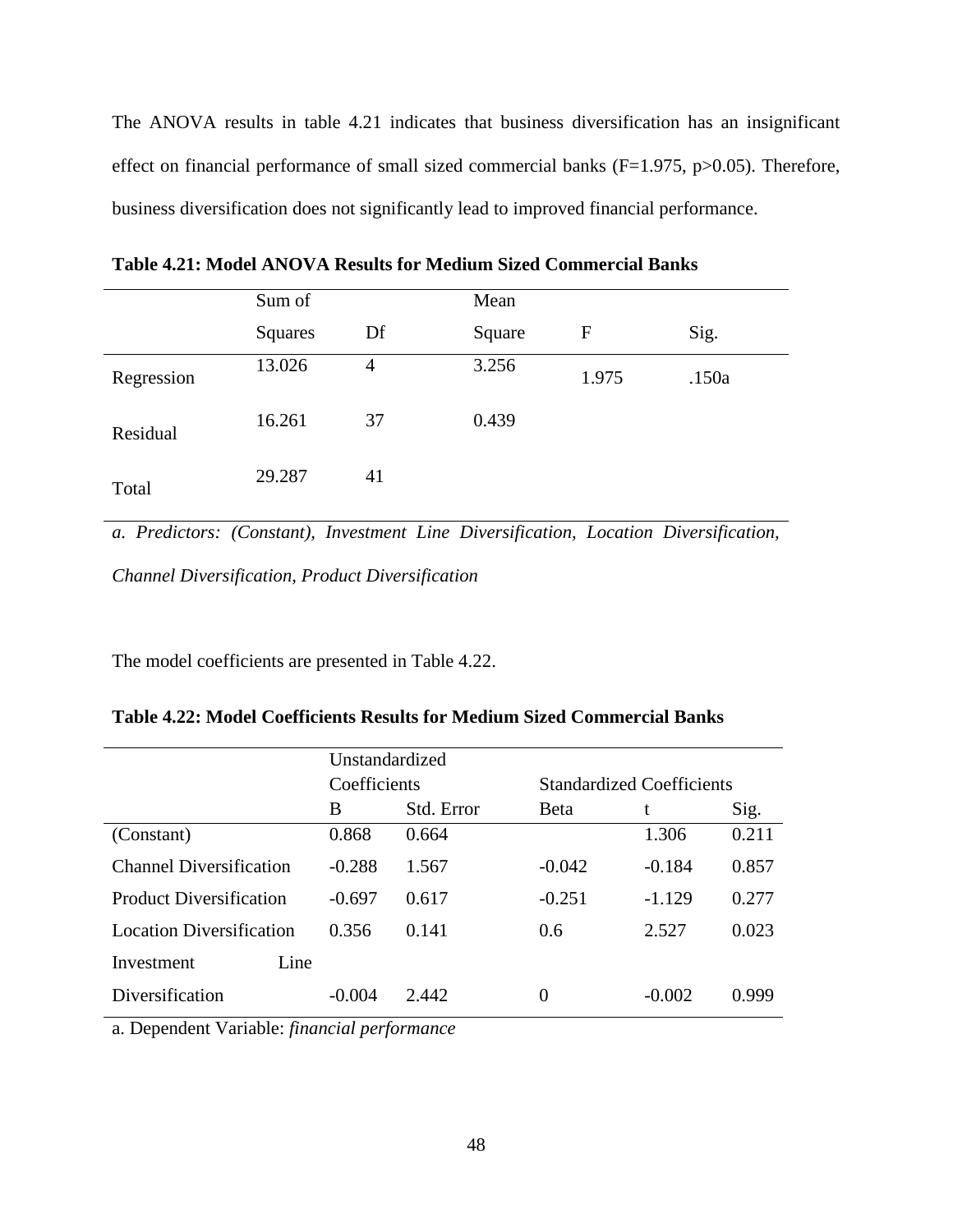The ANOVA results in table 4.21 indicates that business diversification has an insignificant effect on financial performance of small sized commercial banks ($F=1.975$, $p>0.05$). Therefore, business diversification does not significantly lead to improved financial performance.

**Table 4.21: Model ANOVA Results for Medium Sized Commercial Banks**

| | Sum of Squares | Df | Mean Square | F | Sig. |
|---|---|---|---|---|---|
| Regression | 13.026 | 4 | 3.256 | 1.975 | .150a |
| Residual | 16.261 | 37 | 0.439 | | |
| Total | 29.287 | 41 | | | |

*a. Predictors: (Constant), Investment Line Diversification, Location Diversification, Channel Diversification, Product Diversification*

The model coefficients are presented in Table 4.22.

**Table 4.22: Model Coefficients Results for Medium Sized Commercial Banks**

| | Unstandardized Coefficients | | Standardized Coefficients | | |
|---|---|---|---|---|---|
| | B | Std. Error | Beta | t | Sig. |
| (Constant) | 0.868 | 0.664 | | 1.306 | 0.211 |
| Channel Diversification | -0.288 | 1.567 | -0.042 | -0.184 | 0.857 |
| Product Diversification | -0.697 | 0.617 | -0.251 | -1.129 | 0.277 |
| Location Diversification | 0.356 | 0.141 | 0.6 | 2.527 | 0.023 |
| Investment Line Diversification | -0.004 | 2.442 | 0 | -0.002 | 0.999 |

a. Dependent Variable: *financial performance*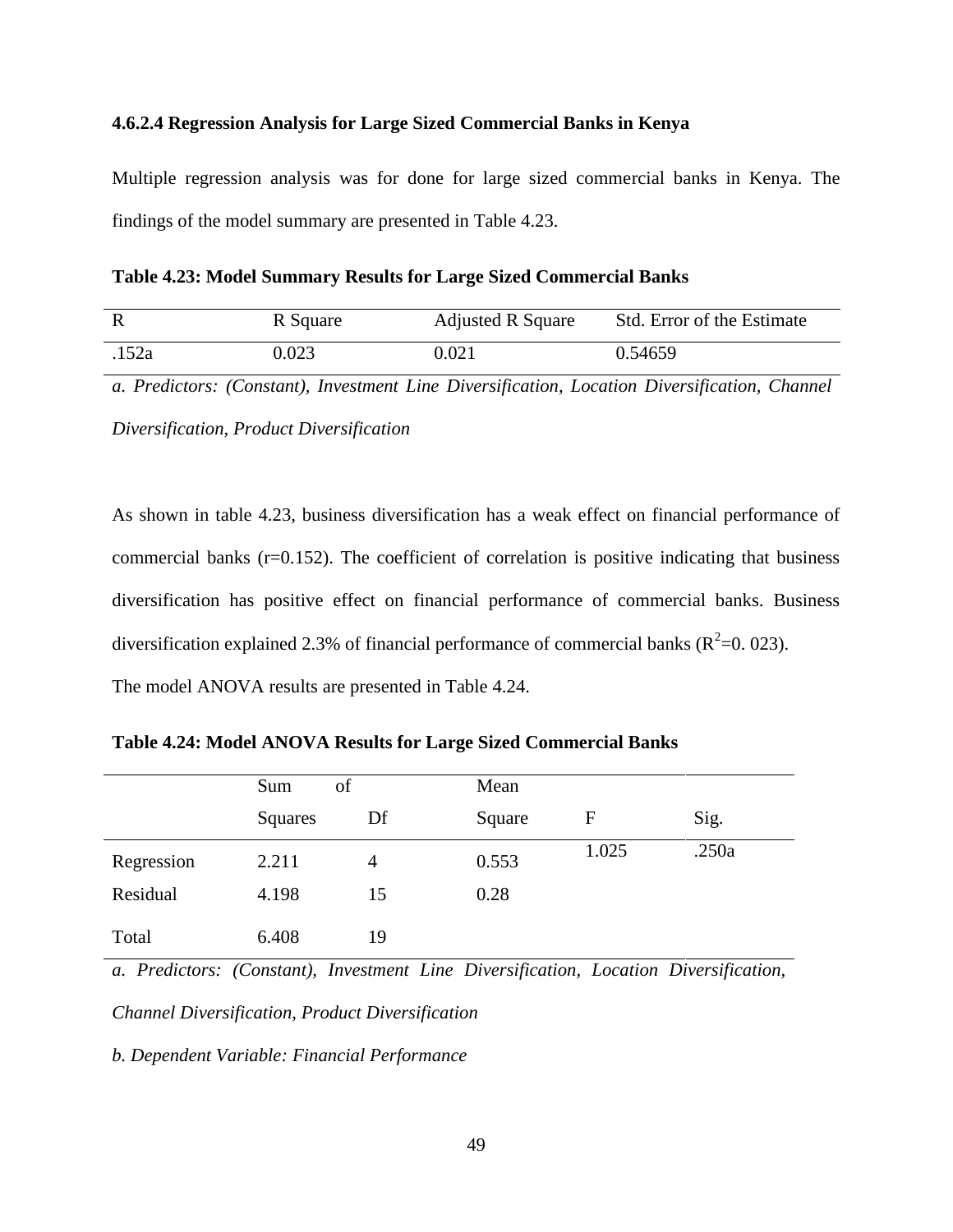#### 4.6.2.4 Regression Analysis for Large Sized Commercial Banks in Kenya

Multiple regression analysis was for done for large sized commercial banks in Kenya. The findings of the model summary are presented in Table 4.23.

**Table 4.23: Model Summary Results for Large Sized Commercial Banks**

| R | R Square | Adjusted R Square | Std. Error of the Estimate |
|---|---|---|---|
| .152a | 0.023 | 0.021 | 0.54659 |

*a. Predictors: (Constant), Investment Line Diversification, Location Diversification, Channel Diversification, Product Diversification*

As shown in table 4.23, business diversification has a weak effect on financial performance of commercial banks (r=0.152). The coefficient of correlation is positive indicating that business diversification has positive effect on financial performance of commercial banks. Business diversification explained 2.3% of financial performance of commercial banks ($R^2$=0. 023).

The model ANOVA results are presented in Table 4.24.

**Table 4.24: Model ANOVA Results for Large Sized Commercial Banks**

| | Sum of Squares | Df | Mean Square | F | Sig. |
|---|---|---|---|---|---|
| Regression | 2.211 | 4 | 0.553 | 1.025 | .250a |
| Residual | 4.198 | 15 | 0.28 | | |
| Total | 6.408 | 19 | | | |

*a. Predictors: (Constant), Investment Line Diversification, Location Diversification, Channel Diversification, Product Diversification*

*b. Dependent Variable: Financial Performance*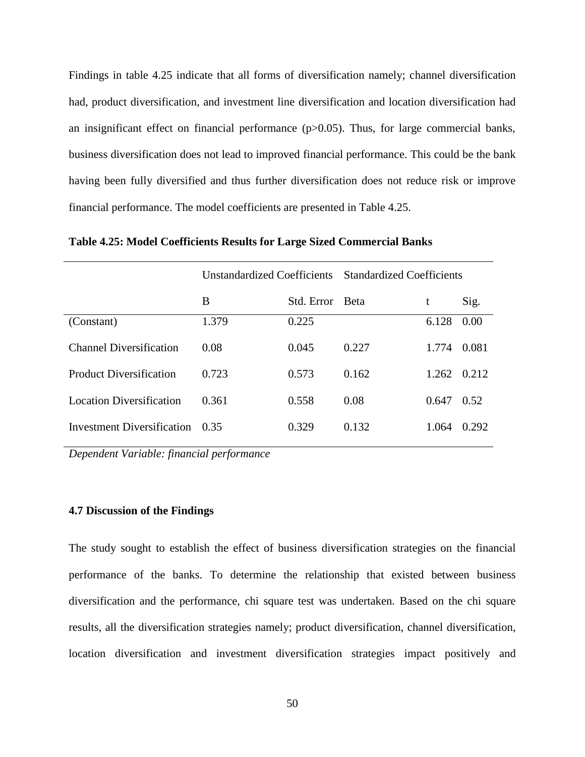Findings in table 4.25 indicate that all forms of diversification namely; channel diversification had, product diversification, and investment line diversification and location diversification had an insignificant effect on financial performance ($p>0.05$). Thus, for large commercial banks, business diversification does not lead to improved financial performance. This could be the bank having been fully diversified and thus further diversification does not reduce risk or improve financial performance. The model coefficients are presented in Table 4.25.

**Table 4.25: Model Coefficients Results for Large Sized Commercial Banks**

| | Unstandardized Coefficients | | Standardized Coefficients | | |
|---|---|---|---|---|---|
| | B | Std. Error | Beta | t | Sig. |
| (Constant) | 1.379 | 0.225 | | 6.128 | 0.00 |
| Channel Diversification | 0.08 | 0.045 | 0.227 | 1.774 | 0.081 |
| Product Diversification | 0.723 | 0.573 | 0.162 | 1.262 | 0.212 |
| Location Diversification | 0.361 | 0.558 | 0.08 | 0.647 | 0.52 |
| Investment Diversification | 0.35 | 0.329 | 0.132 | 1.064 | 0.292 |

*Dependent Variable: financial performance*

### 4.7 Discussion of the Findings

The study sought to establish the effect of business diversification strategies on the financial performance of the banks. To determine the relationship that existed between business diversification and the performance, chi square test was undertaken. Based on the chi square results, all the diversification strategies namely; product diversification, channel diversification, location diversification and investment diversification strategies impact positively and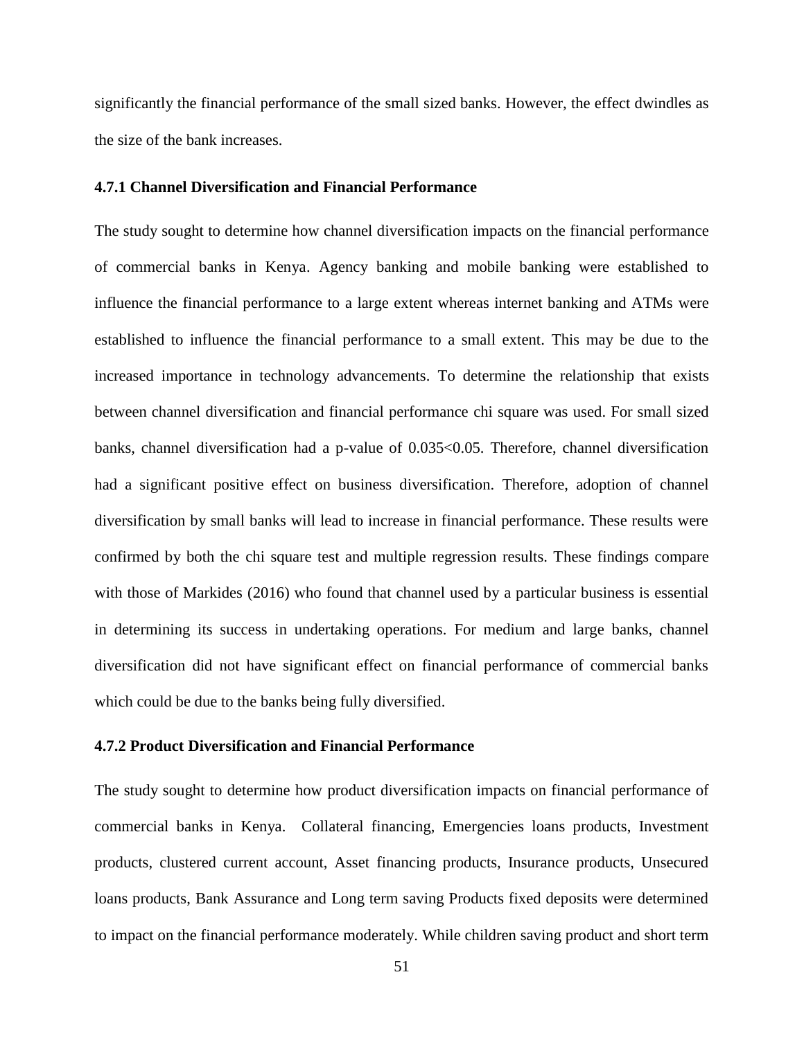significantly the financial performance of the small sized banks. However, the effect dwindles as the size of the bank increases.

### 4.7.1 Channel Diversification and Financial Performance

The study sought to determine how channel diversification impacts on the financial performance of commercial banks in Kenya. Agency banking and mobile banking were established to influence the financial performance to a large extent whereas internet banking and ATMs were established to influence the financial performance to a small extent. This may be due to the increased importance in technology advancements. To determine the relationship that exists between channel diversification and financial performance chi square was used. For small sized banks, channel diversification had a p-value of $0.035<0.05$. Therefore, channel diversification had a significant positive effect on business diversification. Therefore, adoption of channel diversification by small banks will lead to increase in financial performance. These results were confirmed by both the chi square test and multiple regression results. These findings compare with those of Markides (2016) who found that channel used by a particular business is essential in determining its success in undertaking operations. For medium and large banks, channel diversification did not have significant effect on financial performance of commercial banks which could be due to the banks being fully diversified.

### 4.7.2 Product Diversification and Financial Performance

The study sought to determine how product diversification impacts on financial performance of commercial banks in Kenya. Collateral financing, Emergencies loans products, Investment products, clustered current account, Asset financing products, Insurance products, Unsecured loans products, Bank Assurance and Long term saving Products fixed deposits were determined to impact on the financial performance moderately. While children saving product and short term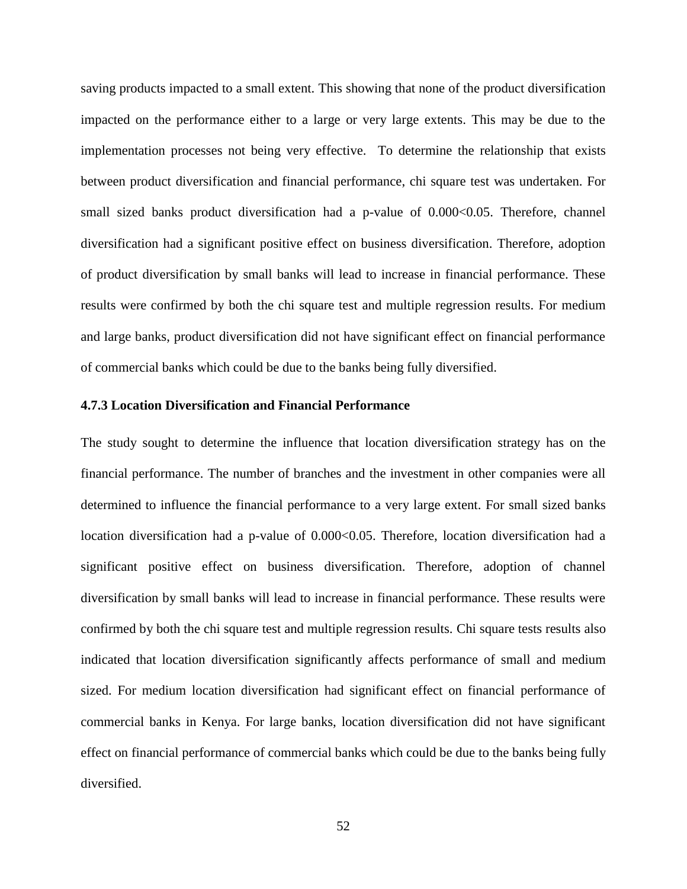saving products impacted to a small extent. This showing that none of the product diversification impacted on the performance either to a large or very large extents. This may be due to the implementation processes not being very effective. To determine the relationship that exists between product diversification and financial performance, chi square test was undertaken. For small sized banks product diversification had a p-value of 0.000<0.05. Therefore, channel diversification had a significant positive effect on business diversification. Therefore, adoption of product diversification by small banks will lead to increase in financial performance. These results were confirmed by both the chi square test and multiple regression results. For medium and large banks, product diversification did not have significant effect on financial performance of commercial banks which could be due to the banks being fully diversified.

### 4.7.3 Location Diversification and Financial Performance

The study sought to determine the influence that location diversification strategy has on the financial performance. The number of branches and the investment in other companies were all determined to influence the financial performance to a very large extent. For small sized banks location diversification had a p-value of 0.000<0.05. Therefore, location diversification had a significant positive effect on business diversification. Therefore, adoption of channel diversification by small banks will lead to increase in financial performance. These results were confirmed by both the chi square test and multiple regression results. Chi square tests results also indicated that location diversification significantly affects performance of small and medium sized. For medium location diversification had significant effect on financial performance of commercial banks in Kenya. For large banks, location diversification did not have significant effect on financial performance of commercial banks which could be due to the banks being fully diversified.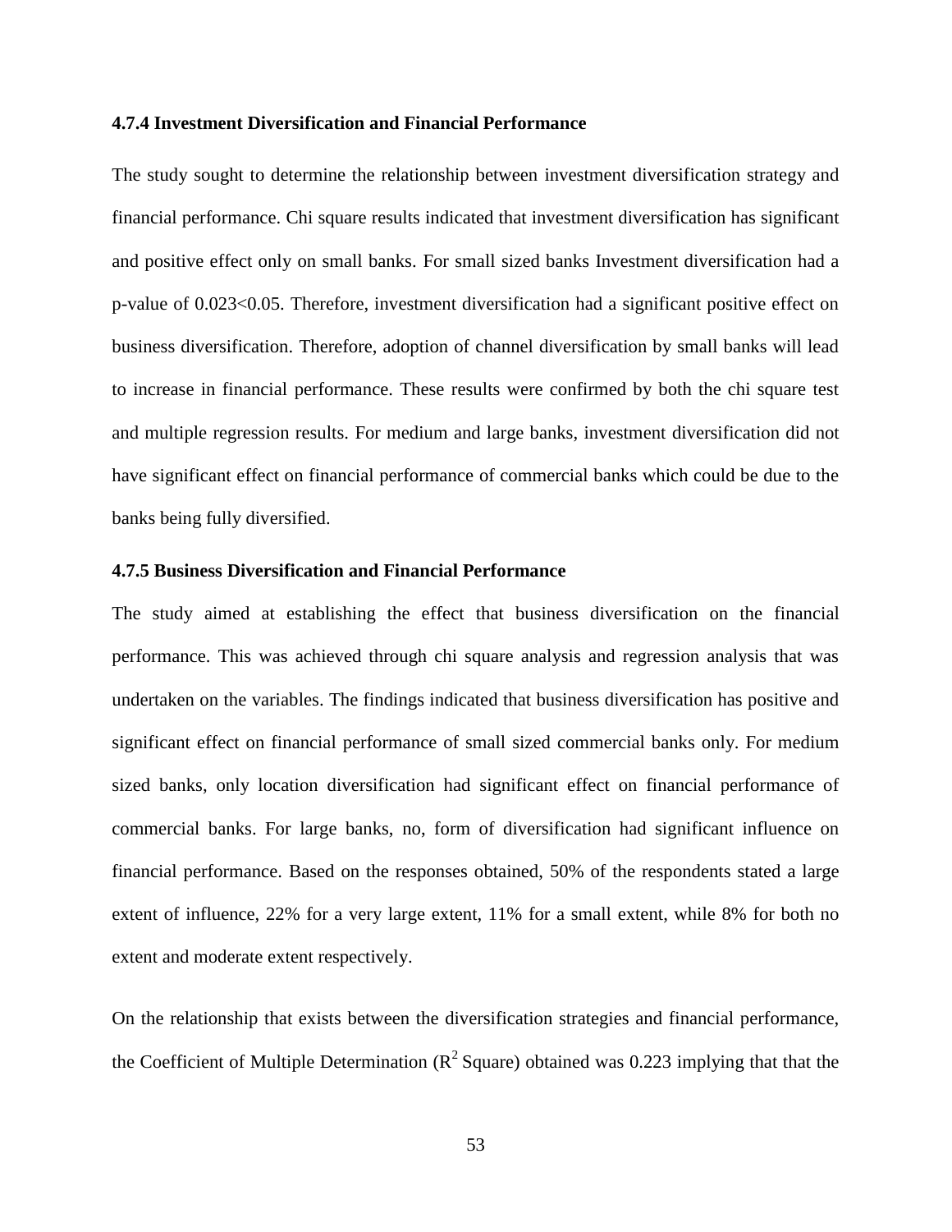### 4.7.4 Investment Diversification and Financial Performance

The study sought to determine the relationship between investment diversification strategy and financial performance. Chi square results indicated that investment diversification has significant and positive effect only on small banks. For small sized banks Investment diversification had a p-value of 0.023<0.05. Therefore, investment diversification had a significant positive effect on business diversification. Therefore, adoption of channel diversification by small banks will lead to increase in financial performance. These results were confirmed by both the chi square test and multiple regression results. For medium and large banks, investment diversification did not have significant effect on financial performance of commercial banks which could be due to the banks being fully diversified.

### 4.7.5 Business Diversification and Financial Performance

The study aimed at establishing the effect that business diversification on the financial performance. This was achieved through chi square analysis and regression analysis that was undertaken on the variables. The findings indicated that business diversification has positive and significant effect on financial performance of small sized commercial banks only. For medium sized banks, only location diversification had significant effect on financial performance of commercial banks. For large banks, no, form of diversification had significant influence on financial performance. Based on the responses obtained, 50% of the respondents stated a large extent of influence, 22% for a very large extent, 11% for a small extent, while 8% for both no extent and moderate extent respectively.

On the relationship that exists between the diversification strategies and financial performance, the Coefficient of Multiple Determination ($R^2$ Square) obtained was 0.223 implying that that the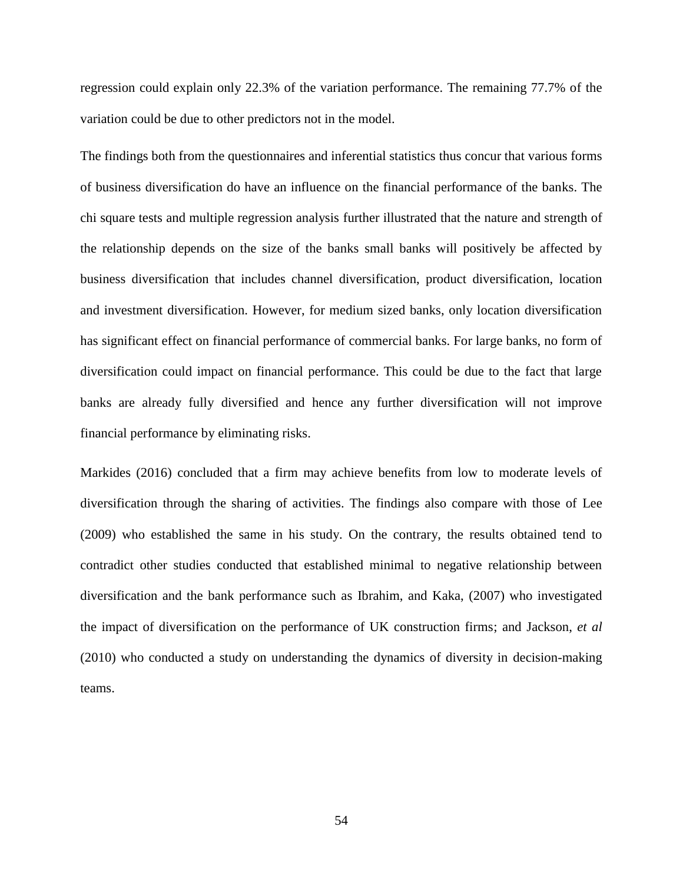regression could explain only 22.3% of the variation performance. The remaining 77.7% of the variation could be due to other predictors not in the model.

The findings both from the questionnaires and inferential statistics thus concur that various forms of business diversification do have an influence on the financial performance of the banks. The chi square tests and multiple regression analysis further illustrated that the nature and strength of the relationship depends on the size of the banks small banks will positively be affected by business diversification that includes channel diversification, product diversification, location and investment diversification. However, for medium sized banks, only location diversification has significant effect on financial performance of commercial banks. For large banks, no form of diversification could impact on financial performance. This could be due to the fact that large banks are already fully diversified and hence any further diversification will not improve financial performance by eliminating risks.

Markides (2016) concluded that a firm may achieve benefits from low to moderate levels of diversification through the sharing of activities. The findings also compare with those of Lee (2009) who established the same in his study. On the contrary, the results obtained tend to contradict other studies conducted that established minimal to negative relationship between diversification and the bank performance such as Ibrahim, and Kaka, (2007) who investigated the impact of diversification on the performance of UK construction firms; and Jackson, *et al* (2010) who conducted a study on understanding the dynamics of diversity in decision-making teams.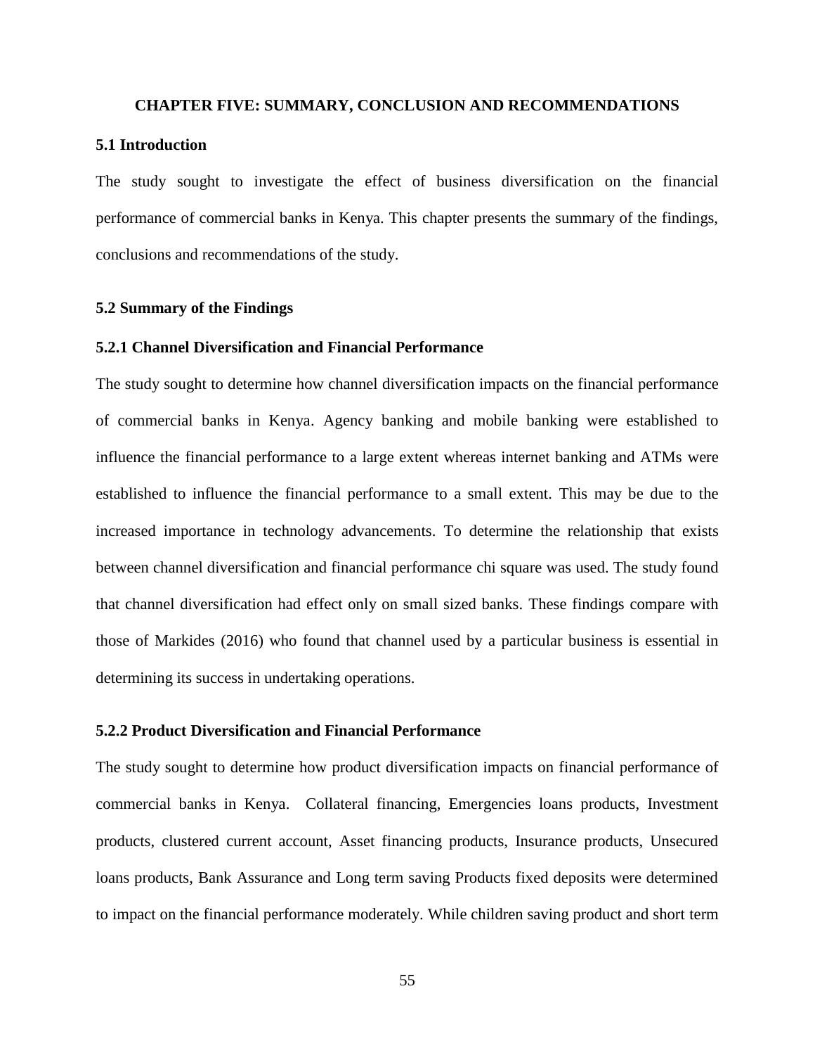# CHAPTER FIVE: SUMMARY, CONCLUSION AND RECOMMENDATIONS

## 5.1 Introduction

The study sought to investigate the effect of business diversification on the financial performance of commercial banks in Kenya. This chapter presents the summary of the findings, conclusions and recommendations of the study.

## 5.2 Summary of the Findings

### 5.2.1 Channel Diversification and Financial Performance

The study sought to determine how channel diversification impacts on the financial performance of commercial banks in Kenya. Agency banking and mobile banking were established to influence the financial performance to a large extent whereas internet banking and ATMs were established to influence the financial performance to a small extent. This may be due to the increased importance in technology advancements. To determine the relationship that exists between channel diversification and financial performance chi square was used. The study found that channel diversification had effect only on small sized banks. These findings compare with those of Markides (2016) who found that channel used by a particular business is essential in determining its success in undertaking operations.

### 5.2.2 Product Diversification and Financial Performance

The study sought to determine how product diversification impacts on financial performance of commercial banks in Kenya. Collateral financing, Emergencies loans products, Investment products, clustered current account, Asset financing products, Insurance products, Unsecured loans products, Bank Assurance and Long term saving Products fixed deposits were determined to impact on the financial performance moderately. While children saving product and short term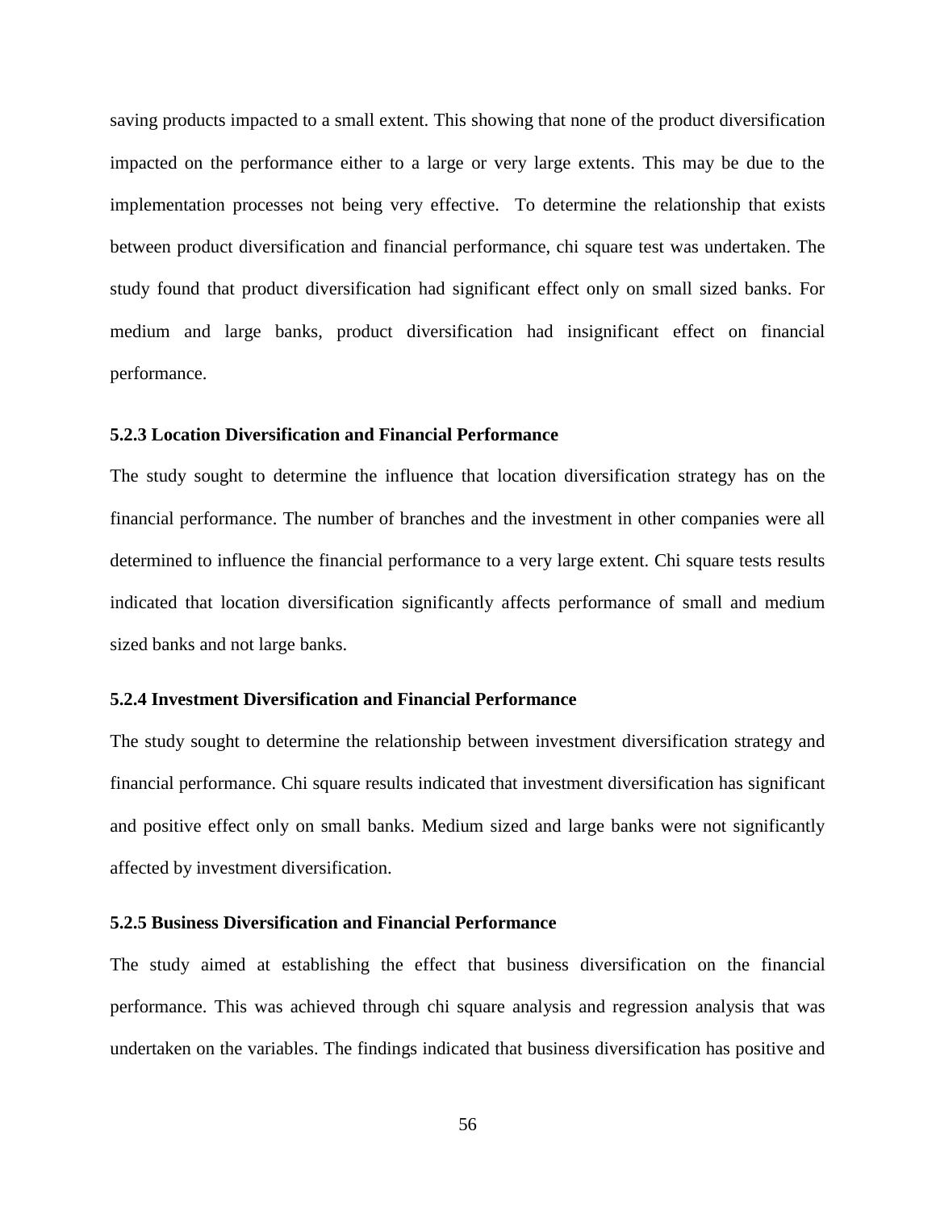saving products impacted to a small extent. This showing that none of the product diversification impacted on the performance either to a large or very large extents. This may be due to the implementation processes not being very effective. To determine the relationship that exists between product diversification and financial performance, chi square test was undertaken. The study found that product diversification had significant effect only on small sized banks. For medium and large banks, product diversification had insignificant effect on financial performance.

### 5.2.3 Location Diversification and Financial Performance

The study sought to determine the influence that location diversification strategy has on the financial performance. The number of branches and the investment in other companies were all determined to influence the financial performance to a very large extent. Chi square tests results indicated that location diversification significantly affects performance of small and medium sized banks and not large banks.

### 5.2.4 Investment Diversification and Financial Performance

The study sought to determine the relationship between investment diversification strategy and financial performance. Chi square results indicated that investment diversification has significant and positive effect only on small banks. Medium sized and large banks were not significantly affected by investment diversification.

### 5.2.5 Business Diversification and Financial Performance

The study aimed at establishing the effect that business diversification on the financial performance. This was achieved through chi square analysis and regression analysis that was undertaken on the variables. The findings indicated that business diversification has positive and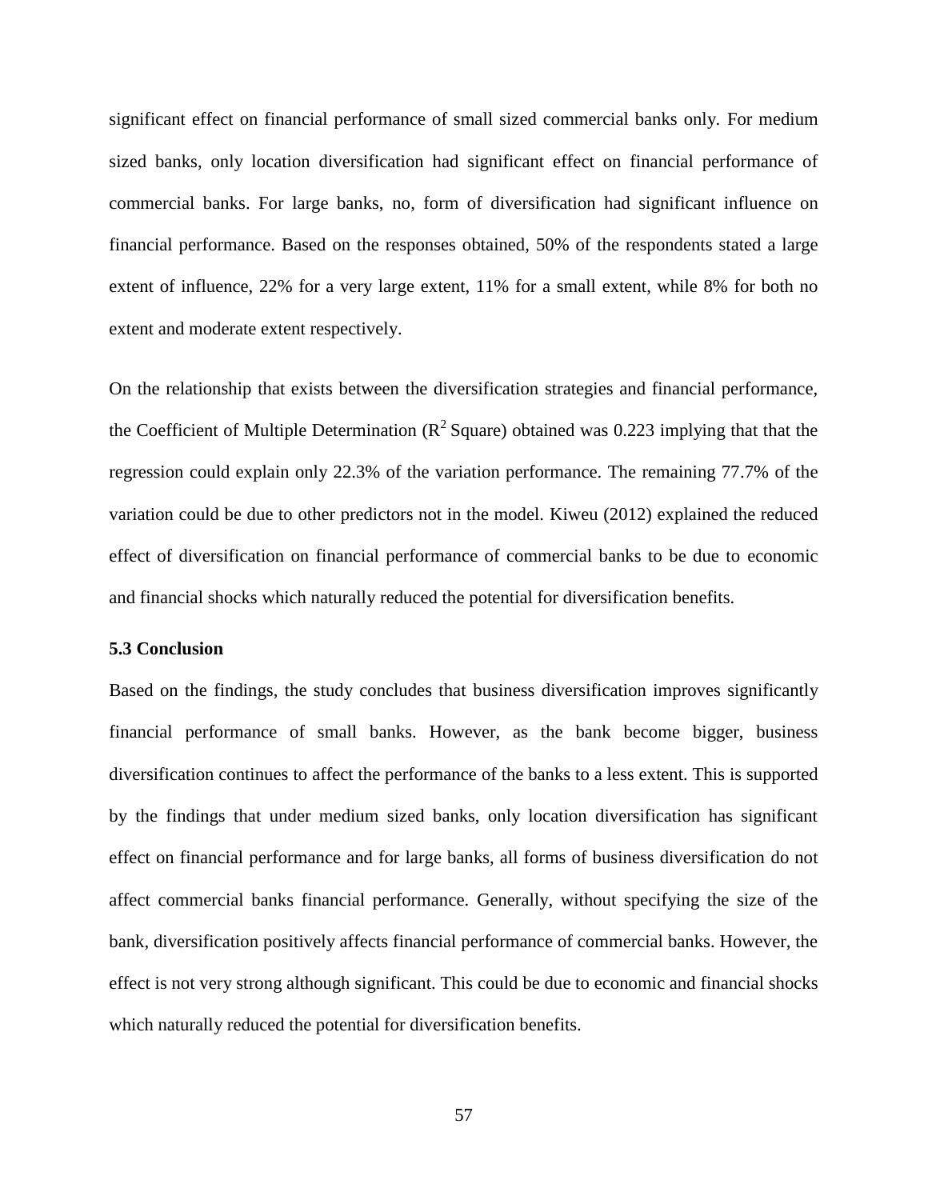significant effect on financial performance of small sized commercial banks only. For medium sized banks, only location diversification had significant effect on financial performance of commercial banks. For large banks, no, form of diversification had significant influence on financial performance. Based on the responses obtained, 50% of the respondents stated a large extent of influence, 22% for a very large extent, 11% for a small extent, while 8% for both no extent and moderate extent respectively.

On the relationship that exists between the diversification strategies and financial performance, the Coefficient of Multiple Determination ($R^2$ Square) obtained was 0.223 implying that that the regression could explain only 22.3% of the variation performance. The remaining 77.7% of the variation could be due to other predictors not in the model. Kiweu (2012) explained the reduced effect of diversification on financial performance of commercial banks to be due to economic and financial shocks which naturally reduced the potential for diversification benefits.

### 5.3 Conclusion

Based on the findings, the study concludes that business diversification improves significantly financial performance of small banks. However, as the bank become bigger, business diversification continues to affect the performance of the banks to a less extent. This is supported by the findings that under medium sized banks, only location diversification has significant effect on financial performance and for large banks, all forms of business diversification do not affect commercial banks financial performance. Generally, without specifying the size of the bank, diversification positively affects financial performance of commercial banks. However, the effect is not very strong although significant. This could be due to economic and financial shocks which naturally reduced the potential for diversification benefits.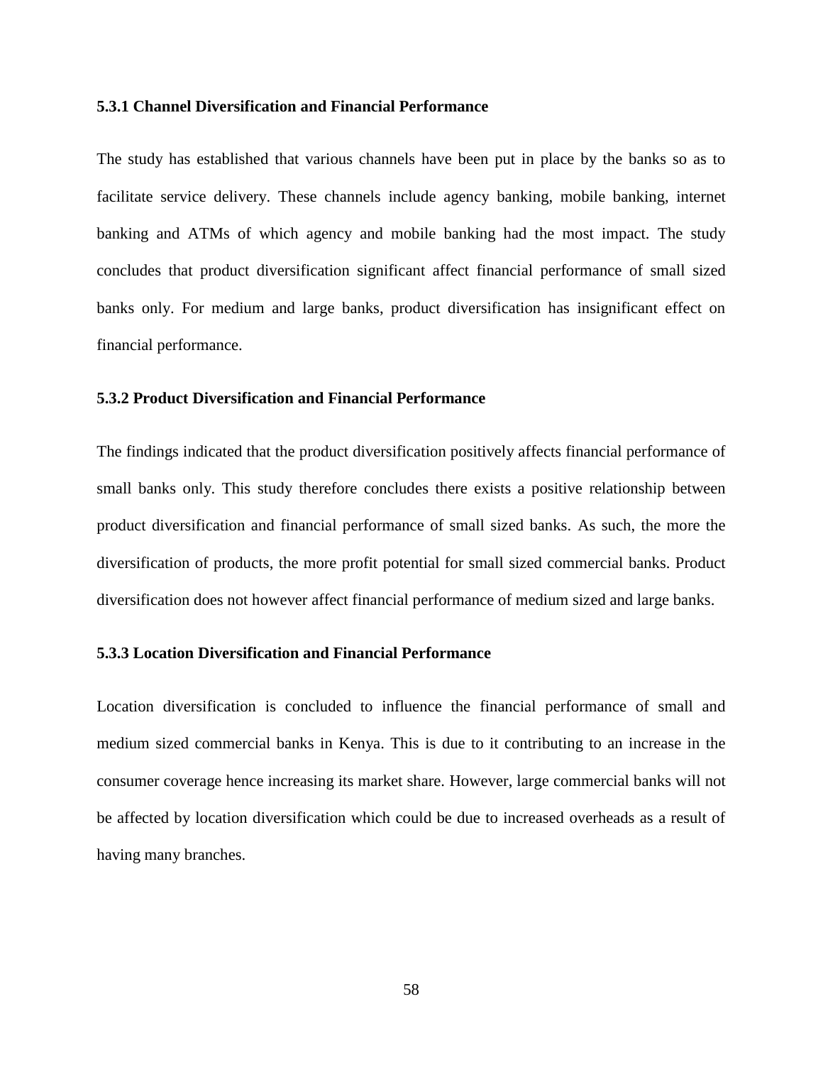### 5.3.1 Channel Diversification and Financial Performance

The study has established that various channels have been put in place by the banks so as to facilitate service delivery. These channels include agency banking, mobile banking, internet banking and ATMs of which agency and mobile banking had the most impact. The study concludes that product diversification significant affect financial performance of small sized banks only. For medium and large banks, product diversification has insignificant effect on financial performance.

### 5.3.2 Product Diversification and Financial Performance

The findings indicated that the product diversification positively affects financial performance of small banks only. This study therefore concludes there exists a positive relationship between product diversification and financial performance of small sized banks. As such, the more the diversification of products, the more profit potential for small sized commercial banks. Product diversification does not however affect financial performance of medium sized and large banks.

### 5.3.3 Location Diversification and Financial Performance

Location diversification is concluded to influence the financial performance of small and medium sized commercial banks in Kenya. This is due to it contributing to an increase in the consumer coverage hence increasing its market share. However, large commercial banks will not be affected by location diversification which could be due to increased overheads as a result of having many branches.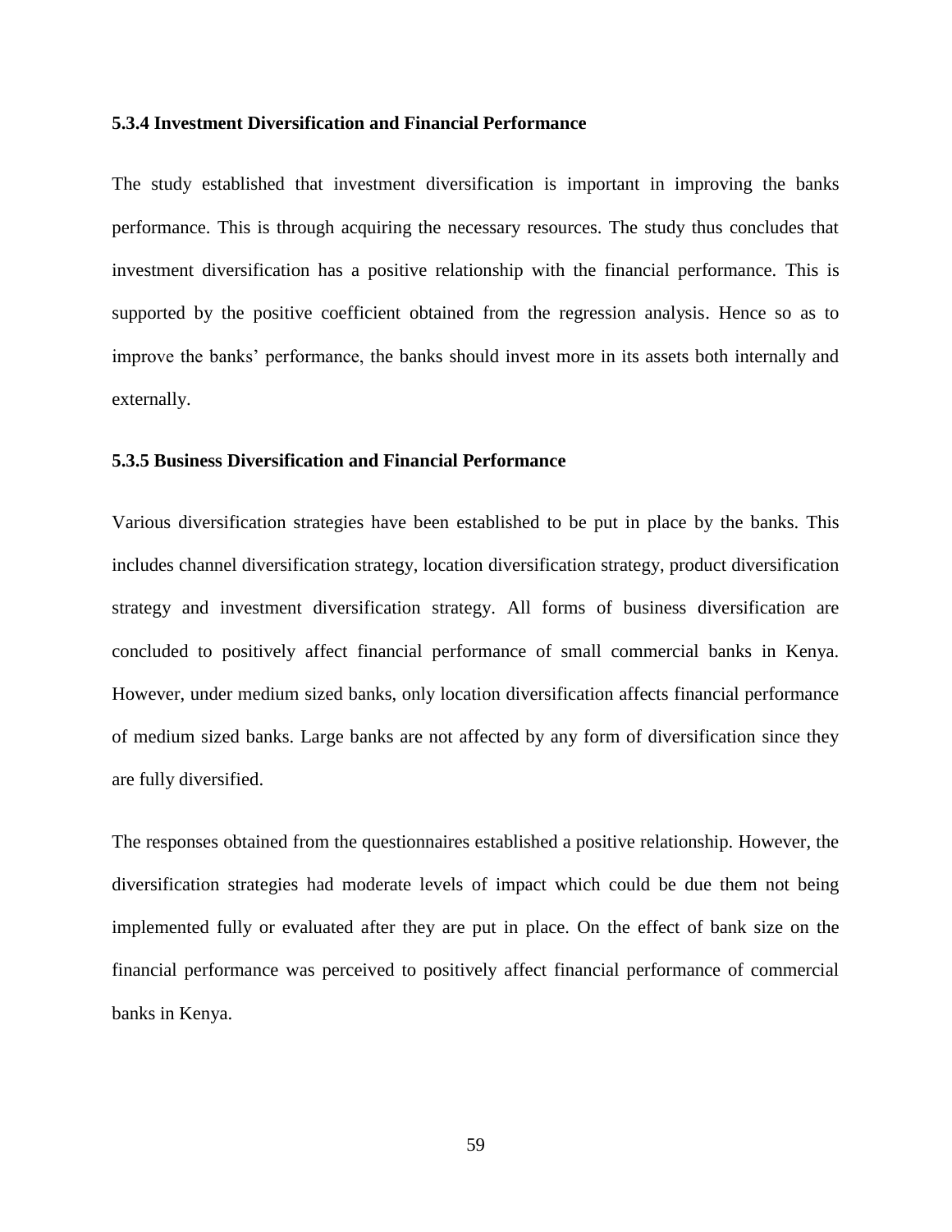### 5.3.4 Investment Diversification and Financial Performance

The study established that investment diversification is important in improving the banks performance. This is through acquiring the necessary resources. The study thus concludes that investment diversification has a positive relationship with the financial performance. This is supported by the positive coefficient obtained from the regression analysis. Hence so as to improve the banks' performance, the banks should invest more in its assets both internally and externally.

### 5.3.5 Business Diversification and Financial Performance

Various diversification strategies have been established to be put in place by the banks. This includes channel diversification strategy, location diversification strategy, product diversification strategy and investment diversification strategy. All forms of business diversification are concluded to positively affect financial performance of small commercial banks in Kenya. However, under medium sized banks, only location diversification affects financial performance of medium sized banks. Large banks are not affected by any form of diversification since they are fully diversified.

The responses obtained from the questionnaires established a positive relationship. However, the diversification strategies had moderate levels of impact which could be due them not being implemented fully or evaluated after they are put in place. On the effect of bank size on the financial performance was perceived to positively affect financial performance of commercial banks in Kenya.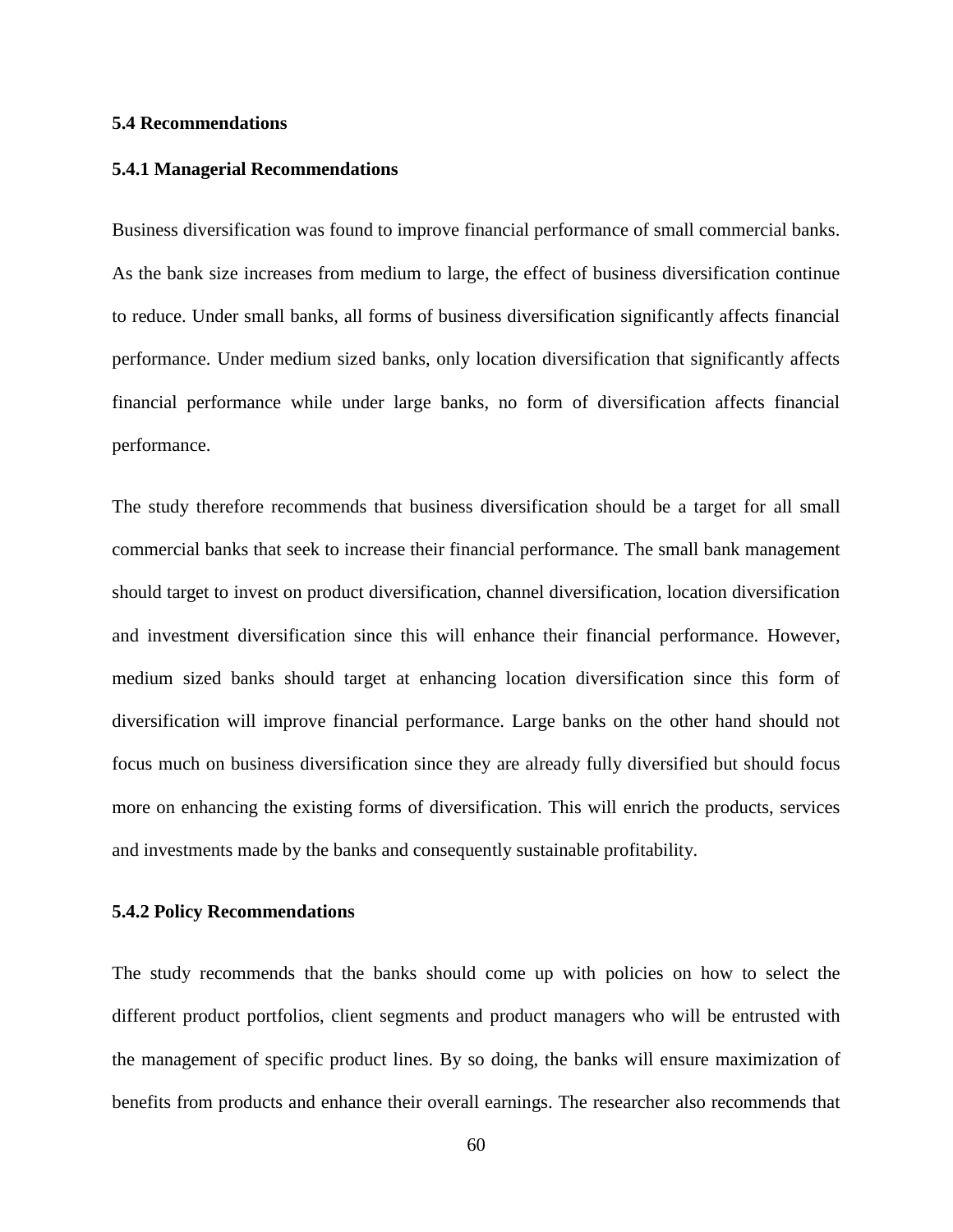### 5.4 Recommendations

#### 5.4.1 Managerial Recommendations

Business diversification was found to improve financial performance of small commercial banks. As the bank size increases from medium to large, the effect of business diversification continue to reduce. Under small banks, all forms of business diversification significantly affects financial performance. Under medium sized banks, only location diversification that significantly affects financial performance while under large banks, no form of diversification affects financial performance.

The study therefore recommends that business diversification should be a target for all small commercial banks that seek to increase their financial performance. The small bank management should target to invest on product diversification, channel diversification, location diversification and investment diversification since this will enhance their financial performance. However, medium sized banks should target at enhancing location diversification since this form of diversification will improve financial performance. Large banks on the other hand should not focus much on business diversification since they are already fully diversified but should focus more on enhancing the existing forms of diversification. This will enrich the products, services and investments made by the banks and consequently sustainable profitability.

#### 5.4.2 Policy Recommendations

The study recommends that the banks should come up with policies on how to select the different product portfolios, client segments and product managers who will be entrusted with the management of specific product lines. By so doing, the banks will ensure maximization of benefits from products and enhance their overall earnings. The researcher also recommends that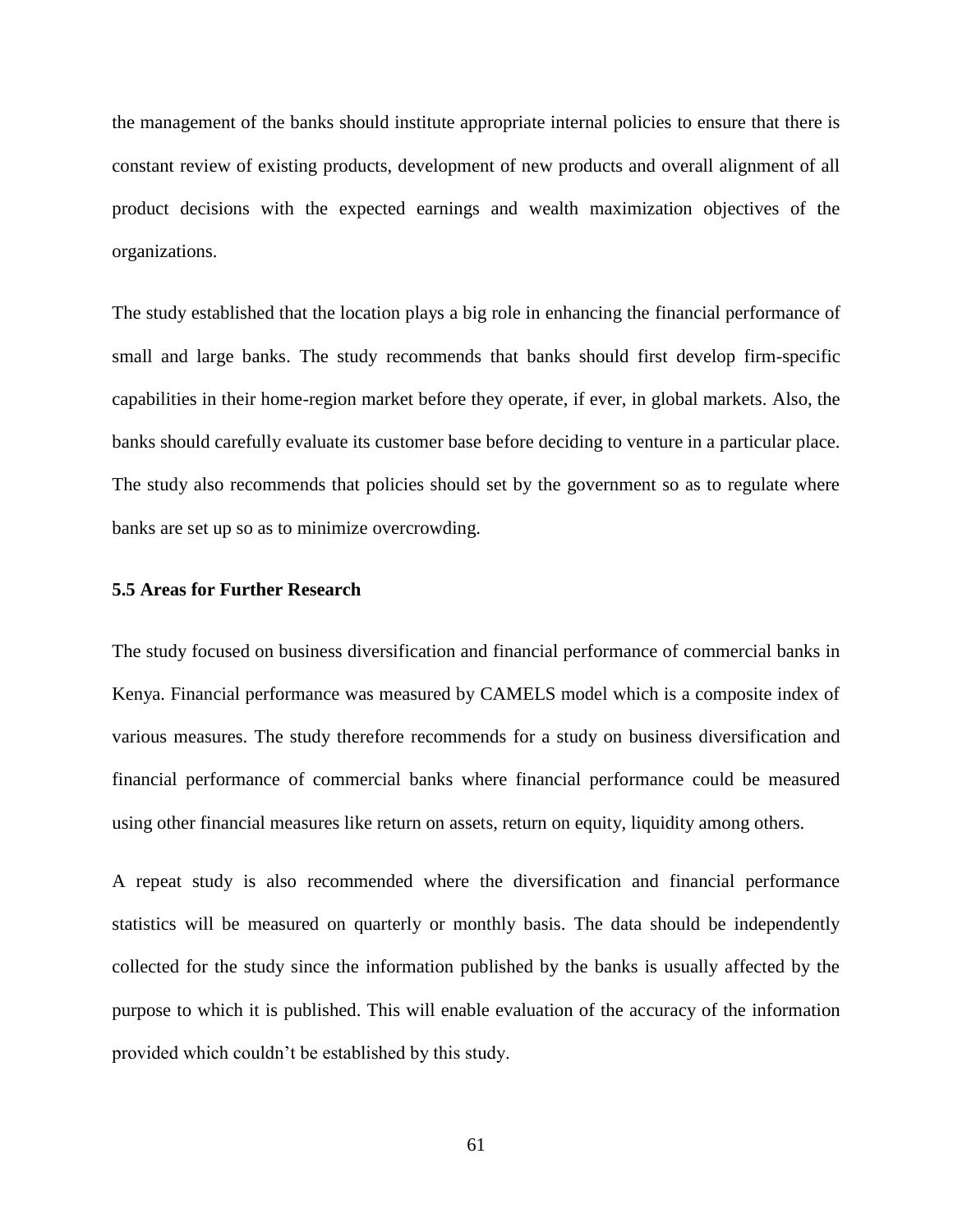the management of the banks should institute appropriate internal policies to ensure that there is constant review of existing products, development of new products and overall alignment of all product decisions with the expected earnings and wealth maximization objectives of the organizations.

The study established that the location plays a big role in enhancing the financial performance of small and large banks. The study recommends that banks should first develop firm-specific capabilities in their home-region market before they operate, if ever, in global markets. Also, the banks should carefully evaluate its customer base before deciding to venture in a particular place. The study also recommends that policies should set by the government so as to regulate where banks are set up so as to minimize overcrowding.

### 5.5 Areas for Further Research

The study focused on business diversification and financial performance of commercial banks in Kenya. Financial performance was measured by CAMELS model which is a composite index of various measures. The study therefore recommends for a study on business diversification and financial performance of commercial banks where financial performance could be measured using other financial measures like return on assets, return on equity, liquidity among others.

A repeat study is also recommended where the diversification and financial performance statistics will be measured on quarterly or monthly basis. The data should be independently collected for the study since the information published by the banks is usually affected by the purpose to which it is published. This will enable evaluation of the accuracy of the information provided which couldn't be established by this study.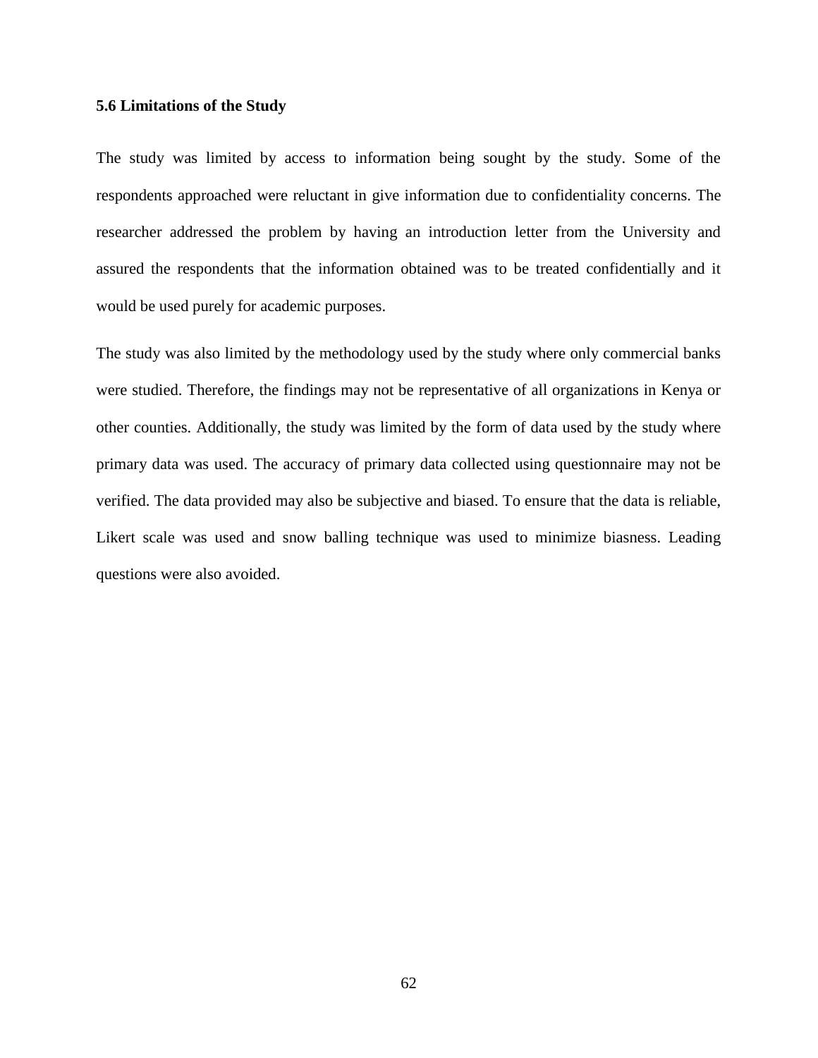### 5.6 Limitations of the Study

The study was limited by access to information being sought by the study. Some of the respondents approached were reluctant in give information due to confidentiality concerns. The researcher addressed the problem by having an introduction letter from the University and assured the respondents that the information obtained was to be treated confidentially and it would be used purely for academic purposes.

The study was also limited by the methodology used by the study where only commercial banks were studied. Therefore, the findings may not be representative of all organizations in Kenya or other counties. Additionally, the study was limited by the form of data used by the study where primary data was used. The accuracy of primary data collected using questionnaire may not be verified. The data provided may also be subjective and biased. To ensure that the data is reliable, Likert scale was used and snow balling technique was used to minimize biasness. Leading questions were also avoided.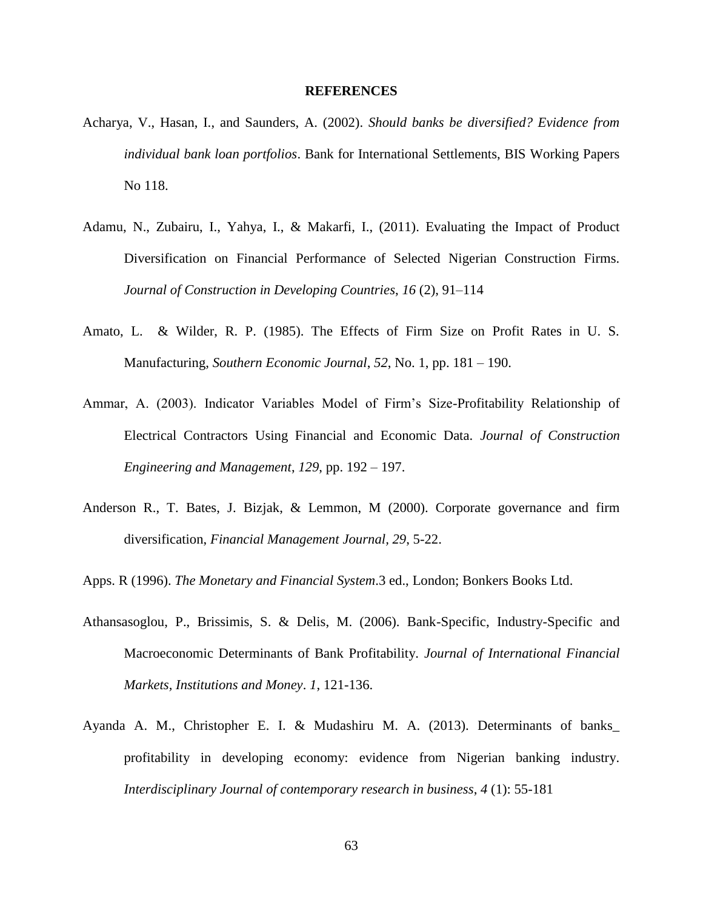# REFERENCES

Acharya, V., Hasan, I., and Saunders, A. (2002). *Should banks be diversified? Evidence from individual bank loan portfolios*. Bank for International Settlements, BIS Working Papers No 118.

Adamu, N., Zubairu, I., Yahya, I., & Makarfi, I., (2011). Evaluating the Impact of Product Diversification on Financial Performance of Selected Nigerian Construction Firms. *Journal of Construction in Developing Countries*, *16* (2), 91–114

Amato, L. & Wilder, R. P. (1985). The Effects of Firm Size on Profit Rates in U. S. Manufacturing, *Southern Economic Journal*, *52*, No. 1, pp. 181 – 190.

Ammar, A. (2003). Indicator Variables Model of Firm's Size-Profitability Relationship of Electrical Contractors Using Financial and Economic Data. *Journal of Construction Engineering and Management*, *129*, pp. 192 – 197.

Anderson R., T. Bates, J. Bizjak, & Lemmon, M (2000). Corporate governance and firm diversification, *Financial Management Journal, 29*, 5-22.

Apps. R (1996). *The Monetary and Financial System*.3 ed., London; Bonkers Books Ltd.

Athansasoglou, P., Brissimis, S. & Delis, M. (2006). Bank-Specific, Industry-Specific and Macroeconomic Determinants of Bank Profitability. *Journal of International Financial Markets, Institutions and Money*. *1*, 121-136.

Ayanda A. M., Christopher E. I. & Mudashiru M. A. (2013). Determinants of banks_ profitability in developing economy: evidence from Nigerian banking industry. *Interdisciplinary Journal of contemporary research in business*, *4* (1): 55-181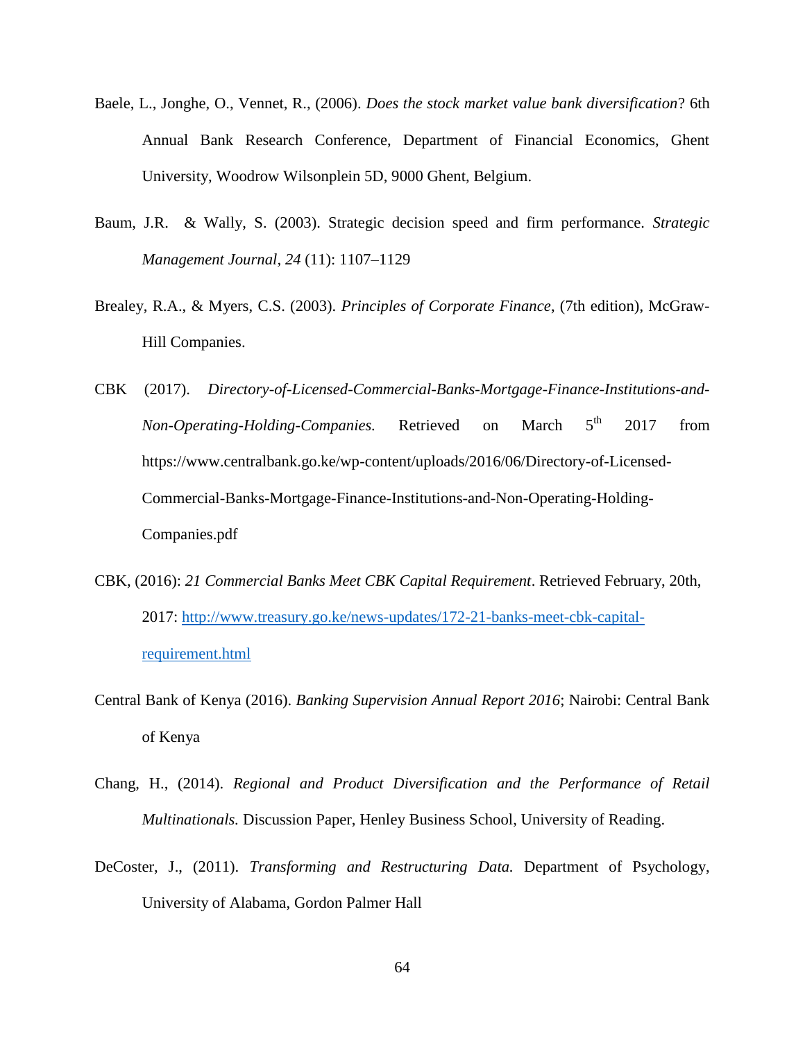Baele, L., Jonghe, O., Vennet, R., (2006). *Does the stock market value bank diversification*? 6th Annual Bank Research Conference, Department of Financial Economics, Ghent University, Woodrow Wilsonplein 5D, 9000 Ghent, Belgium.

Baum, J.R. & Wally, S. (2003). Strategic decision speed and firm performance. *Strategic Management Journal*, *24* (11): 1107–1129

Brealey, R.A., & Myers, C.S. (2003). *Principles of Corporate Finance*, (7th edition), McGraw-Hill Companies.

CBK (2017). *Directory-of-Licensed-Commercial-Banks-Mortgage-Finance-Institutions-and-Non-Operating-Holding-Companies.* Retrieved on March 5th 2017 from https://www.centralbank.go.ke/wp-content/uploads/2016/06/Directory-of-Licensed-Commercial-Banks-Mortgage-Finance-Institutions-and-Non-Operating-Holding-Companies.pdf

CBK, (2016): *21 Commercial Banks Meet CBK Capital Requirement*. Retrieved February, 20th, 2017: http://www.treasury.go.ke/news-updates/172-21-banks-meet-cbk-capital-requirement.html

Central Bank of Kenya (2016). *Banking Supervision Annual Report 2016*; Nairobi: Central Bank of Kenya

Chang, H., (2014). *Regional and Product Diversification and the Performance of Retail Multinationals.* Discussion Paper, Henley Business School, University of Reading.

DeCoster, J., (2011). *Transforming and Restructuring Data.* Department of Psychology, University of Alabama, Gordon Palmer Hall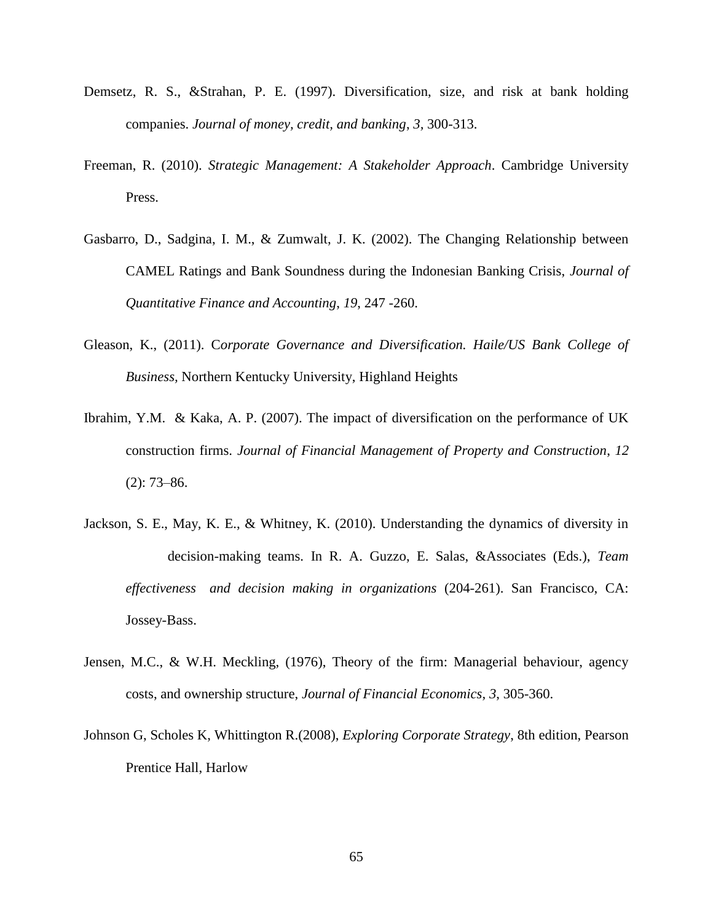Demsetz, R. S., &Strahan, P. E. (1997). Diversification, size, and risk at bank holding companies. *Journal of money, credit, and banking*, *3*, 300-313.

Freeman, R. (2010). *Strategic Management: A Stakeholder Approach*. Cambridge University Press.

Gasbarro, D., Sadgina, I. M., & Zumwalt, J. K. (2002). The Changing Relationship between CAMEL Ratings and Bank Soundness during the Indonesian Banking Crisis, *Journal of Quantitative Finance and Accounting*, *19*, 247 -260.

Gleason, K., (2011). C*orporate Governance and Diversification. Haile/US Bank College of Business,* Northern Kentucky University, Highland Heights

Ibrahim, Y.M. & Kaka, A. P. (2007). The impact of diversification on the performance of UK construction firms. *Journal of Financial Management of Property and Construction*, *12* (2): 73–86.

Jackson, S. E., May, K. E., & Whitney, K. (2010). Understanding the dynamics of diversity in decision-making teams. In R. A. Guzzo, E. Salas, &Associates (Eds.), *Team effectiveness and decision making in organizations* (204-261). San Francisco, CA: Jossey-Bass.

Jensen, M.C., & W.H. Meckling, (1976), Theory of the firm: Managerial behaviour, agency costs, and ownership structure, *Journal of Financial Economics*, *3*, 305-360.

Johnson G, Scholes K, Whittington R.(2008), *Exploring Corporate Strategy*, 8th edition, Pearson Prentice Hall, Harlow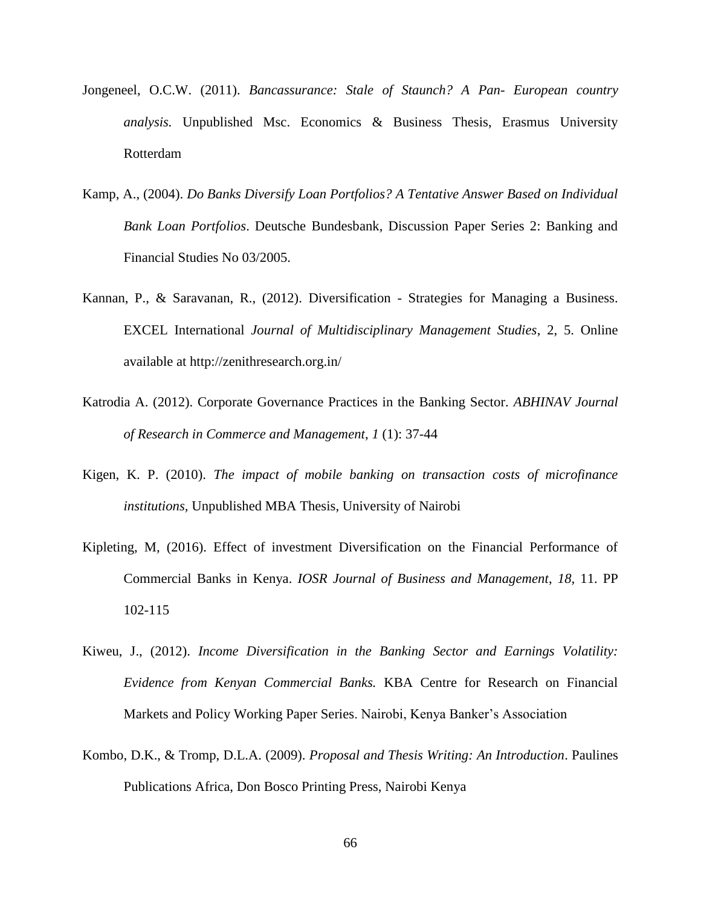Jongeneel, O.C.W. (2011). *Bancassurance: Stale of Staunch? A Pan- European country analysis.* Unpublished Msc. Economics & Business Thesis, Erasmus University Rotterdam

Kamp, A., (2004). *Do Banks Diversify Loan Portfolios? A Tentative Answer Based on Individual Bank Loan Portfolios*. Deutsche Bundesbank, Discussion Paper Series 2: Banking and Financial Studies No 03/2005.

Kannan, P., & Saravanan, R., (2012). Diversification - Strategies for Managing a Business. EXCEL International *Journal of Multidisciplinary Management Studies*, 2, 5. Online available at http://zenithresearch.org.in/

Katrodia A. (2012). Corporate Governance Practices in the Banking Sector. *ABHINAV Journal of Research in Commerce and Management*, *1* (1): 37-44

Kigen, K. P. (2010). *The impact of mobile banking on transaction costs of microfinance institutions,* Unpublished MBA Thesis, University of Nairobi

Kipleting, M, (2016). Effect of investment Diversification on the Financial Performance of Commercial Banks in Kenya. *IOSR Journal of Business and Management*, *18,* 11. PP 102-115

Kiweu, J., (2012). *Income Diversification in the Banking Sector and Earnings Volatility: Evidence from Kenyan Commercial Banks.* KBA Centre for Research on Financial Markets and Policy Working Paper Series. Nairobi, Kenya Banker's Association

Kombo, D.K., & Tromp, D.L.A. (2009). *Proposal and Thesis Writing: An Introduction*. Paulines Publications Africa, Don Bosco Printing Press, Nairobi Kenya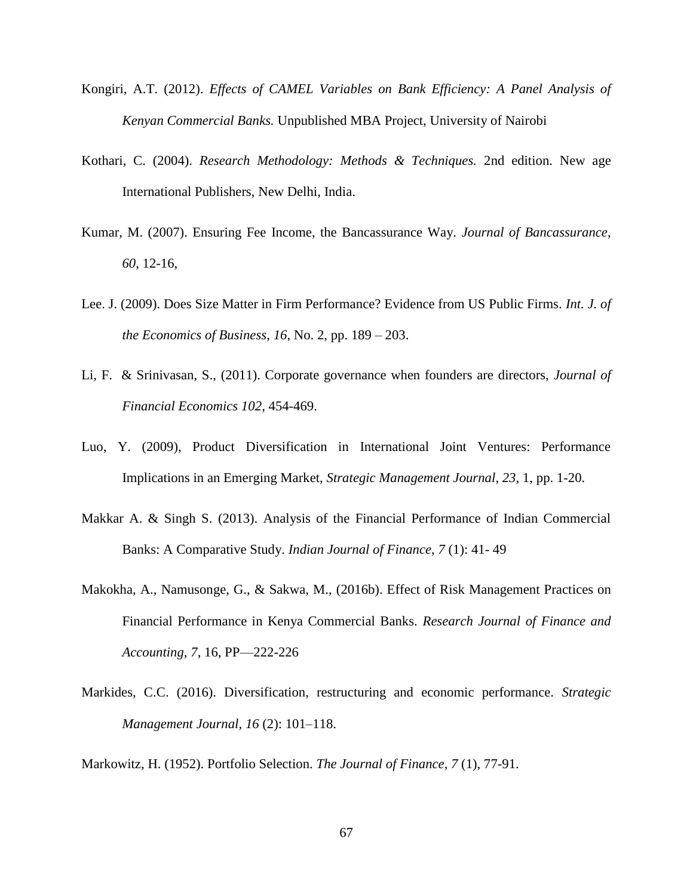Kongiri, A.T. (2012). *Effects of CAMEL Variables on Bank Efficiency: A Panel Analysis of Kenyan Commercial Banks.* Unpublished MBA Project, University of Nairobi

Kothari, C. (2004). *Research Methodology: Methods & Techniques.* 2nd edition. New age International Publishers, New Delhi, India.

Kumar, M. (2007). Ensuring Fee Income, the Bancassurance Way. *Journal of Bancassurance*, *60*, 12-16,

Lee. J. (2009). Does Size Matter in Firm Performance? Evidence from US Public Firms. *Int. J. of the Economics of Business*, *16*, No. 2, pp. 189 – 203.

Li, F. & Srinivasan, S., (2011). Corporate governance when founders are directors, *Journal of Financial Economics 102*, 454-469.

Luo, Y. (2009), Product Diversification in International Joint Ventures: Performance Implications in an Emerging Market, *Strategic Management Journal*, *23*, 1, pp. 1-20.

Makkar A. & Singh S. (2013). Analysis of the Financial Performance of Indian Commercial Banks: A Comparative Study. *Indian Journal of Finance*, *7* (1): 41- 49

Makokha, A., Namusonge, G., & Sakwa, M., (2016b). Effect of Risk Management Practices on Financial Performance in Kenya Commercial Banks. *Research Journal of Finance and Accounting, 7*, 16, PP—222-226

Markides, C.C. (2016). Diversification, restructuring and economic performance. *Strategic Management Journal*, *16* (2): 101–118.

Markowitz, H. (1952). Portfolio Selection. *The Journal of Finance*, *7* (1), 77-91.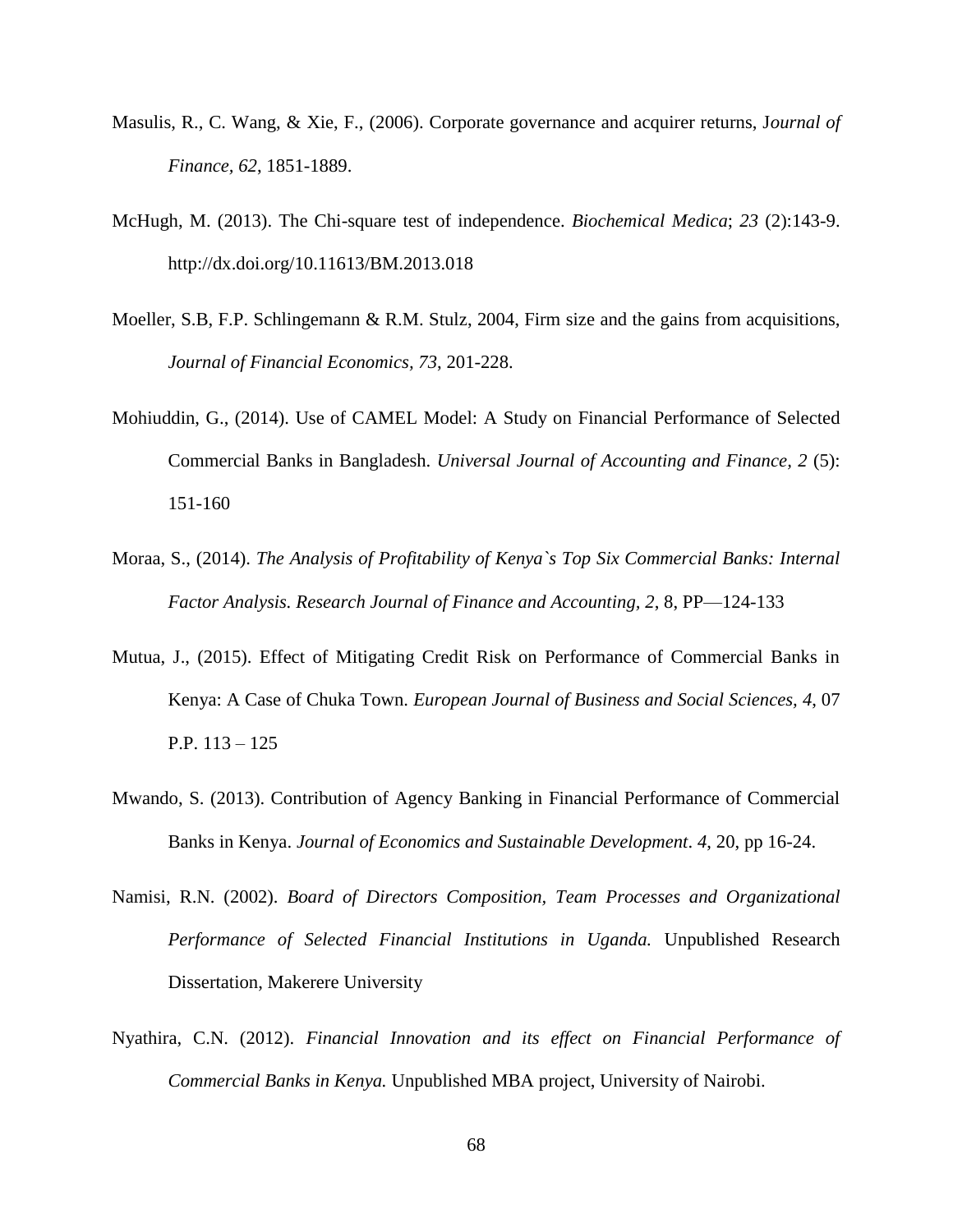Masulis, R., C. Wang, & Xie, F., (2006). Corporate governance and acquirer returns, J*ournal of Finance, 62*, 1851-1889.

McHugh, M. (2013). The Chi-square test of independence. *Biochemical Medica*; *23* (2):143-9. http://dx.doi.org/10.11613/BM.2013.018

Moeller, S.B, F.P. Schlingemann & R.M. Stulz, 2004, Firm size and the gains from acquisitions, *Journal of Financial Economics, 73*, 201-228.

Mohiuddin, G., (2014). Use of CAMEL Model: A Study on Financial Performance of Selected Commercial Banks in Bangladesh. *Universal Journal of Accounting and Finance, 2* (5): 151-160

Moraa, S., (2014). *The Analysis of Profitability of Kenya`s Top Six Commercial Banks: Internal Factor Analysis. Research Journal of Finance and Accounting, 2*, 8, PP—124-133

Mutua, J., (2015). Effect of Mitigating Credit Risk on Performance of Commercial Banks in Kenya: A Case of Chuka Town. *European Journal of Business and Social Sciences, 4*, 07 P.P. 113 – 125

Mwando, S. (2013). Contribution of Agency Banking in Financial Performance of Commercial Banks in Kenya. *Journal of Economics and Sustainable Development*. *4*, 20, pp 16-24.

Namisi, R.N. (2002). *Board of Directors Composition, Team Processes and Organizational Performance of Selected Financial Institutions in Uganda.* Unpublished Research Dissertation, Makerere University

Nyathira, C.N. (2012). *Financial Innovation and its effect on Financial Performance of Commercial Banks in Kenya.* Unpublished MBA project, University of Nairobi.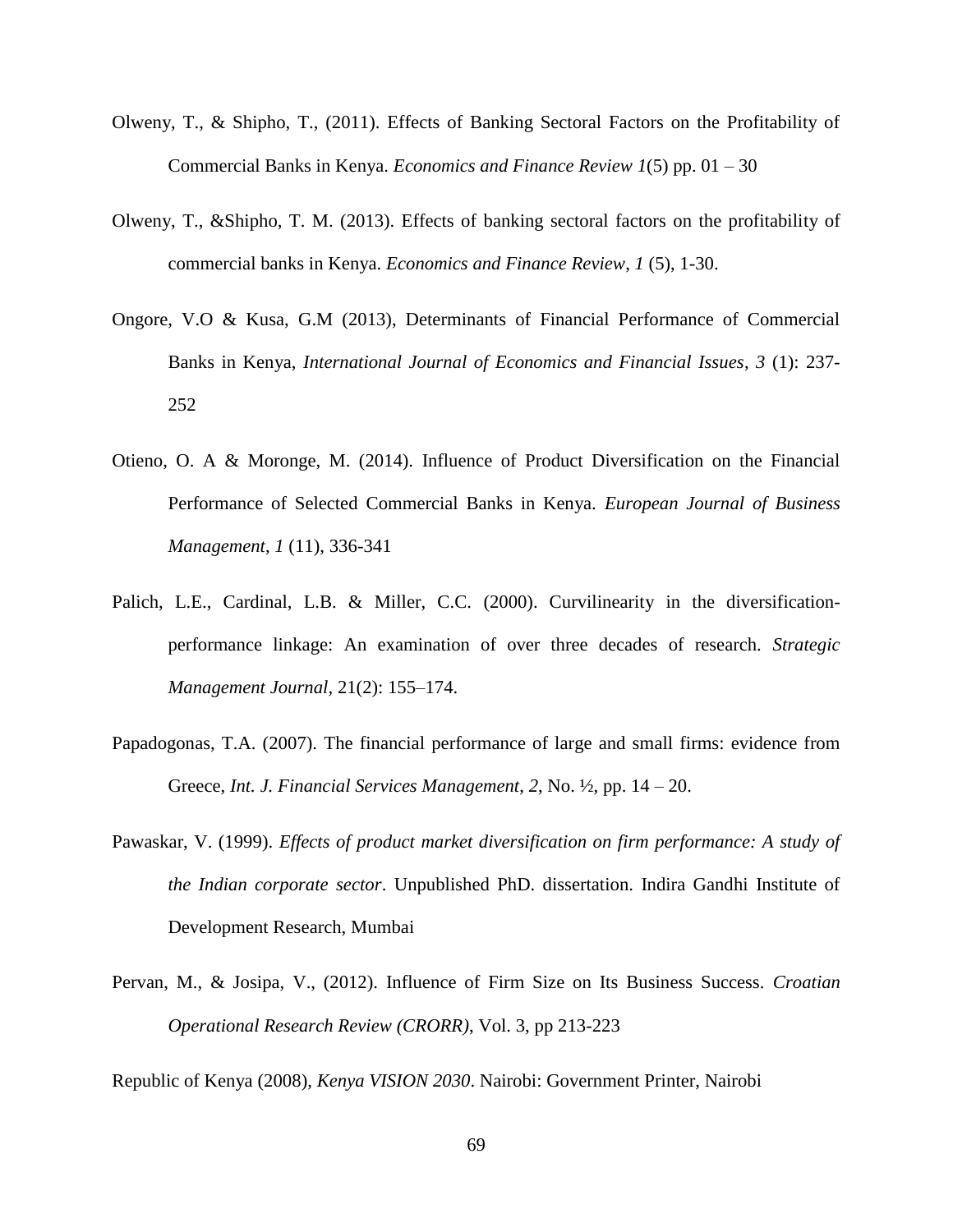Olweny, T., & Shipho, T., (2011). Effects of Banking Sectoral Factors on the Profitability of Commercial Banks in Kenya. *Economics and Finance Review 1*(5) pp. 01 – 30

Olweny, T., &Shipho, T. M. (2013). Effects of banking sectoral factors on the profitability of commercial banks in Kenya. *Economics and Finance Review*, *1* (5), 1-30.

Ongore, V.O & Kusa, G.M (2013), Determinants of Financial Performance of Commercial Banks in Kenya, *International Journal of Economics and Financial Issues*, *3* (1): 237-252

Otieno, O. A & Moronge, M. (2014). Influence of Product Diversification on the Financial Performance of Selected Commercial Banks in Kenya. *European Journal of Business Management*, *1* (11), 336-341

Palich, L.E., Cardinal, L.B. & Miller, C.C. (2000). Curvilinearity in the diversification-performance linkage: An examination of over three decades of research. *Strategic Management Journal*, 21(2): 155–174.

Papadogonas, T.A. (2007). The financial performance of large and small firms: evidence from Greece, *Int. J. Financial Services Management*, *2*, No. ½, pp. 14 – 20.

Pawaskar, V. (1999). *Effects of product market diversification on firm performance: A study of the Indian corporate sector*. Unpublished PhD. dissertation. Indira Gandhi Institute of Development Research, Mumbai

Pervan, M., & Josipa, V., (2012). Influence of Firm Size on Its Business Success. *Croatian Operational Research Review (CRORR)*, Vol. 3, pp 213-223

Republic of Kenya (2008), *Kenya VISION 2030*. Nairobi: Government Printer, Nairobi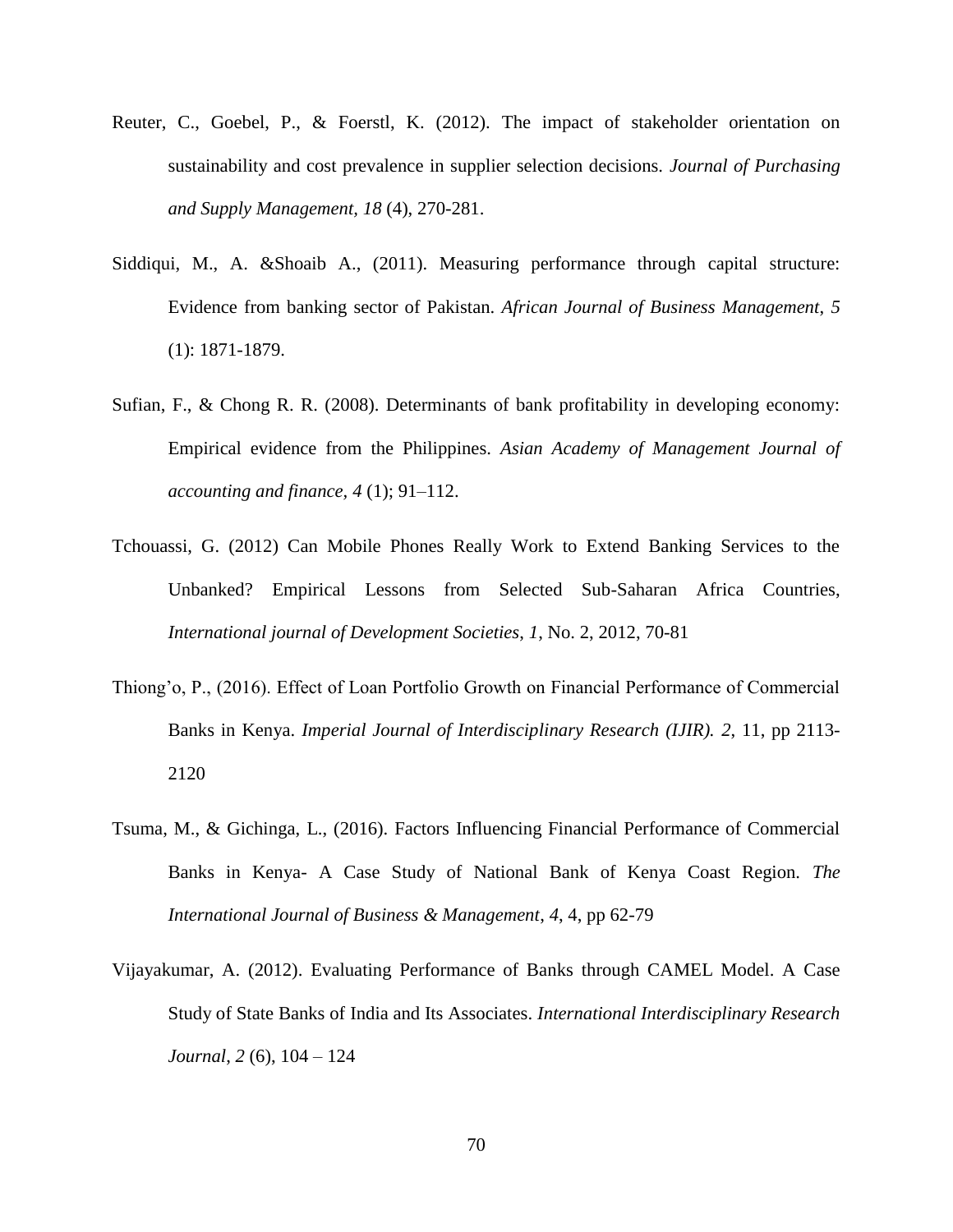Reuter, C., Goebel, P., & Foerstl, K. (2012). The impact of stakeholder orientation on sustainability and cost prevalence in supplier selection decisions. *Journal of Purchasing and Supply Management, 18* (4), 270-281.

Siddiqui, M., A. &Shoaib A., (2011). Measuring performance through capital structure: Evidence from banking sector of Pakistan. *African Journal of Business Management*, *5* (1): 1871-1879.

Sufian, F., & Chong R. R. (2008). Determinants of bank profitability in developing economy: Empirical evidence from the Philippines. *Asian Academy of Management Journal of accounting and finance, 4* (1); 91–112.

Tchouassi, G. (2012) Can Mobile Phones Really Work to Extend Banking Services to the Unbanked? Empirical Lessons from Selected Sub-Saharan Africa Countries, *International journal of Development Societies*, *1*, No. 2, 2012, 70-81

Thiong'o, P., (2016). Effect of Loan Portfolio Growth on Financial Performance of Commercial Banks in Kenya. *Imperial Journal of Interdisciplinary Research (IJIR). 2,* 11, pp 2113-2120

Tsuma, M., & Gichinga, L., (2016). Factors Influencing Financial Performance of Commercial Banks in Kenya- A Case Study of National Bank of Kenya Coast Region. *The International Journal of Business & Management*, *4*, 4, pp 62-79

Vijayakumar, A. (2012). Evaluating Performance of Banks through CAMEL Model. A Case Study of State Banks of India and Its Associates. *International Interdisciplinary Research Journal*, *2* (6), 104 – 124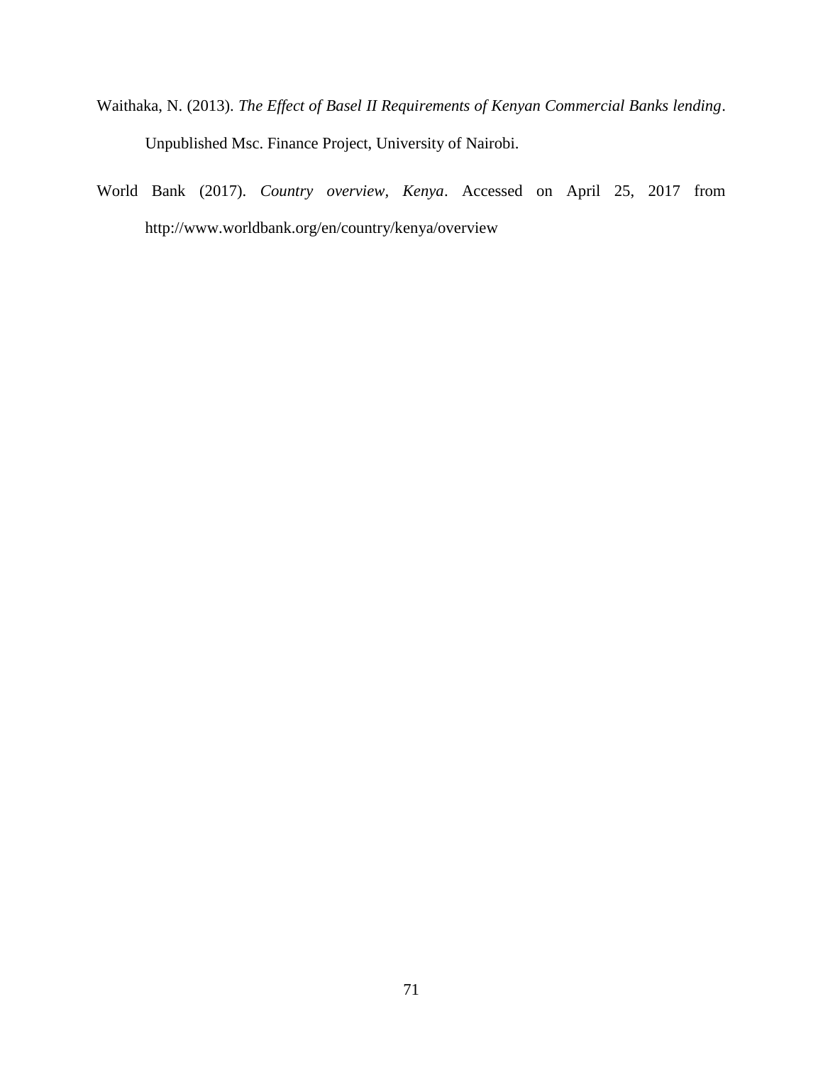Waithaka, N. (2013). *The Effect of Basel II Requirements of Kenyan Commercial Banks lending*. Unpublished Msc. Finance Project, University of Nairobi.

World Bank (2017). *Country overview, Kenya*. Accessed on April 25, 2017 from http://www.worldbank.org/en/country/kenya/overview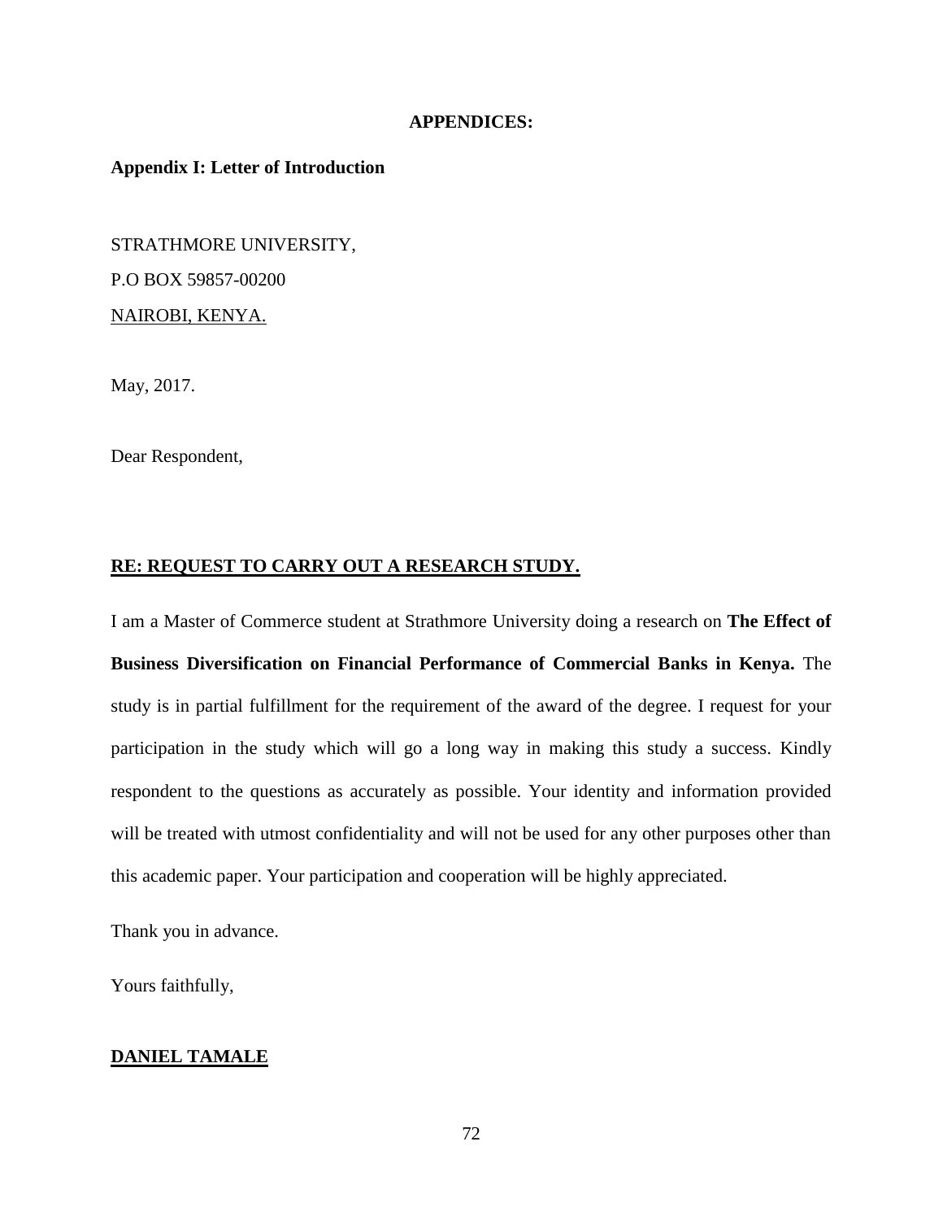# APPENDICES:

## Appendix I: Letter of Introduction

STRATHMORE UNIVERSITY,

P.O BOX 59857-00200

NAIROBI, KENYA.

May, 2017.

Dear Respondent,

**RE: REQUEST TO CARRY OUT A RESEARCH STUDY.**

I am a Master of Commerce student at Strathmore University doing a research on **The Effect of Business Diversification on Financial Performance of Commercial Banks in Kenya.** The study is in partial fulfillment for the requirement of the award of the degree. I request for your participation in the study which will go a long way in making this study a success. Kindly respondent to the questions as accurately as possible. Your identity and information provided will be treated with utmost confidentiality and will not be used for any other purposes other than this academic paper. Your participation and cooperation will be highly appreciated.

Thank you in advance.

Yours faithfully,

**DANIEL TAMALE**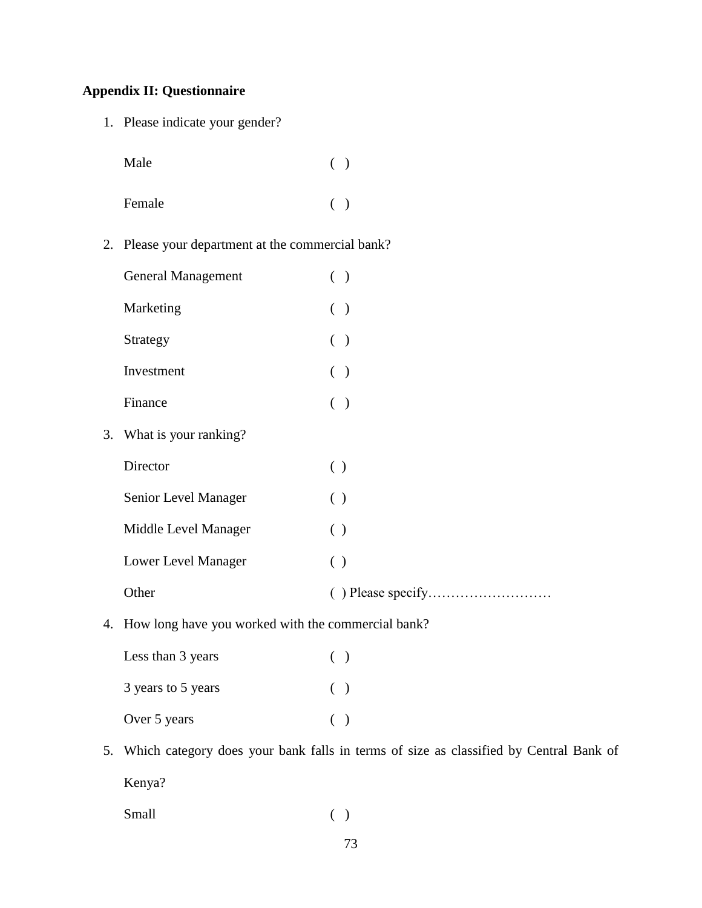**Appendix II: Questionnaire**

1. Please indicate your gender?

   Male ( )

   Female ( )

2. Please your department at the commercial bank?

   General Management ( )

   Marketing ( )

   Strategy ( )

   Investment ( )

   Finance ( )

3. What is your ranking?

   Director ( )

   Senior Level Manager ( )

   Middle Level Manager ( )

   Lower Level Manager ( )

   Other ( ) Please specify………………………

4. How long have you worked with the commercial bank?

   Less than 3 years ( )

   3 years to 5 years ( )

   Over 5 years ( )

5. Which category does your bank falls in terms of size as classified by Central Bank of Kenya?

   Small ( )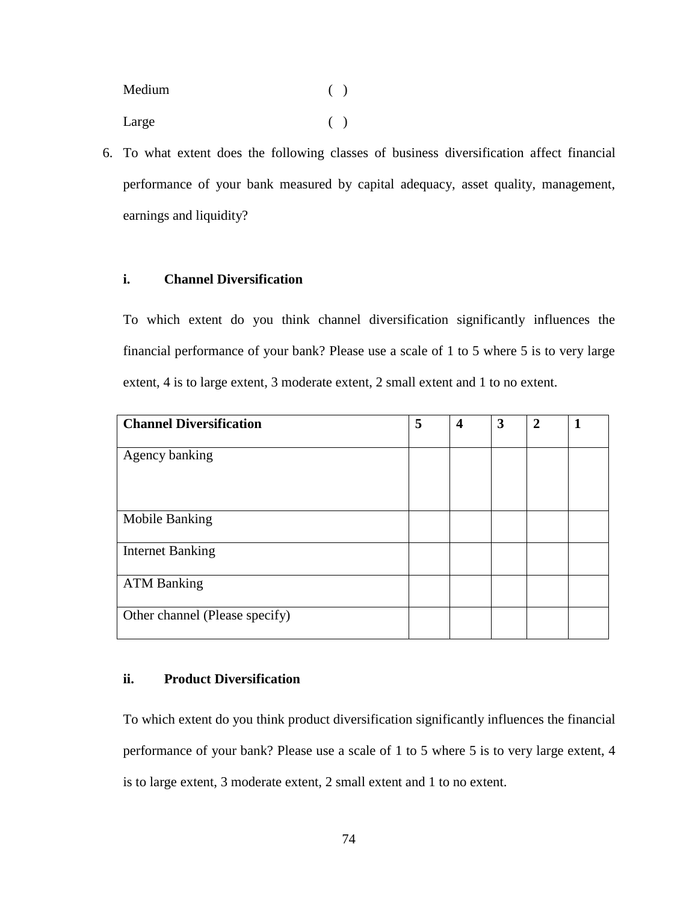Medium ( )

Large ( )

6. To what extent does the following classes of business diversification affect financial performance of your bank measured by capital adequacy, asset quality, management, earnings and liquidity?

**i. Channel Diversification**

To which extent do you think channel diversification significantly influences the financial performance of your bank? Please use a scale of 1 to 5 where 5 is to very large extent, 4 is to large extent, 3 moderate extent, 2 small extent and 1 to no extent.

| **Channel Diversification** | **5** | **4** | **3** | **2** | **1** |
|---|---|---|---|---|---|
| Agency banking | | | | | |
| Mobile Banking | | | | | |
| Internet Banking | | | | | |
| ATM Banking | | | | | |
| Other channel (Please specify) | | | | | |

**ii. Product Diversification**

To which extent do you think product diversification significantly influences the financial performance of your bank? Please use a scale of 1 to 5 where 5 is to very large extent, 4 is to large extent, 3 moderate extent, 2 small extent and 1 to no extent.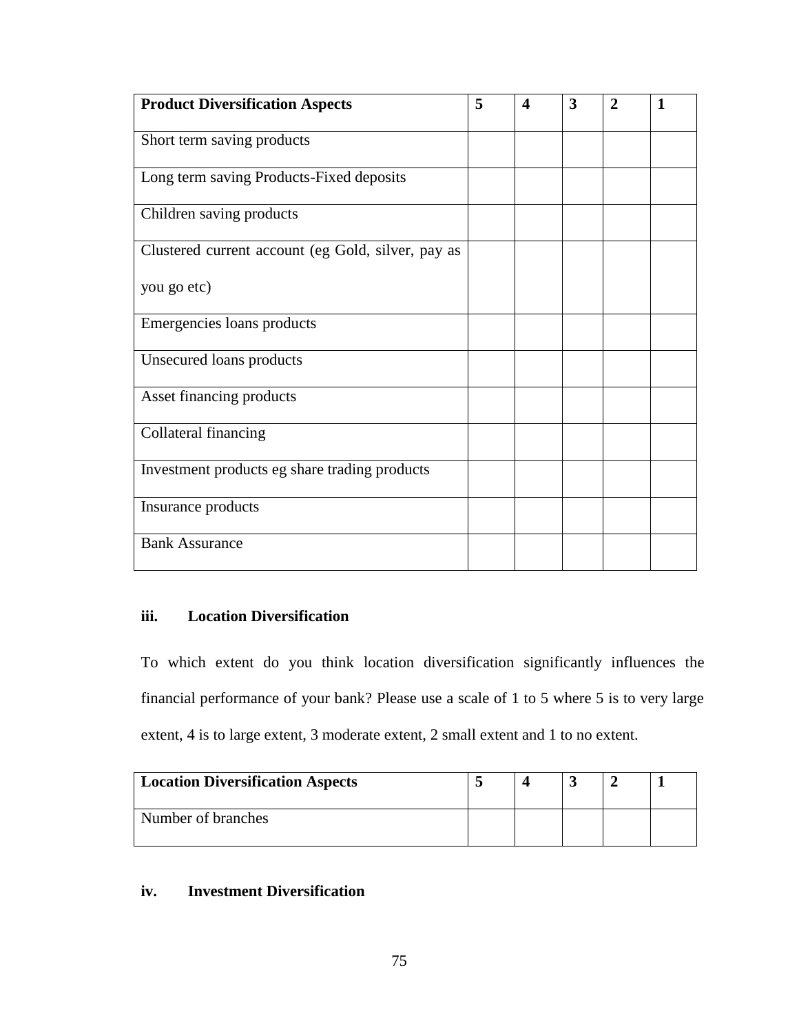| Product Diversification Aspects | 5 | 4 | 3 | 2 | 1 |
|---|---|---|---|---|---|
| Short term saving products | | | | | |
| Long term saving Products-Fixed deposits | | | | | |
| Children saving products | | | | | |
| Clustered current account (eg Gold, silver, pay as you go etc) | | | | | |
| Emergencies loans products | | | | | |
| Unsecured loans products | | | | | |
| Asset financing products | | | | | |
| Collateral financing | | | | | |
| Investment products eg share trading products | | | | | |
| Insurance products | | | | | |
| Bank Assurance | | | | | |

**iii. Location Diversification**

To which extent do you think location diversification significantly influences the financial performance of your bank? Please use a scale of 1 to 5 where 5 is to very large extent, 4 is to large extent, 3 moderate extent, 2 small extent and 1 to no extent.

| Location Diversification Aspects | 5 | 4 | 3 | 2 | 1 |
|---|---|---|---|---|---|
| Number of branches | | | | | |

**iv. Investment Diversification**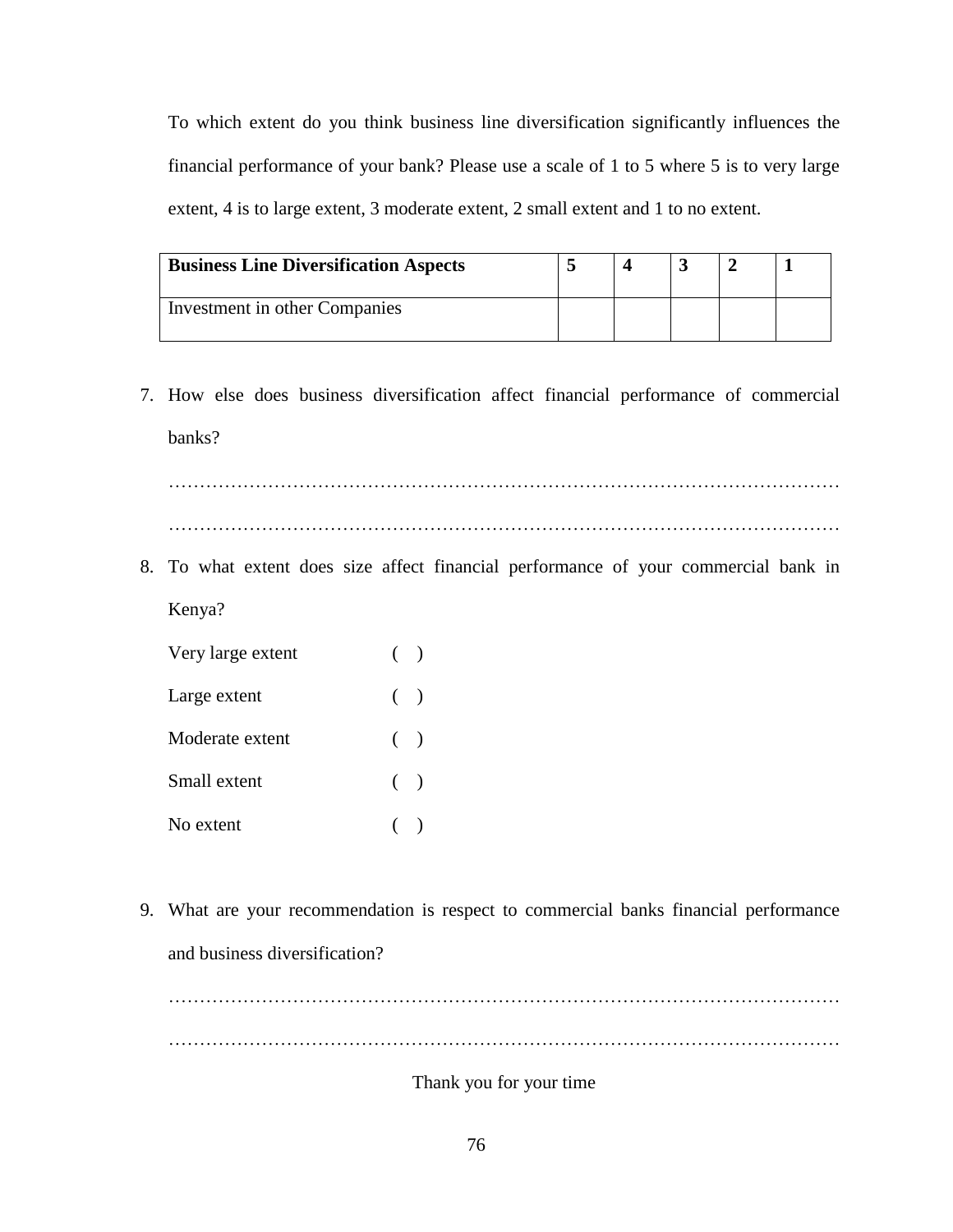To which extent do you think business line diversification significantly influences the financial performance of your bank? Please use a scale of 1 to 5 where 5 is to very large extent, 4 is to large extent, 3 moderate extent, 2 small extent and 1 to no extent.

| **Business Line Diversification Aspects** | **5** | **4** | **3** | **2** | **1** |
|---|---|---|---|---|---|
| Investment in other Companies | | | | | |

7. How else does business diversification affect financial performance of commercial banks?

………………………………………………………………………………………………

………………………………………………………………………………………………

8. To what extent does size affect financial performance of your commercial bank in Kenya?

Very large extent ( )

Large extent ( )

Moderate extent ( )

Small extent ( )

No extent ( )

9. What are your recommendation is respect to commercial banks financial performance and business diversification?

………………………………………………………………………………………………

………………………………………………………………………………………………

Thank you for your time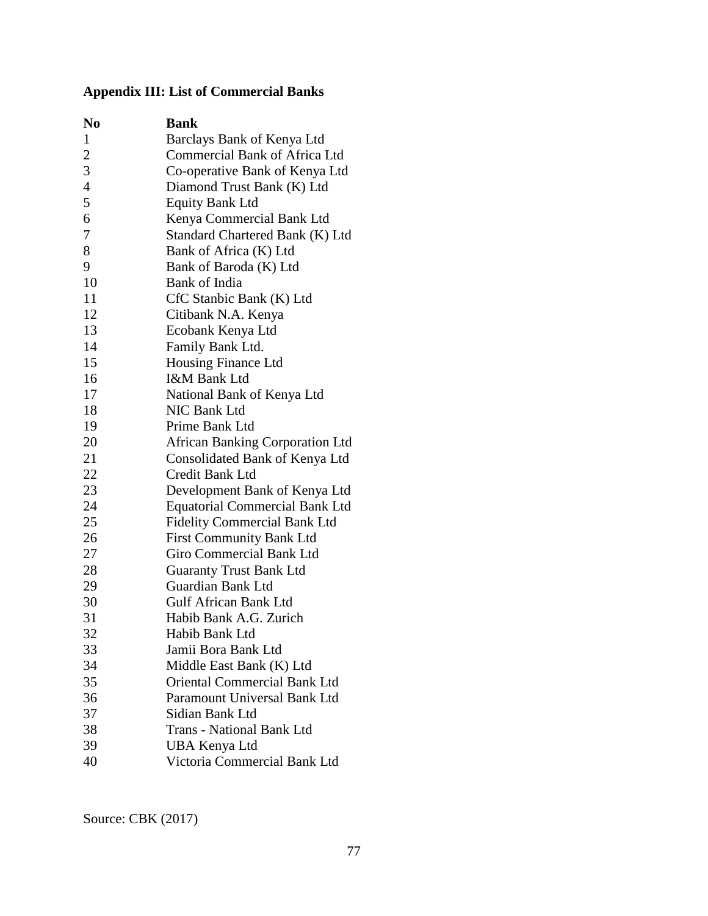**Appendix III: List of Commercial Banks**

| No | Bank |
|---|---|
| 1 | Barclays Bank of Kenya Ltd |
| 2 | Commercial Bank of Africa Ltd |
| 3 | Co-operative Bank of Kenya Ltd |
| 4 | Diamond Trust Bank (K) Ltd |
| 5 | Equity Bank Ltd |
| 6 | Kenya Commercial Bank Ltd |
| 7 | Standard Chartered Bank (K) Ltd |
| 8 | Bank of Africa (K) Ltd |
| 9 | Bank of Baroda (K) Ltd |
| 10 | Bank of India |
| 11 | CfC Stanbic Bank (K) Ltd |
| 12 | Citibank N.A. Kenya |
| 13 | Ecobank Kenya Ltd |
| 14 | Family Bank Ltd. |
| 15 | Housing Finance Ltd |
| 16 | I&M Bank Ltd |
| 17 | National Bank of Kenya Ltd |
| 18 | NIC Bank Ltd |
| 19 | Prime Bank Ltd |
| 20 | African Banking Corporation Ltd |
| 21 | Consolidated Bank of Kenya Ltd |
| 22 | Credit Bank Ltd |
| 23 | Development Bank of Kenya Ltd |
| 24 | Equatorial Commercial Bank Ltd |
| 25 | Fidelity Commercial Bank Ltd |
| 26 | First Community Bank Ltd |
| 27 | Giro Commercial Bank Ltd |
| 28 | Guaranty Trust Bank Ltd |
| 29 | Guardian Bank Ltd |
| 30 | Gulf African Bank Ltd |
| 31 | Habib Bank A.G. Zurich |
| 32 | Habib Bank Ltd |
| 33 | Jamii Bora Bank Ltd |
| 34 | Middle East Bank (K) Ltd |
| 35 | Oriental Commercial Bank Ltd |
| 36 | Paramount Universal Bank Ltd |
| 37 | Sidian Bank Ltd |
| 38 | Trans - National Bank Ltd |
| 39 | UBA Kenya Ltd |
| 40 | Victoria Commercial Bank Ltd |

Source: CBK (2017)